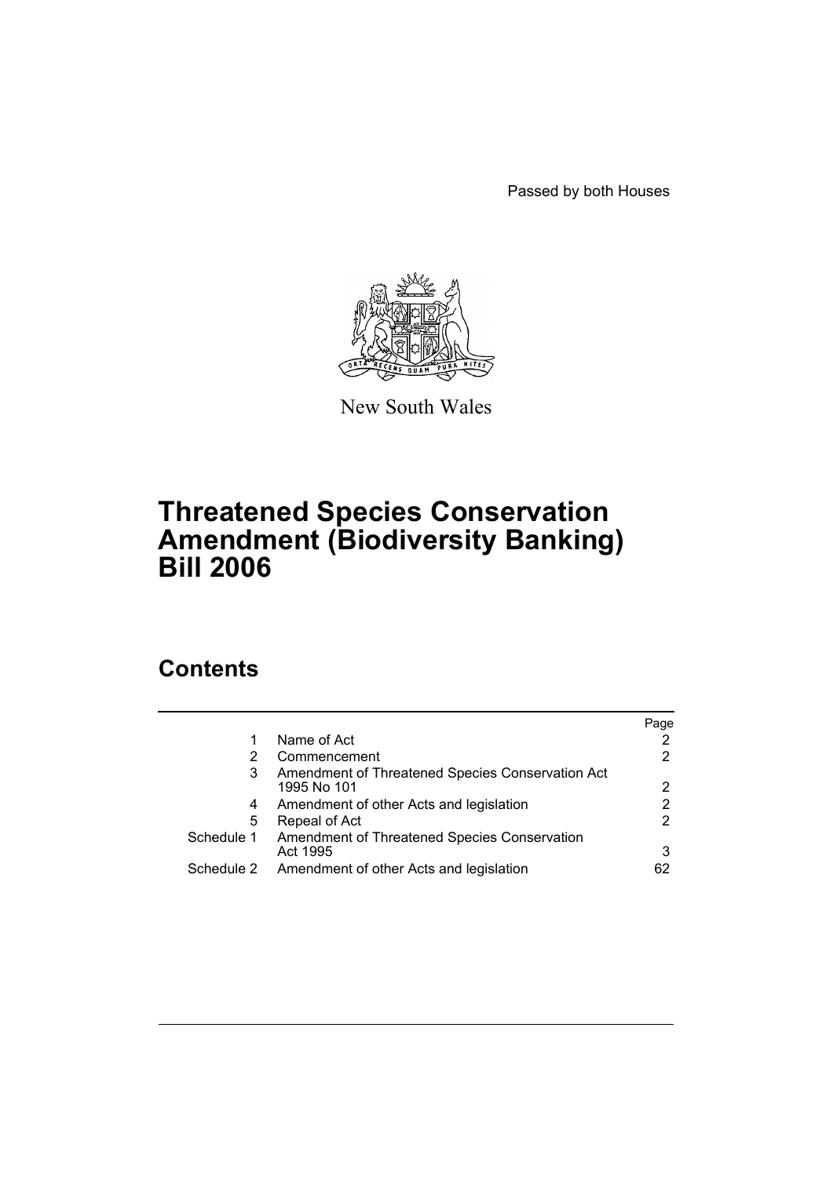Passed by both Houses

New South Wales

# Threatened Species Conservation Amendment (Biodiversity Banking) Bill 2006

## Contents

| | | Page |
|---|---|---|
| 1 | Name of Act | 2 |
| 2 | Commencement | 2 |
| 3 | Amendment of Threatened Species Conservation Act 1995 No 101 | 2 |
| 4 | Amendment of other Acts and legislation | 2 |
| 5 | Repeal of Act | 2 |
| Schedule 1 | Amendment of Threatened Species Conservation Act 1995 | 3 |
| Schedule 2 | Amendment of other Acts and legislation | 62 |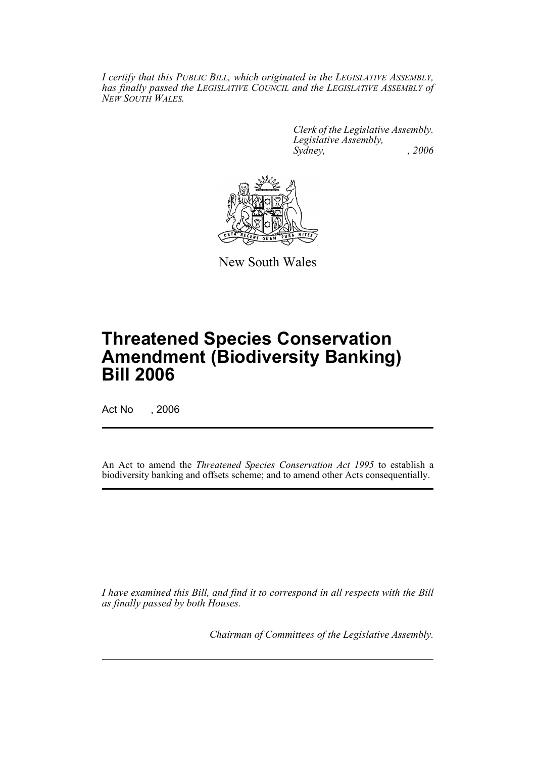*I certify that this PUBLIC BILL, which originated in the LEGISLATIVE ASSEMBLY, has finally passed the LEGISLATIVE COUNCIL and the LEGISLATIVE ASSEMBLY of NEW SOUTH WALES.*

*Clerk of the Legislative Assembly.*
*Legislative Assembly,*
*Sydney, , 2006*

New South Wales

# Threatened Species Conservation Amendment (Biodiversity Banking) Bill 2006

Act No , 2006

An Act to amend the *Threatened Species Conservation Act 1995* to establish a biodiversity banking and offsets scheme; and to amend other Acts consequentially.

*I have examined this Bill, and find it to correspond in all respects with the Bill as finally passed by both Houses.*

*Chairman of Committees of the Legislative Assembly.*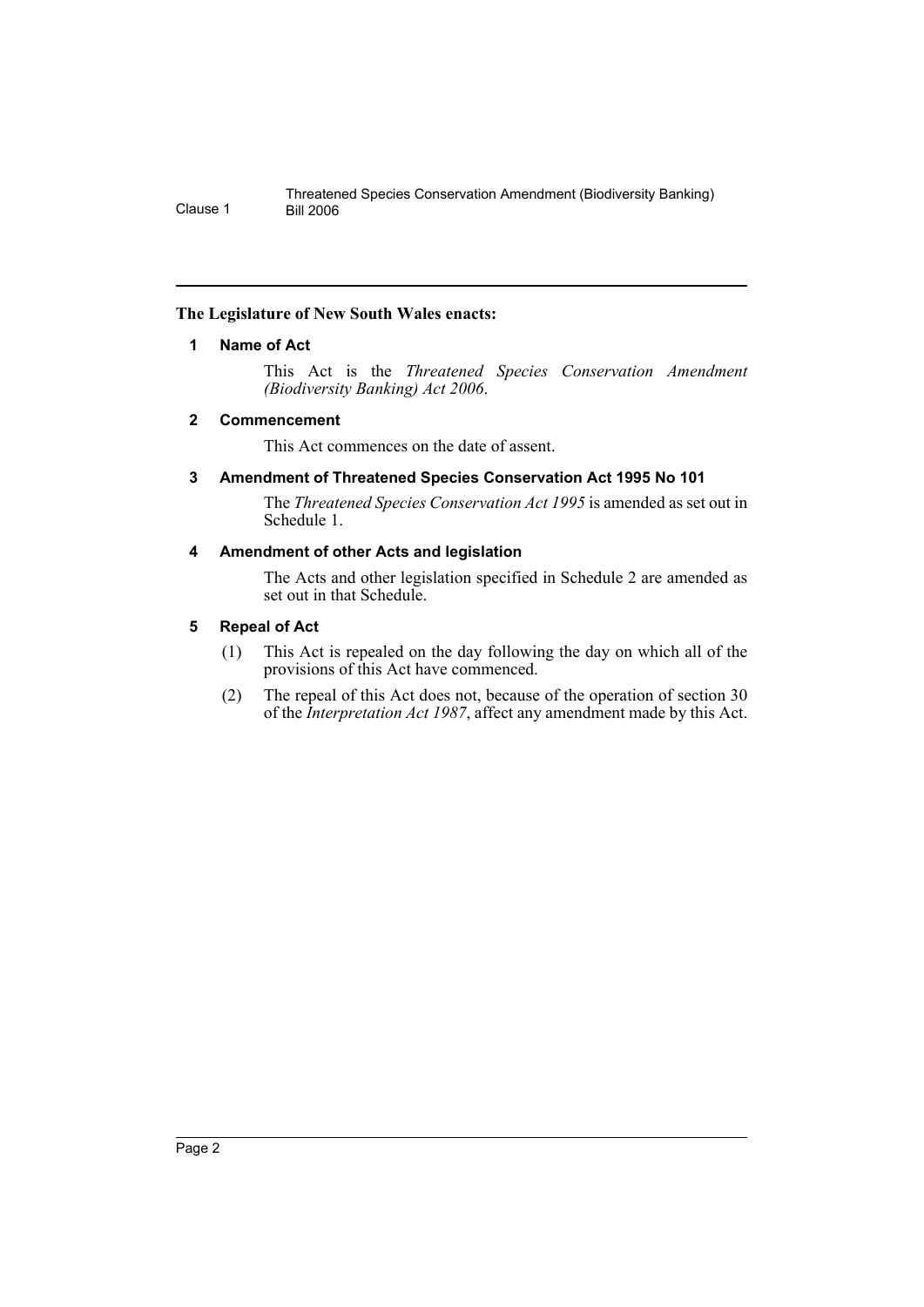**The Legislature of New South Wales enacts:**

### 1 Name of Act

This Act is the *Threatened Species Conservation Amendment (Biodiversity Banking) Act 2006*.

### 2 Commencement

This Act commences on the date of assent.

### 3 Amendment of Threatened Species Conservation Act 1995 No 101

The *Threatened Species Conservation Act 1995* is amended as set out in Schedule 1.

### 4 Amendment of other Acts and legislation

The Acts and other legislation specified in Schedule 2 are amended as set out in that Schedule.

### 5 Repeal of Act

(1) This Act is repealed on the day following the day on which all of the provisions of this Act have commenced.

(2) The repeal of this Act does not, because of the operation of section 30 of the *Interpretation Act 1987*, affect any amendment made by this Act.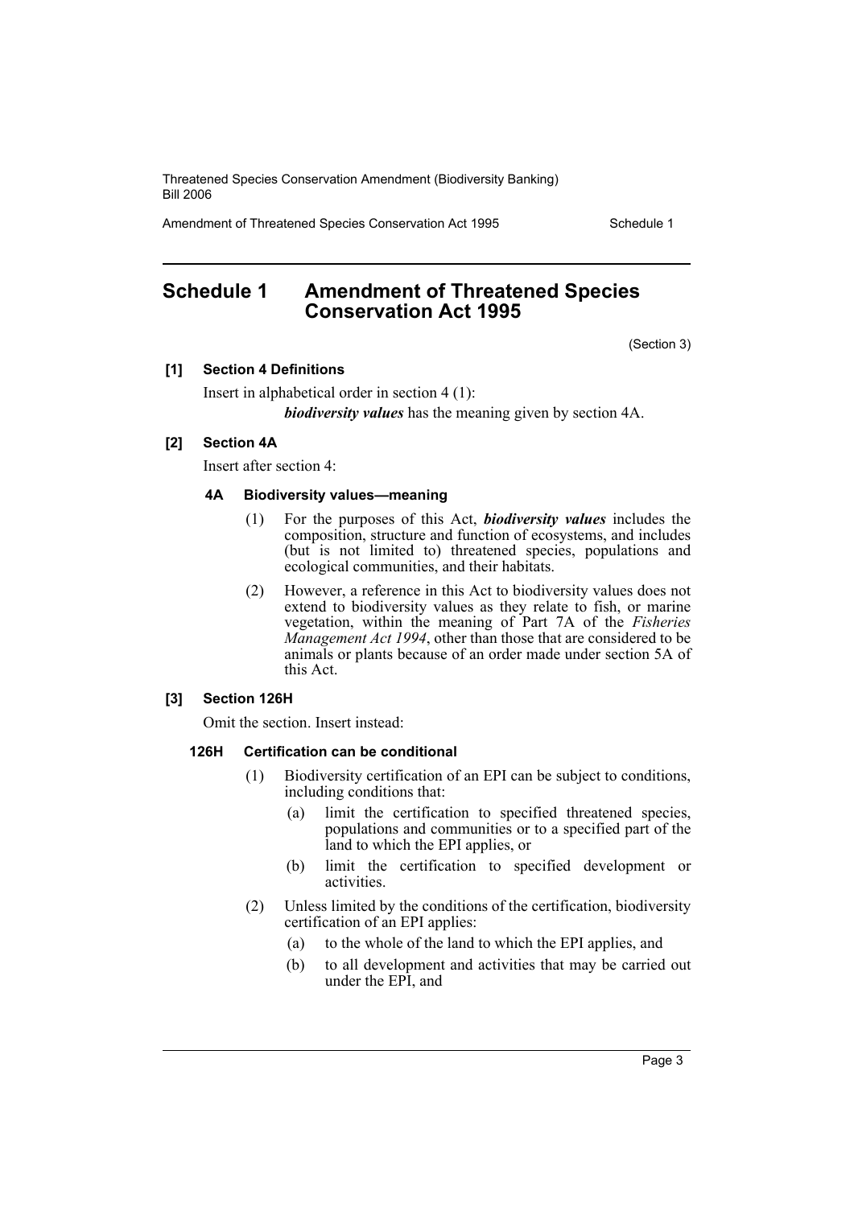# Schedule 1 Amendment of Threatened Species Conservation Act 1995

(Section 3)

**[1] Section 4 Definitions**

Insert in alphabetical order in section 4 (1):

***biodiversity values*** has the meaning given by section 4A.

**[2] Section 4A**

Insert after section 4:

**4A Biodiversity values—meaning**

(1) For the purposes of this Act, ***biodiversity values*** includes the composition, structure and function of ecosystems, and includes (but is not limited to) threatened species, populations and ecological communities, and their habitats.

(2) However, a reference in this Act to biodiversity values does not extend to biodiversity values as they relate to fish, or marine vegetation, within the meaning of Part 7A of the *Fisheries Management Act 1994*, other than those that are considered to be animals or plants because of an order made under section 5A of this Act.

**[3] Section 126H**

Omit the section. Insert instead:

**126H Certification can be conditional**

(1) Biodiversity certification of an EPI can be subject to conditions, including conditions that:

(a) limit the certification to specified threatened species, populations and communities or to a specified part of the land to which the EPI applies, or

(b) limit the certification to specified development or activities.

(2) Unless limited by the conditions of the certification, biodiversity certification of an EPI applies:

(a) to the whole of the land to which the EPI applies, and

(b) to all development and activities that may be carried out under the EPI, and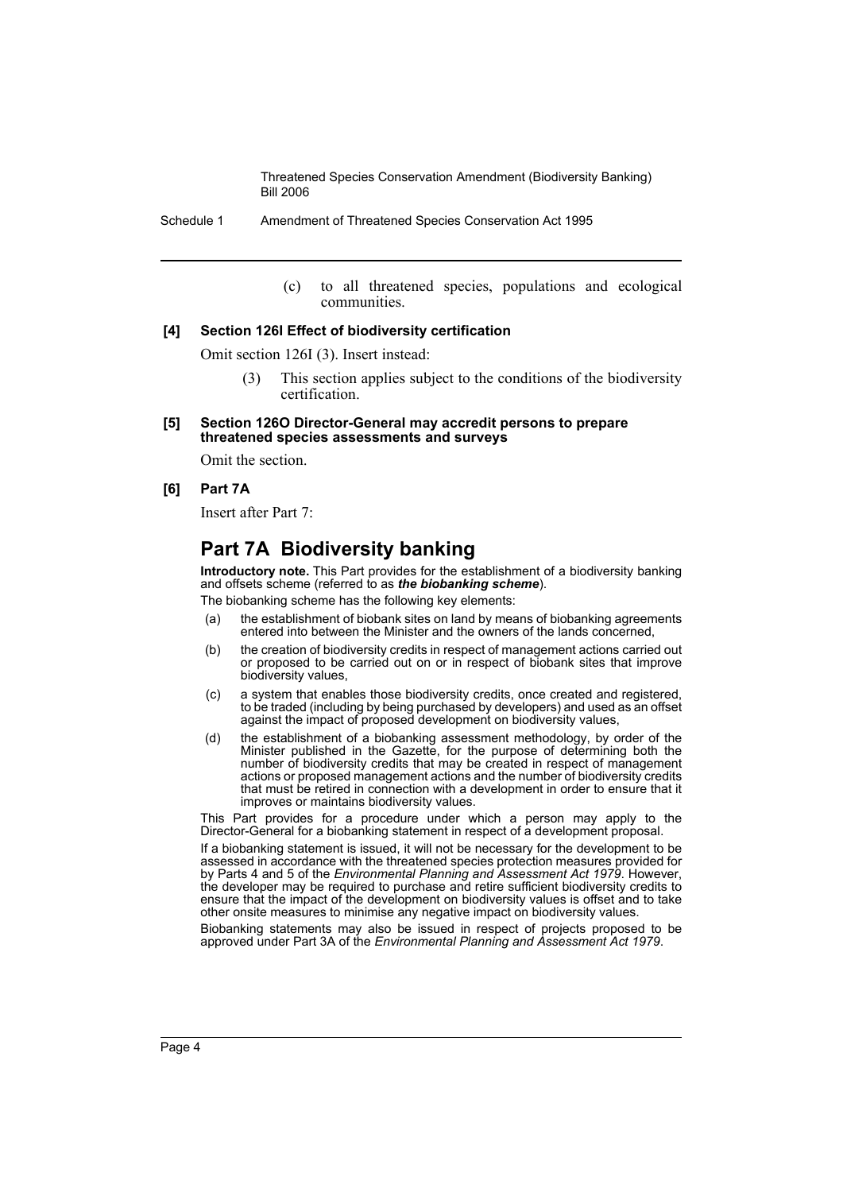(c) to all threatened species, populations and ecological communities.

**[4] Section 126I Effect of biodiversity certification**

Omit section 126I (3). Insert instead:

(3) This section applies subject to the conditions of the biodiversity certification.

**[5] Section 126O Director-General may accredit persons to prepare threatened species assessments and surveys**

Omit the section.

**[6] Part 7A**

Insert after Part 7:

## Part 7A Biodiversity banking

**Introductory note.** This Part provides for the establishment of a biodiversity banking and offsets scheme (referred to as ***the biobanking scheme***).

The biobanking scheme has the following key elements:

(a) the establishment of biobank sites on land by means of biobanking agreements entered into between the Minister and the owners of the lands concerned,

(b) the creation of biodiversity credits in respect of management actions carried out or proposed to be carried out on or in respect of biobank sites that improve biodiversity values,

(c) a system that enables those biodiversity credits, once created and registered, to be traded (including by being purchased by developers) and used as an offset against the impact of proposed development on biodiversity values,

(d) the establishment of a biobanking assessment methodology, by order of the Minister published in the Gazette, for the purpose of determining both the number of biodiversity credits that may be created in respect of management actions or proposed management actions and the number of biodiversity credits that must be retired in connection with a development in order to ensure that it improves or maintains biodiversity values.

This Part provides for a procedure under which a person may apply to the Director-General for a biobanking statement in respect of a development proposal.

If a biobanking statement is issued, it will not be necessary for the development to be assessed in accordance with the threatened species protection measures provided for by Parts 4 and 5 of the *Environmental Planning and Assessment Act 1979*. However, the developer may be required to purchase and retire sufficient biodiversity credits to ensure that the impact of the development on biodiversity values is offset and to take other onsite measures to minimise any negative impact on biodiversity values.

Biobanking statements may also be issued in respect of projects proposed to be approved under Part 3A of the *Environmental Planning and Assessment Act 1979*.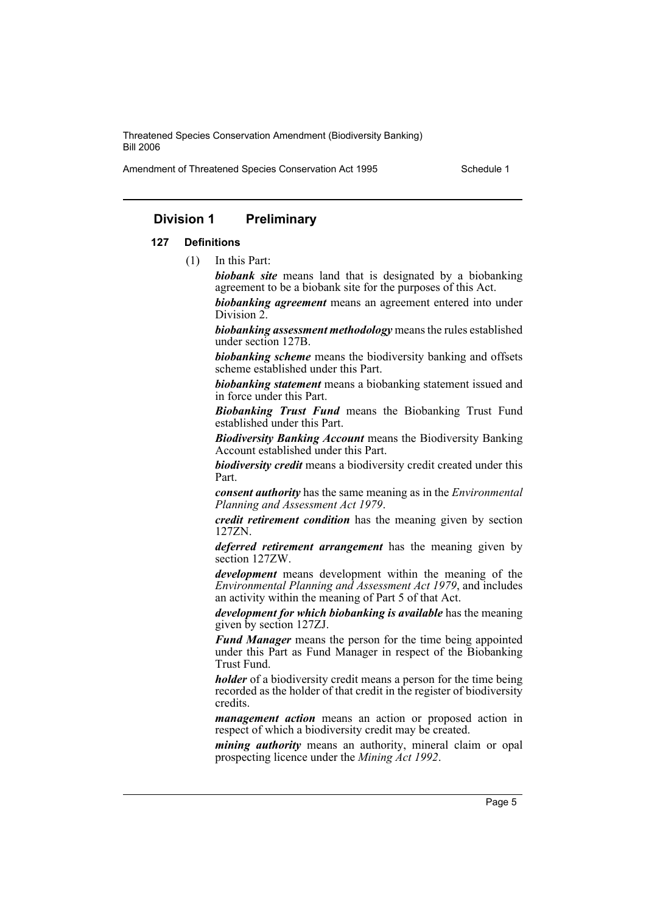## Division 1 Preliminary

### 127 Definitions

(1) In this Part:

***biobank site*** means land that is designated by a biobanking agreement to be a biobank site for the purposes of this Act.

***biobanking agreement*** means an agreement entered into under Division 2.

***biobanking assessment methodology*** means the rules established under section 127B.

***biobanking scheme*** means the biodiversity banking and offsets scheme established under this Part.

***biobanking statement*** means a biobanking statement issued and in force under this Part.

***Biobanking Trust Fund*** means the Biobanking Trust Fund established under this Part.

***Biodiversity Banking Account*** means the Biodiversity Banking Account established under this Part.

***biodiversity credit*** means a biodiversity credit created under this Part.

***consent authority*** has the same meaning as in the *Environmental Planning and Assessment Act 1979*.

***credit retirement condition*** has the meaning given by section 127ZN.

***deferred retirement arrangement*** has the meaning given by section 127ZW.

***development*** means development within the meaning of the *Environmental Planning and Assessment Act 1979*, and includes an activity within the meaning of Part 5 of that Act.

***development for which biobanking is available*** has the meaning given by section 127ZJ.

***Fund Manager*** means the person for the time being appointed under this Part as Fund Manager in respect of the Biobanking Trust Fund.

***holder*** of a biodiversity credit means a person for the time being recorded as the holder of that credit in the register of biodiversity credits.

***management action*** means an action or proposed action in respect of which a biodiversity credit may be created.

***mining authority*** means an authority, mineral claim or opal prospecting licence under the *Mining Act 1992*.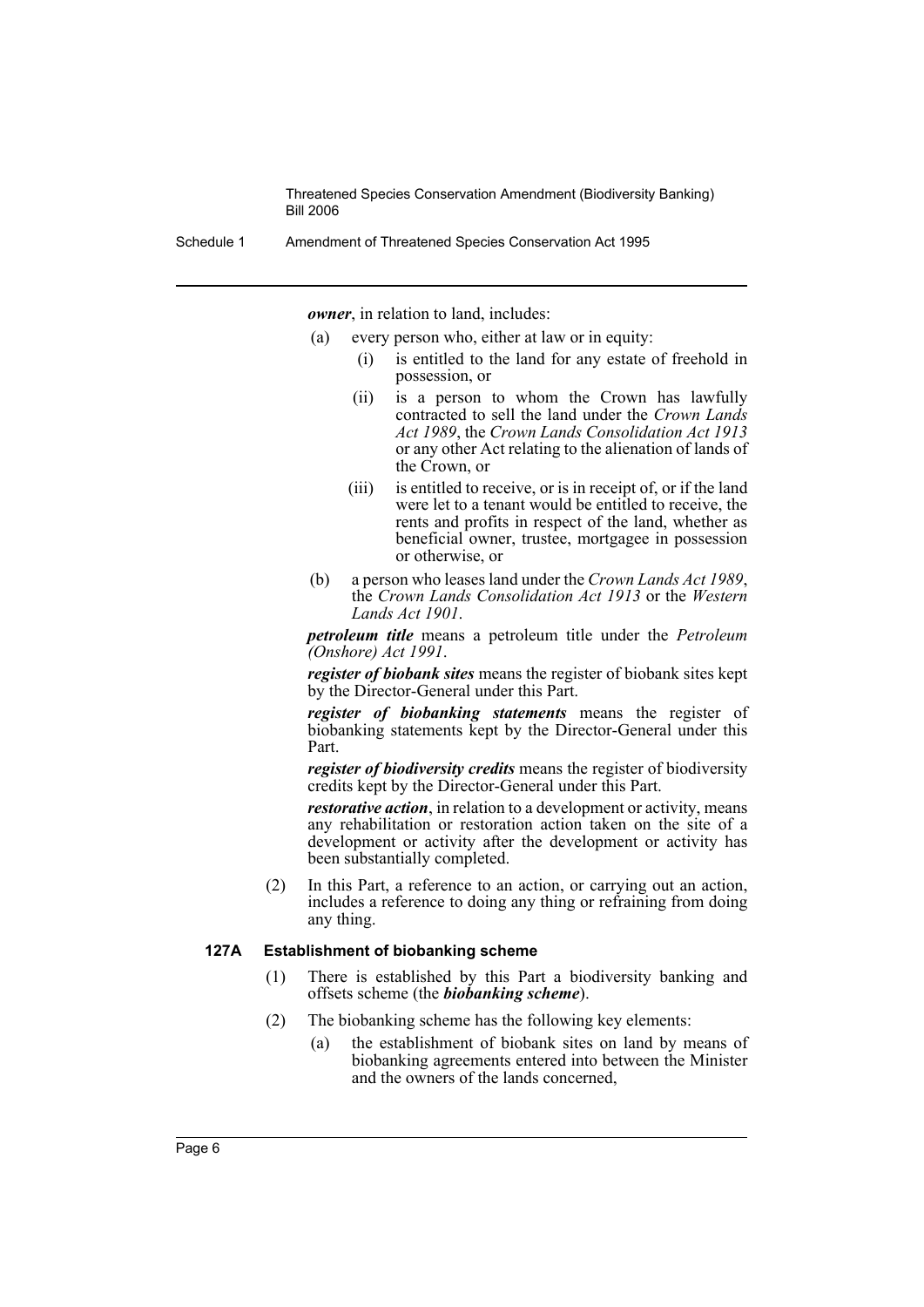***owner***, in relation to land, includes:

- (a) every person who, either at law or in equity:
  - (i) is entitled to the land for any estate of freehold in possession, or
  - (ii) is a person to whom the Crown has lawfully contracted to sell the land under the *Crown Lands Act 1989*, the *Crown Lands Consolidation Act 1913* or any other Act relating to the alienation of lands of the Crown, or
  - (iii) is entitled to receive, or is in receipt of, or if the land were let to a tenant would be entitled to receive, the rents and profits in respect of the land, whether as beneficial owner, trustee, mortgagee in possession or otherwise, or
- (b) a person who leases land under the *Crown Lands Act 1989*, the *Crown Lands Consolidation Act 1913* or the *Western Lands Act 1901*.

***petroleum title*** means a petroleum title under the *Petroleum (Onshore) Act 1991*.

***register of biobank sites*** means the register of biobank sites kept by the Director-General under this Part.

***register of biobanking statements*** means the register of biobanking statements kept by the Director-General under this Part.

***register of biodiversity credits*** means the register of biodiversity credits kept by the Director-General under this Part.

***restorative action***, in relation to a development or activity, means any rehabilitation or restoration action taken on the site of a development or activity after the development or activity has been substantially completed.

(2) In this Part, a reference to an action, or carrying out an action, includes a reference to doing any thing or refraining from doing any thing.

#### 127A Establishment of biobanking scheme

(1) There is established by this Part a biodiversity banking and offsets scheme (the ***biobanking scheme***).

(2) The biobanking scheme has the following key elements:

- (a) the establishment of biobank sites on land by means of biobanking agreements entered into between the Minister and the owners of the lands concerned,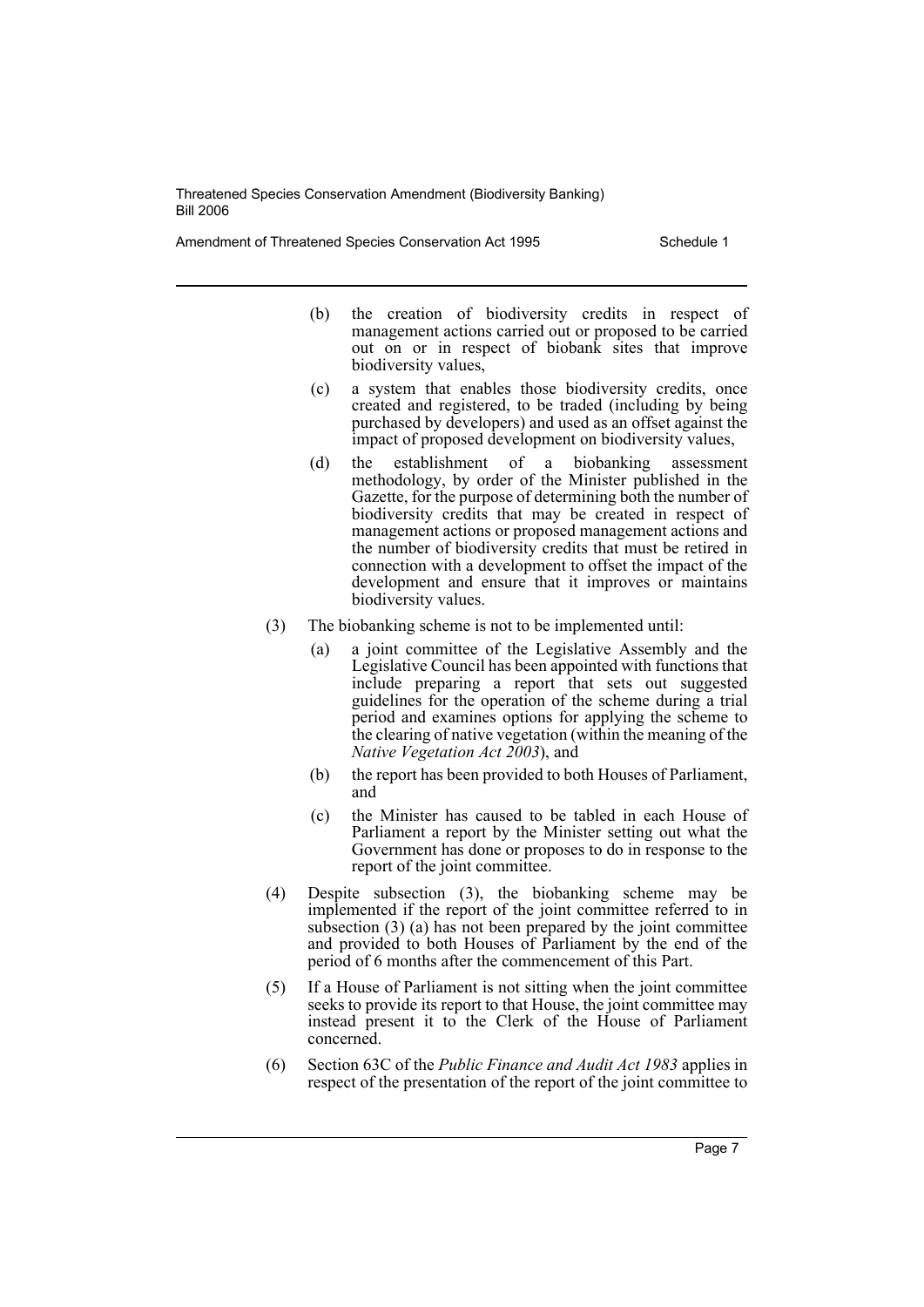(b) the creation of biodiversity credits in respect of management actions carried out or proposed to be carried out on or in respect of biobank sites that improve biodiversity values,

(c) a system that enables those biodiversity credits, once created and registered, to be traded (including by being purchased by developers) and used as an offset against the impact of proposed development on biodiversity values,

(d) the establishment of a biobanking assessment methodology, by order of the Minister published in the Gazette, for the purpose of determining both the number of biodiversity credits that may be created in respect of management actions or proposed management actions and the number of biodiversity credits that must be retired in connection with a development to offset the impact of the development and ensure that it improves or maintains biodiversity values.

(3) The biobanking scheme is not to be implemented until:

(a) a joint committee of the Legislative Assembly and the Legislative Council has been appointed with functions that include preparing a report that sets out suggested guidelines for the operation of the scheme during a trial period and examines options for applying the scheme to the clearing of native vegetation (within the meaning of the *Native Vegetation Act 2003*), and

(b) the report has been provided to both Houses of Parliament, and

(c) the Minister has caused to be tabled in each House of Parliament a report by the Minister setting out what the Government has done or proposes to do in response to the report of the joint committee.

(4) Despite subsection (3), the biobanking scheme may be implemented if the report of the joint committee referred to in subsection (3) (a) has not been prepared by the joint committee and provided to both Houses of Parliament by the end of the period of 6 months after the commencement of this Part.

(5) If a House of Parliament is not sitting when the joint committee seeks to provide its report to that House, the joint committee may instead present it to the Clerk of the House of Parliament concerned.

(6) Section 63C of the *Public Finance and Audit Act 1983* applies in respect of the presentation of the report of the joint committee to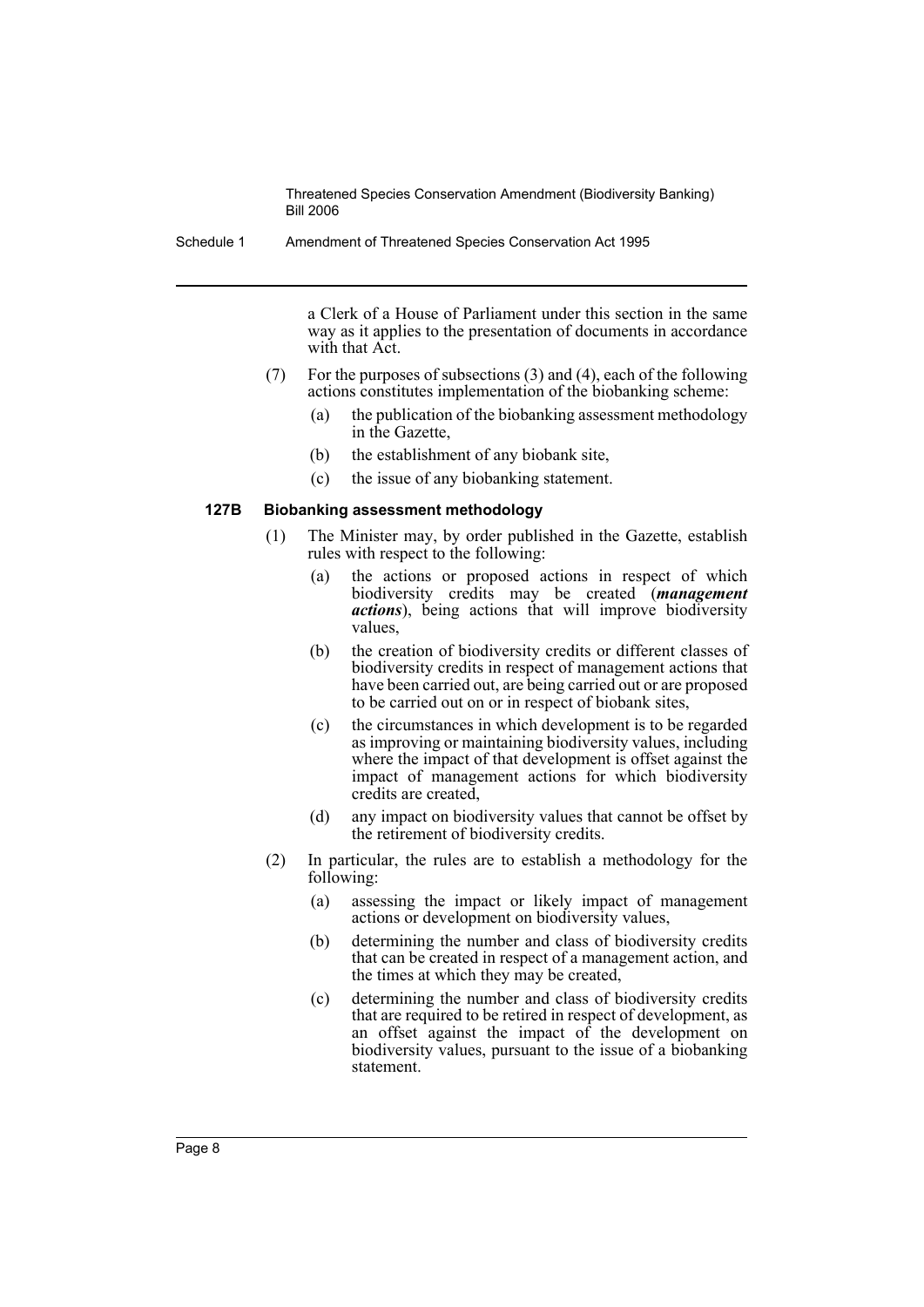a Clerk of a House of Parliament under this section in the same way as it applies to the presentation of documents in accordance with that Act.

(7) For the purposes of subsections (3) and (4), each of the following actions constitutes implementation of the biobanking scheme:

- (a) the publication of the biobanking assessment methodology in the Gazette,
- (b) the establishment of any biobank site,
- (c) the issue of any biobanking statement.

### 127B Biobanking assessment methodology

(1) The Minister may, by order published in the Gazette, establish rules with respect to the following:

- (a) the actions or proposed actions in respect of which biodiversity credits may be created (***management actions***), being actions that will improve biodiversity values,
- (b) the creation of biodiversity credits or different classes of biodiversity credits in respect of management actions that have been carried out, are being carried out or are proposed to be carried out on or in respect of biobank sites,
- (c) the circumstances in which development is to be regarded as improving or maintaining biodiversity values, including where the impact of that development is offset against the impact of management actions for which biodiversity credits are created,
- (d) any impact on biodiversity values that cannot be offset by the retirement of biodiversity credits.

(2) In particular, the rules are to establish a methodology for the following:

- (a) assessing the impact or likely impact of management actions or development on biodiversity values,
- (b) determining the number and class of biodiversity credits that can be created in respect of a management action, and the times at which they may be created,
- (c) determining the number and class of biodiversity credits that are required to be retired in respect of development, as an offset against the impact of the development on biodiversity values, pursuant to the issue of a biobanking statement.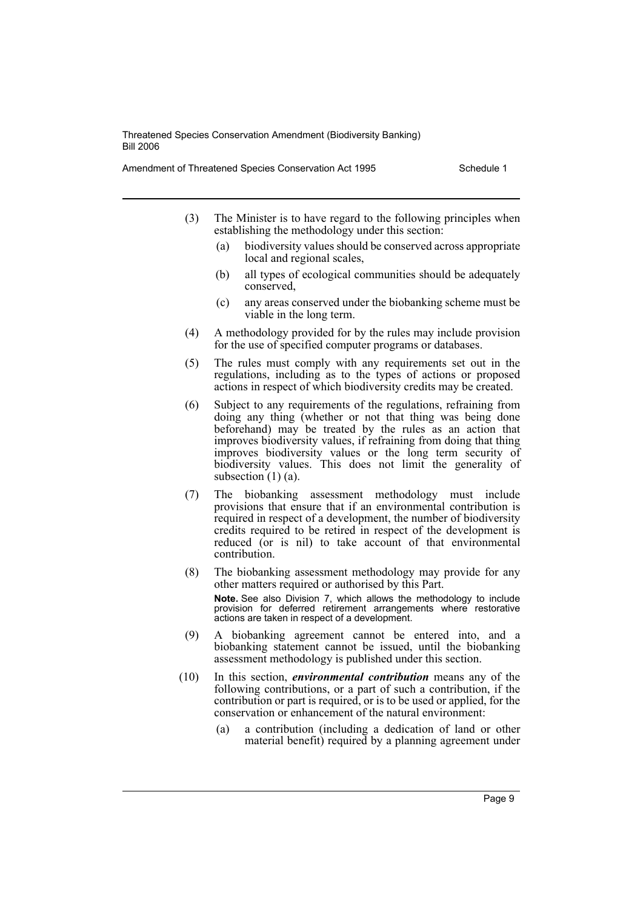(3) The Minister is to have regard to the following principles when establishing the methodology under this section:

   (a) biodiversity values should be conserved across appropriate local and regional scales,

   (b) all types of ecological communities should be adequately conserved,

   (c) any areas conserved under the biobanking scheme must be viable in the long term.

(4) A methodology provided for by the rules may include provision for the use of specified computer programs or databases.

(5) The rules must comply with any requirements set out in the regulations, including as to the types of actions or proposed actions in respect of which biodiversity credits may be created.

(6) Subject to any requirements of the regulations, refraining from doing any thing (whether or not that thing was being done beforehand) may be treated by the rules as an action that improves biodiversity values, if refraining from doing that thing improves biodiversity values or the long term security of biodiversity values. This does not limit the generality of subsection (1) (a).

(7) The biobanking assessment methodology must include provisions that ensure that if an environmental contribution is required in respect of a development, the number of biodiversity credits required to be retired in respect of the development is reduced (or is nil) to take account of that environmental contribution.

(8) The biobanking assessment methodology may provide for any other matters required or authorised by this Part.

**Note.** See also Division 7, which allows the methodology to include provision for deferred retirement arrangements where restorative actions are taken in respect of a development.

(9) A biobanking agreement cannot be entered into, and a biobanking statement cannot be issued, until the biobanking assessment methodology is published under this section.

(10) In this section, ***environmental contribution*** means any of the following contributions, or a part of such a contribution, if the contribution or part is required, or is to be used or applied, for the conservation or enhancement of the natural environment:

   (a) a contribution (including a dedication of land or other material benefit) required by a planning agreement under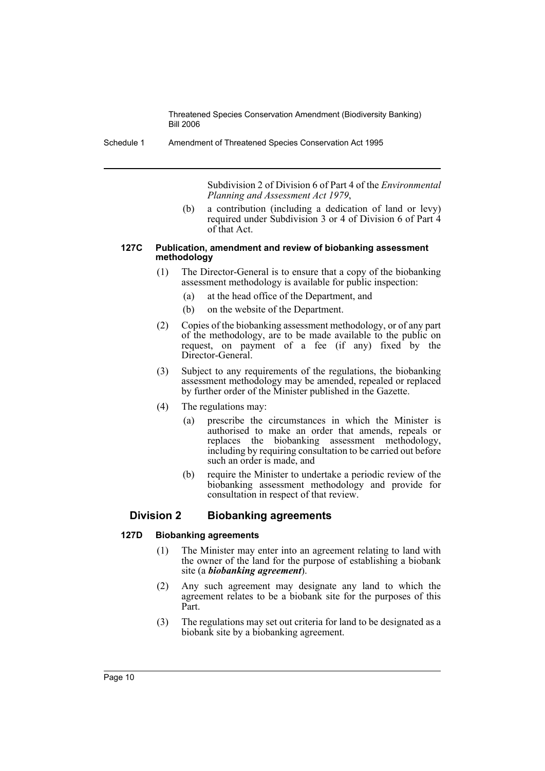Subdivision 2 of Division 6 of Part 4 of the *Environmental Planning and Assessment Act 1979*,

(b) a contribution (including a dedication of land or levy) required under Subdivision 3 or 4 of Division 6 of Part 4 of that Act.

#### 127C Publication, amendment and review of biobanking assessment methodology

(1) The Director-General is to ensure that a copy of the biobanking assessment methodology is available for public inspection:

(a) at the head office of the Department, and

(b) on the website of the Department.

(2) Copies of the biobanking assessment methodology, or of any part of the methodology, are to be made available to the public on request, on payment of a fee (if any) fixed by the Director-General.

(3) Subject to any requirements of the regulations, the biobanking assessment methodology may be amended, repealed or replaced by further order of the Minister published in the Gazette.

(4) The regulations may:

(a) prescribe the circumstances in which the Minister is authorised to make an order that amends, repeals or replaces the biobanking assessment methodology, including by requiring consultation to be carried out before such an order is made, and

(b) require the Minister to undertake a periodic review of the biobanking assessment methodology and provide for consultation in respect of that review.

### Division 2 Biobanking agreements

#### 127D Biobanking agreements

(1) The Minister may enter into an agreement relating to land with the owner of the land for the purpose of establishing a biobank site (a ***biobanking agreement***).

(2) Any such agreement may designate any land to which the agreement relates to be a biobank site for the purposes of this Part.

(3) The regulations may set out criteria for land to be designated as a biobank site by a biobanking agreement.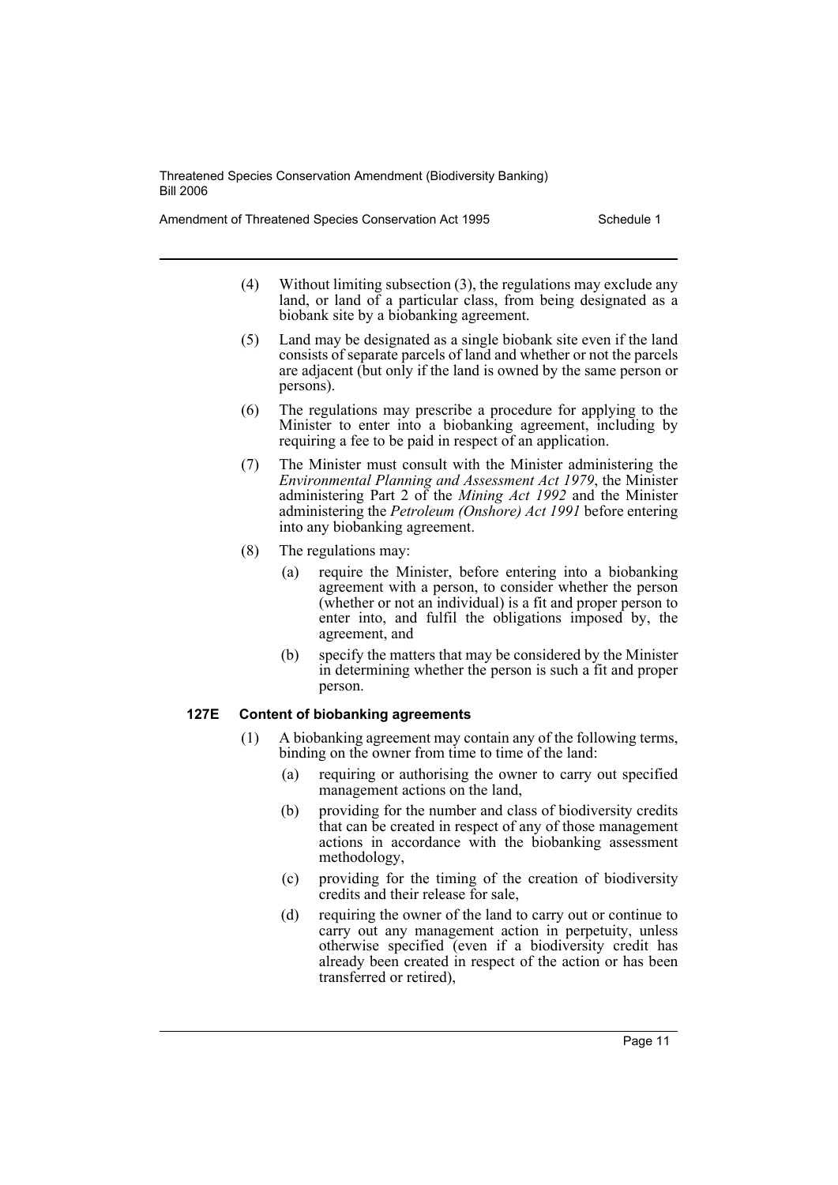(4) Without limiting subsection (3), the regulations may exclude any land, or land of a particular class, from being designated as a biobank site by a biobanking agreement.

(5) Land may be designated as a single biobank site even if the land consists of separate parcels of land and whether or not the parcels are adjacent (but only if the land is owned by the same person or persons).

(6) The regulations may prescribe a procedure for applying to the Minister to enter into a biobanking agreement, including by requiring a fee to be paid in respect of an application.

(7) The Minister must consult with the Minister administering the *Environmental Planning and Assessment Act 1979*, the Minister administering Part 2 of the *Mining Act 1992* and the Minister administering the *Petroleum (Onshore) Act 1991* before entering into any biobanking agreement.

(8) The regulations may:

- (a) require the Minister, before entering into a biobanking agreement with a person, to consider whether the person (whether or not an individual) is a fit and proper person to enter into, and fulfil the obligations imposed by, the agreement, and
- (b) specify the matters that may be considered by the Minister in determining whether the person is such a fit and proper person.

#### 127E Content of biobanking agreements

(1) A biobanking agreement may contain any of the following terms, binding on the owner from time to time of the land:

- (a) requiring or authorising the owner to carry out specified management actions on the land,
- (b) providing for the number and class of biodiversity credits that can be created in respect of any of those management actions in accordance with the biobanking assessment methodology,
- (c) providing for the timing of the creation of biodiversity credits and their release for sale,
- (d) requiring the owner of the land to carry out or continue to carry out any management action in perpetuity, unless otherwise specified (even if a biodiversity credit has already been created in respect of the action or has been transferred or retired),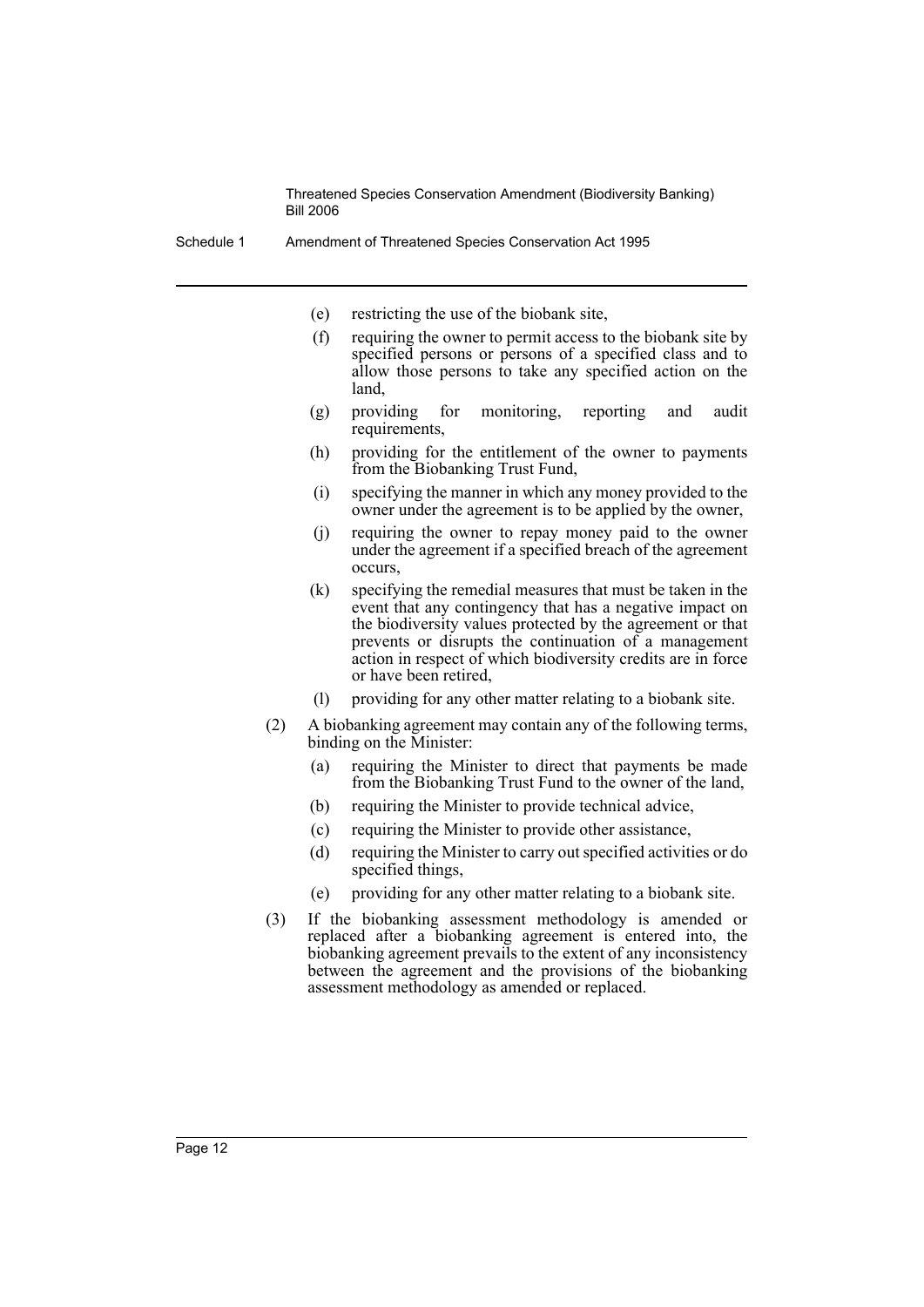(e) restricting the use of the biobank site,

(f) requiring the owner to permit access to the biobank site by specified persons or persons of a specified class and to allow those persons to take any specified action on the land,

(g) providing for monitoring, reporting and audit requirements,

(h) providing for the entitlement of the owner to payments from the Biobanking Trust Fund,

(i) specifying the manner in which any money provided to the owner under the agreement is to be applied by the owner,

(j) requiring the owner to repay money paid to the owner under the agreement if a specified breach of the agreement occurs,

(k) specifying the remedial measures that must be taken in the event that any contingency that has a negative impact on the biodiversity values protected by the agreement or that prevents or disrupts the continuation of a management action in respect of which biodiversity credits are in force or have been retired,

(l) providing for any other matter relating to a biobank site.

(2) A biobanking agreement may contain any of the following terms, binding on the Minister:

(a) requiring the Minister to direct that payments be made from the Biobanking Trust Fund to the owner of the land,

(b) requiring the Minister to provide technical advice,

(c) requiring the Minister to provide other assistance,

(d) requiring the Minister to carry out specified activities or do specified things,

(e) providing for any other matter relating to a biobank site.

(3) If the biobanking assessment methodology is amended or replaced after a biobanking agreement is entered into, the biobanking agreement prevails to the extent of any inconsistency between the agreement and the provisions of the biobanking assessment methodology as amended or replaced.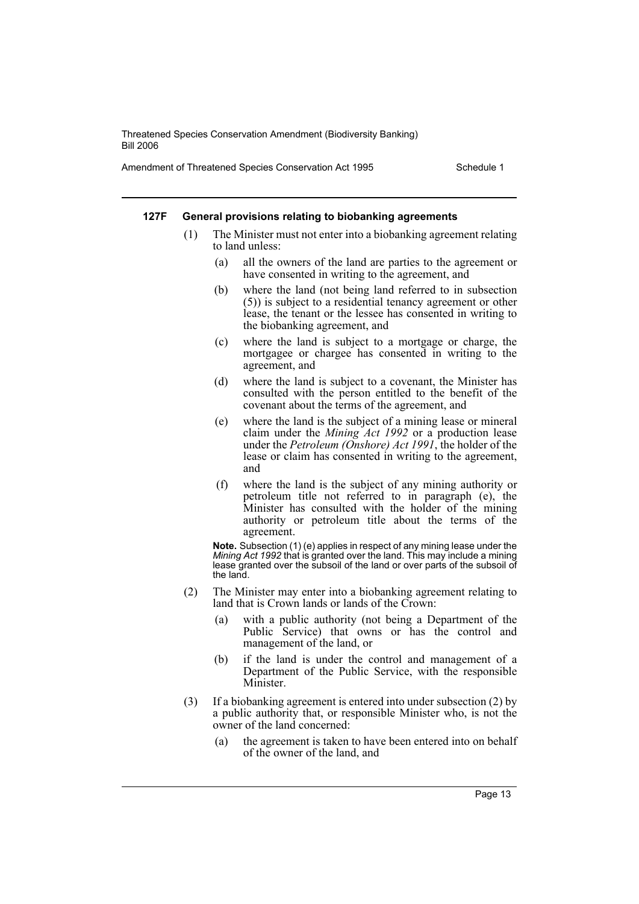#### 127F General provisions relating to biobanking agreements

(1) The Minister must not enter into a biobanking agreement relating to land unless:

(a) all the owners of the land are parties to the agreement or have consented in writing to the agreement, and

(b) where the land (not being land referred to in subsection (5)) is subject to a residential tenancy agreement or other lease, the tenant or the lessee has consented in writing to the biobanking agreement, and

(c) where the land is subject to a mortgage or charge, the mortgagee or chargee has consented in writing to the agreement, and

(d) where the land is subject to a covenant, the Minister has consulted with the person entitled to the benefit of the covenant about the terms of the agreement, and

(e) where the land is the subject of a mining lease or mineral claim under the *Mining Act 1992* or a production lease under the *Petroleum (Onshore) Act 1991*, the holder of the lease or claim has consented in writing to the agreement, and

(f) where the land is the subject of any mining authority or petroleum title not referred to in paragraph (e), the Minister has consulted with the holder of the mining authority or petroleum title about the terms of the agreement.

**Note.** Subsection (1) (e) applies in respect of any mining lease under the *Mining Act 1992* that is granted over the land. This may include a mining lease granted over the subsoil of the land or over parts of the subsoil of the land.

(2) The Minister may enter into a biobanking agreement relating to land that is Crown lands or lands of the Crown:

(a) with a public authority (not being a Department of the Public Service) that owns or has the control and management of the land, or

(b) if the land is under the control and management of a Department of the Public Service, with the responsible Minister.

(3) If a biobanking agreement is entered into under subsection (2) by a public authority that, or responsible Minister who, is not the owner of the land concerned:

(a) the agreement is taken to have been entered into on behalf of the owner of the land, and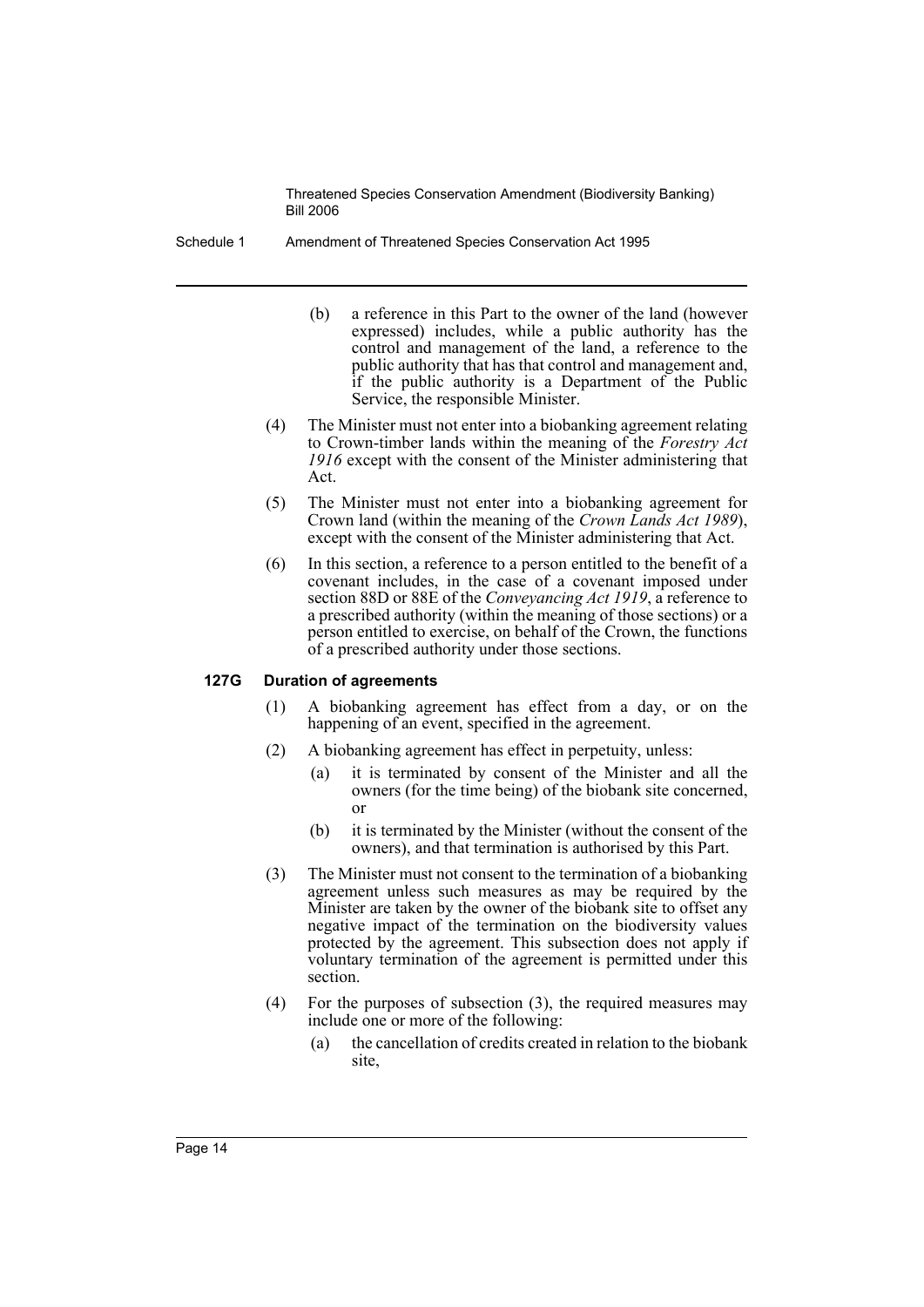(b) a reference in this Part to the owner of the land (however expressed) includes, while a public authority has the control and management of the land, a reference to the public authority that has that control and management and, if the public authority is a Department of the Public Service, the responsible Minister.

(4) The Minister must not enter into a biobanking agreement relating to Crown-timber lands within the meaning of the *Forestry Act 1916* except with the consent of the Minister administering that Act.

(5) The Minister must not enter into a biobanking agreement for Crown land (within the meaning of the *Crown Lands Act 1989*), except with the consent of the Minister administering that Act.

(6) In this section, a reference to a person entitled to the benefit of a covenant includes, in the case of a covenant imposed under section 88D or 88E of the *Conveyancing Act 1919*, a reference to a prescribed authority (within the meaning of those sections) or a person entitled to exercise, on behalf of the Crown, the functions of a prescribed authority under those sections.

### 127G Duration of agreements

(1) A biobanking agreement has effect from a day, or on the happening of an event, specified in the agreement.

(2) A biobanking agreement has effect in perpetuity, unless:

(a) it is terminated by consent of the Minister and all the owners (for the time being) of the biobank site concerned, or

(b) it is terminated by the Minister (without the consent of the owners), and that termination is authorised by this Part.

(3) The Minister must not consent to the termination of a biobanking agreement unless such measures as may be required by the Minister are taken by the owner of the biobank site to offset any negative impact of the termination on the biodiversity values protected by the agreement. This subsection does not apply if voluntary termination of the agreement is permitted under this section.

(4) For the purposes of subsection (3), the required measures may include one or more of the following:

(a) the cancellation of credits created in relation to the biobank site,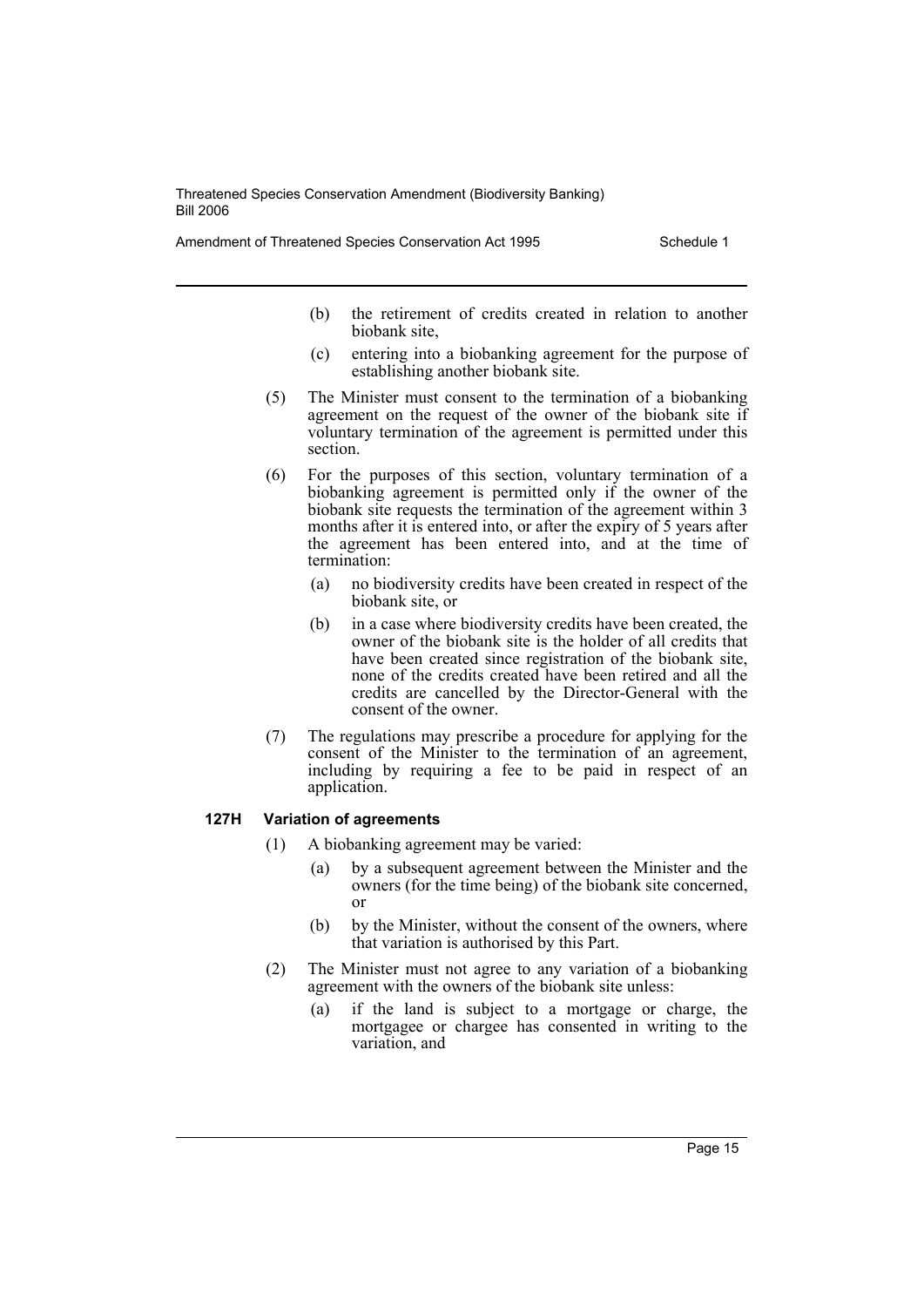(b) the retirement of credits created in relation to another biobank site,

(c) entering into a biobanking agreement for the purpose of establishing another biobank site.

(5) The Minister must consent to the termination of a biobanking agreement on the request of the owner of the biobank site if voluntary termination of the agreement is permitted under this section.

(6) For the purposes of this section, voluntary termination of a biobanking agreement is permitted only if the owner of the biobank site requests the termination of the agreement within 3 months after it is entered into, or after the expiry of 5 years after the agreement has been entered into, and at the time of termination:

(a) no biodiversity credits have been created in respect of the biobank site, or

(b) in a case where biodiversity credits have been created, the owner of the biobank site is the holder of all credits that have been created since registration of the biobank site, none of the credits created have been retired and all the credits are cancelled by the Director-General with the consent of the owner.

(7) The regulations may prescribe a procedure for applying for the consent of the Minister to the termination of an agreement, including by requiring a fee to be paid in respect of an application.

#### 127H Variation of agreements

(1) A biobanking agreement may be varied:

(a) by a subsequent agreement between the Minister and the owners (for the time being) of the biobank site concerned, or

(b) by the Minister, without the consent of the owners, where that variation is authorised by this Part.

(2) The Minister must not agree to any variation of a biobanking agreement with the owners of the biobank site unless:

(a) if the land is subject to a mortgage or charge, the mortgagee or chargee has consented in writing to the variation, and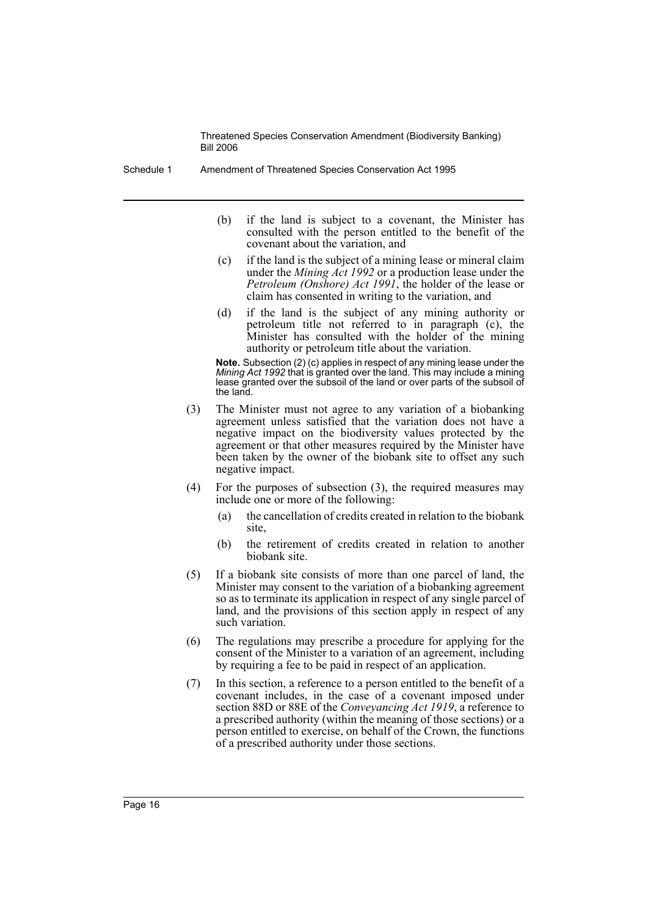(b) if the land is subject to a covenant, the Minister has consulted with the person entitled to the benefit of the covenant about the variation, and

(c) if the land is the subject of a mining lease or mineral claim under the *Mining Act 1992* or a production lease under the *Petroleum (Onshore) Act 1991*, the holder of the lease or claim has consented in writing to the variation, and

(d) if the land is the subject of any mining authority or petroleum title not referred to in paragraph (c), the Minister has consulted with the holder of the mining authority or petroleum title about the variation.

**Note.** Subsection (2) (c) applies in respect of any mining lease under the *Mining Act 1992* that is granted over the land. This may include a mining lease granted over the subsoil of the land or over parts of the subsoil of the land.

(3) The Minister must not agree to any variation of a biobanking agreement unless satisfied that the variation does not have a negative impact on the biodiversity values protected by the agreement or that other measures required by the Minister have been taken by the owner of the biobank site to offset any such negative impact.

(4) For the purposes of subsection (3), the required measures may include one or more of the following:

(a) the cancellation of credits created in relation to the biobank site,

(b) the retirement of credits created in relation to another biobank site.

(5) If a biobank site consists of more than one parcel of land, the Minister may consent to the variation of a biobanking agreement so as to terminate its application in respect of any single parcel of land, and the provisions of this section apply in respect of any such variation.

(6) The regulations may prescribe a procedure for applying for the consent of the Minister to a variation of an agreement, including by requiring a fee to be paid in respect of an application.

(7) In this section, a reference to a person entitled to the benefit of a covenant includes, in the case of a covenant imposed under section 88D or 88E of the *Conveyancing Act 1919*, a reference to a prescribed authority (within the meaning of those sections) or a person entitled to exercise, on behalf of the Crown, the functions of a prescribed authority under those sections.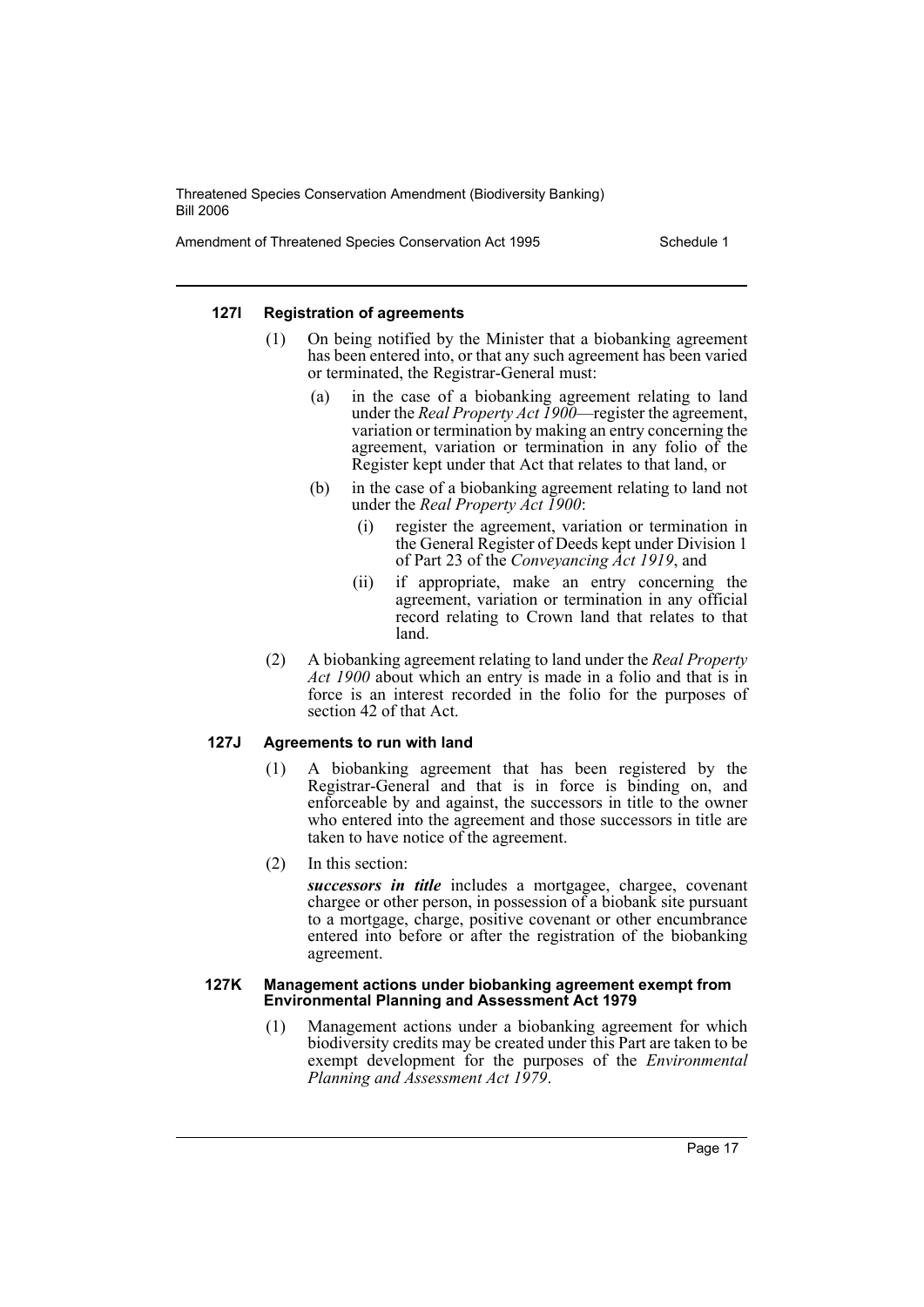#### 127I Registration of agreements

(1) On being notified by the Minister that a biobanking agreement has been entered into, or that any such agreement has been varied or terminated, the Registrar-General must:

  (a) in the case of a biobanking agreement relating to land under the *Real Property Act 1900*—register the agreement, variation or termination by making an entry concerning the agreement, variation or termination in any folio of the Register kept under that Act that relates to that land, or

  (b) in the case of a biobanking agreement relating to land not under the *Real Property Act 1900*:

    (i) register the agreement, variation or termination in the General Register of Deeds kept under Division 1 of Part 23 of the *Conveyancing Act 1919*, and

    (ii) if appropriate, make an entry concerning the agreement, variation or termination in any official record relating to Crown land that relates to that land.

(2) A biobanking agreement relating to land under the *Real Property Act 1900* about which an entry is made in a folio and that is in force is an interest recorded in the folio for the purposes of section 42 of that Act.

#### 127J Agreements to run with land

(1) A biobanking agreement that has been registered by the Registrar-General and that is in force is binding on, and enforceable by and against, the successors in title to the owner who entered into the agreement and those successors in title are taken to have notice of the agreement.

(2) In this section:

***successors in title*** includes a mortgagee, chargee, covenant chargee or other person, in possession of a biobank site pursuant to a mortgage, charge, positive covenant or other encumbrance entered into before or after the registration of the biobanking agreement.

#### 127K Management actions under biobanking agreement exempt from Environmental Planning and Assessment Act 1979

(1) Management actions under a biobanking agreement for which biodiversity credits may be created under this Part are taken to be exempt development for the purposes of the *Environmental Planning and Assessment Act 1979*.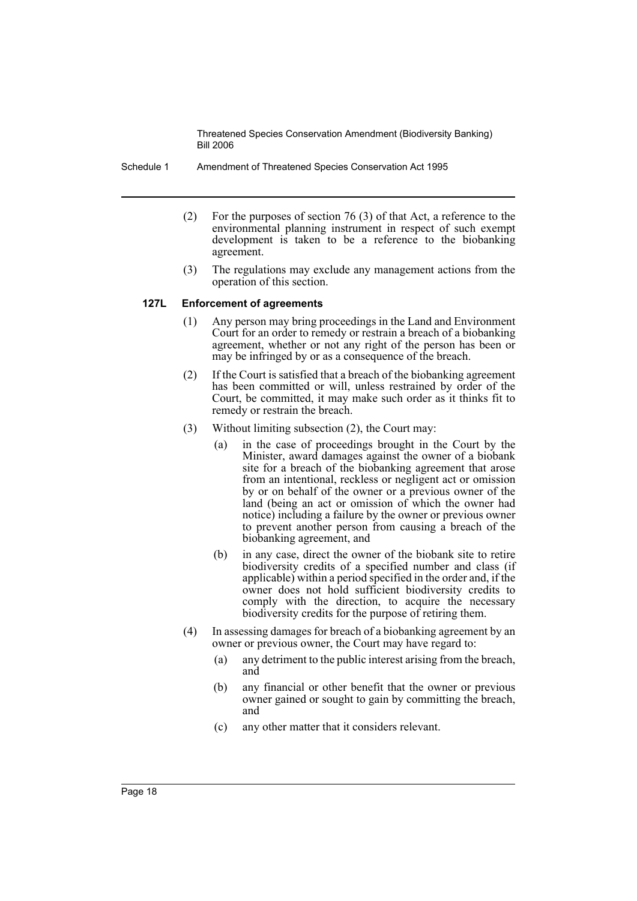(2) For the purposes of section 76 (3) of that Act, a reference to the environmental planning instrument in respect of such exempt development is taken to be a reference to the biobanking agreement.

(3) The regulations may exclude any management actions from the operation of this section.

### 127L Enforcement of agreements

(1) Any person may bring proceedings in the Land and Environment Court for an order to remedy or restrain a breach of a biobanking agreement, whether or not any right of the person has been or may be infringed by or as a consequence of the breach.

(2) If the Court is satisfied that a breach of the biobanking agreement has been committed or will, unless restrained by order of the Court, be committed, it may make such order as it thinks fit to remedy or restrain the breach.

(3) Without limiting subsection (2), the Court may:

- (a) in the case of proceedings brought in the Court by the Minister, award damages against the owner of a biobank site for a breach of the biobanking agreement that arose from an intentional, reckless or negligent act or omission by or on behalf of the owner or a previous owner of the land (being an act or omission of which the owner had notice) including a failure by the owner or previous owner to prevent another person from causing a breach of the biobanking agreement, and
- (b) in any case, direct the owner of the biobank site to retire biodiversity credits of a specified number and class (if applicable) within a period specified in the order and, if the owner does not hold sufficient biodiversity credits to comply with the direction, to acquire the necessary biodiversity credits for the purpose of retiring them.

(4) In assessing damages for breach of a biobanking agreement by an owner or previous owner, the Court may have regard to:

- (a) any detriment to the public interest arising from the breach, and
- (b) any financial or other benefit that the owner or previous owner gained or sought to gain by committing the breach, and
- (c) any other matter that it considers relevant.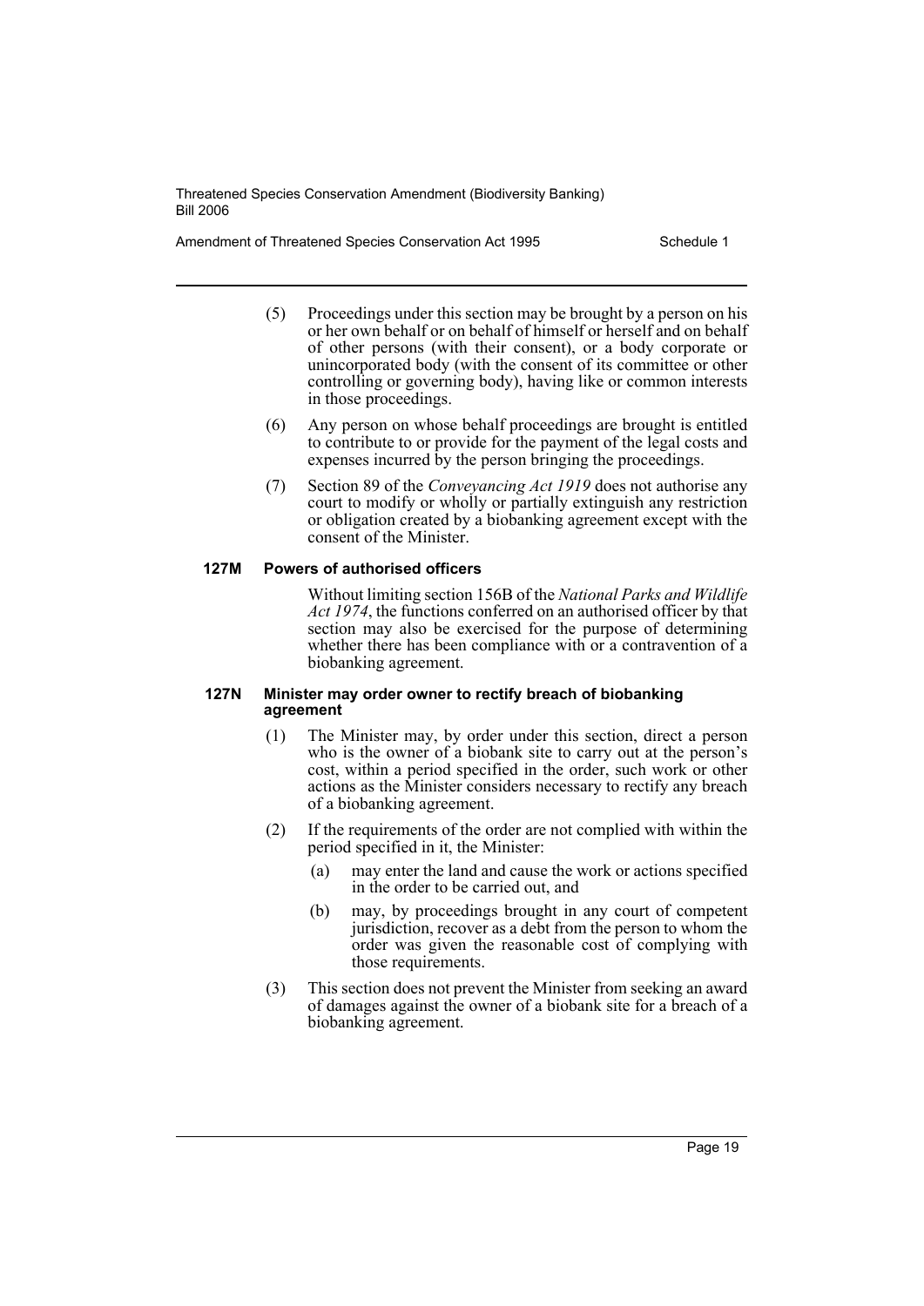(5) Proceedings under this section may be brought by a person on his or her own behalf or on behalf of himself or herself and on behalf of other persons (with their consent), or a body corporate or unincorporated body (with the consent of its committee or other controlling or governing body), having like or common interests in those proceedings.

(6) Any person on whose behalf proceedings are brought is entitled to contribute to or provide for the payment of the legal costs and expenses incurred by the person bringing the proceedings.

(7) Section 89 of the *Conveyancing Act 1919* does not authorise any court to modify or wholly or partially extinguish any restriction or obligation created by a biobanking agreement except with the consent of the Minister.

#### 127M Powers of authorised officers

Without limiting section 156B of the *National Parks and Wildlife Act 1974*, the functions conferred on an authorised officer by that section may also be exercised for the purpose of determining whether there has been compliance with or a contravention of a biobanking agreement.

#### 127N Minister may order owner to rectify breach of biobanking agreement

(1) The Minister may, by order under this section, direct a person who is the owner of a biobank site to carry out at the person's cost, within a period specified in the order, such work or other actions as the Minister considers necessary to rectify any breach of a biobanking agreement.

(2) If the requirements of the order are not complied with within the period specified in it, the Minister:

  (a) may enter the land and cause the work or actions specified in the order to be carried out, and

  (b) may, by proceedings brought in any court of competent jurisdiction, recover as a debt from the person to whom the order was given the reasonable cost of complying with those requirements.

(3) This section does not prevent the Minister from seeking an award of damages against the owner of a biobank site for a breach of a biobanking agreement.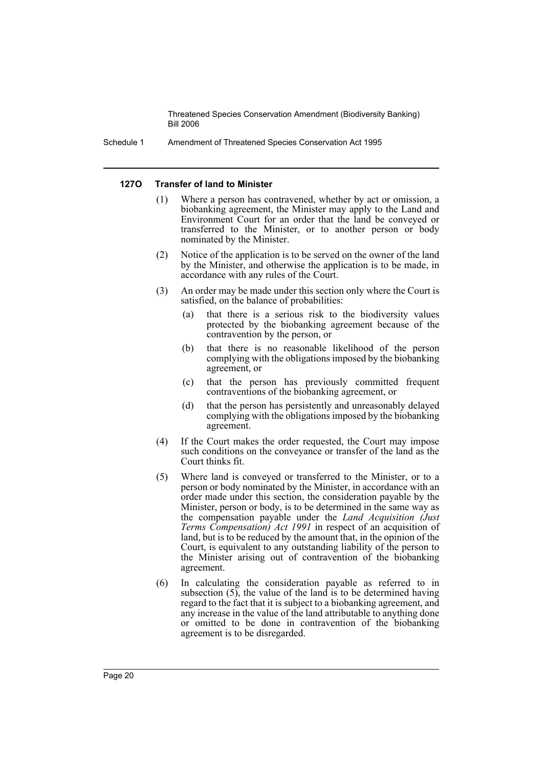#### 127O Transfer of land to Minister

(1) Where a person has contravened, whether by act or omission, a biobanking agreement, the Minister may apply to the Land and Environment Court for an order that the land be conveyed or transferred to the Minister, or to another person or body nominated by the Minister.

(2) Notice of the application is to be served on the owner of the land by the Minister, and otherwise the application is to be made, in accordance with any rules of the Court.

(3) An order may be made under this section only where the Court is satisfied, on the balance of probabilities:

   (a) that there is a serious risk to the biodiversity values protected by the biobanking agreement because of the contravention by the person, or

   (b) that there is no reasonable likelihood of the person complying with the obligations imposed by the biobanking agreement, or

   (c) that the person has previously committed frequent contraventions of the biobanking agreement, or

   (d) that the person has persistently and unreasonably delayed complying with the obligations imposed by the biobanking agreement.

(4) If the Court makes the order requested, the Court may impose such conditions on the conveyance or transfer of the land as the Court thinks fit.

(5) Where land is conveyed or transferred to the Minister, or to a person or body nominated by the Minister, in accordance with an order made under this section, the consideration payable by the Minister, person or body, is to be determined in the same way as the compensation payable under the *Land Acquisition (Just Terms Compensation) Act 1991* in respect of an acquisition of land, but is to be reduced by the amount that, in the opinion of the Court, is equivalent to any outstanding liability of the person to the Minister arising out of contravention of the biobanking agreement.

(6) In calculating the consideration payable as referred to in subsection (5), the value of the land is to be determined having regard to the fact that it is subject to a biobanking agreement, and any increase in the value of the land attributable to anything done or omitted to be done in contravention of the biobanking agreement is to be disregarded.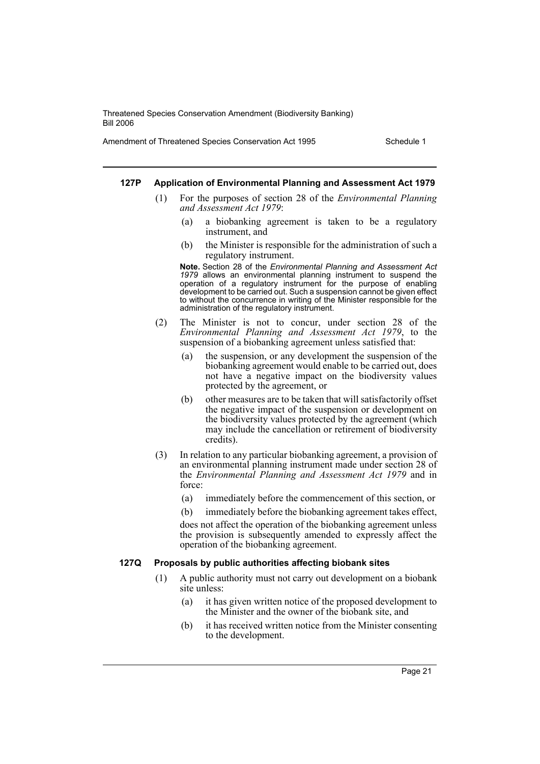#### 127P Application of Environmental Planning and Assessment Act 1979

(1) For the purposes of section 28 of the *Environmental Planning and Assessment Act 1979*:

(a) a biobanking agreement is taken to be a regulatory instrument, and

(b) the Minister is responsible for the administration of such a regulatory instrument.

**Note.** Section 28 of the *Environmental Planning and Assessment Act 1979* allows an environmental planning instrument to suspend the operation of a regulatory instrument for the purpose of enabling development to be carried out. Such a suspension cannot be given effect to without the concurrence in writing of the Minister responsible for the administration of the regulatory instrument.

(2) The Minister is not to concur, under section 28 of the *Environmental Planning and Assessment Act 1979*, to the suspension of a biobanking agreement unless satisfied that:

(a) the suspension, or any development the suspension of the biobanking agreement would enable to be carried out, does not have a negative impact on the biodiversity values protected by the agreement, or

(b) other measures are to be taken that will satisfactorily offset the negative impact of the suspension or development on the biodiversity values protected by the agreement (which may include the cancellation or retirement of biodiversity credits).

(3) In relation to any particular biobanking agreement, a provision of an environmental planning instrument made under section 28 of the *Environmental Planning and Assessment Act 1979* and in force:

(a) immediately before the commencement of this section, or

(b) immediately before the biobanking agreement takes effect,

does not affect the operation of the biobanking agreement unless the provision is subsequently amended to expressly affect the operation of the biobanking agreement.

#### 127Q Proposals by public authorities affecting biobank sites

(1) A public authority must not carry out development on a biobank site unless:

(a) it has given written notice of the proposed development to the Minister and the owner of the biobank site, and

(b) it has received written notice from the Minister consenting to the development.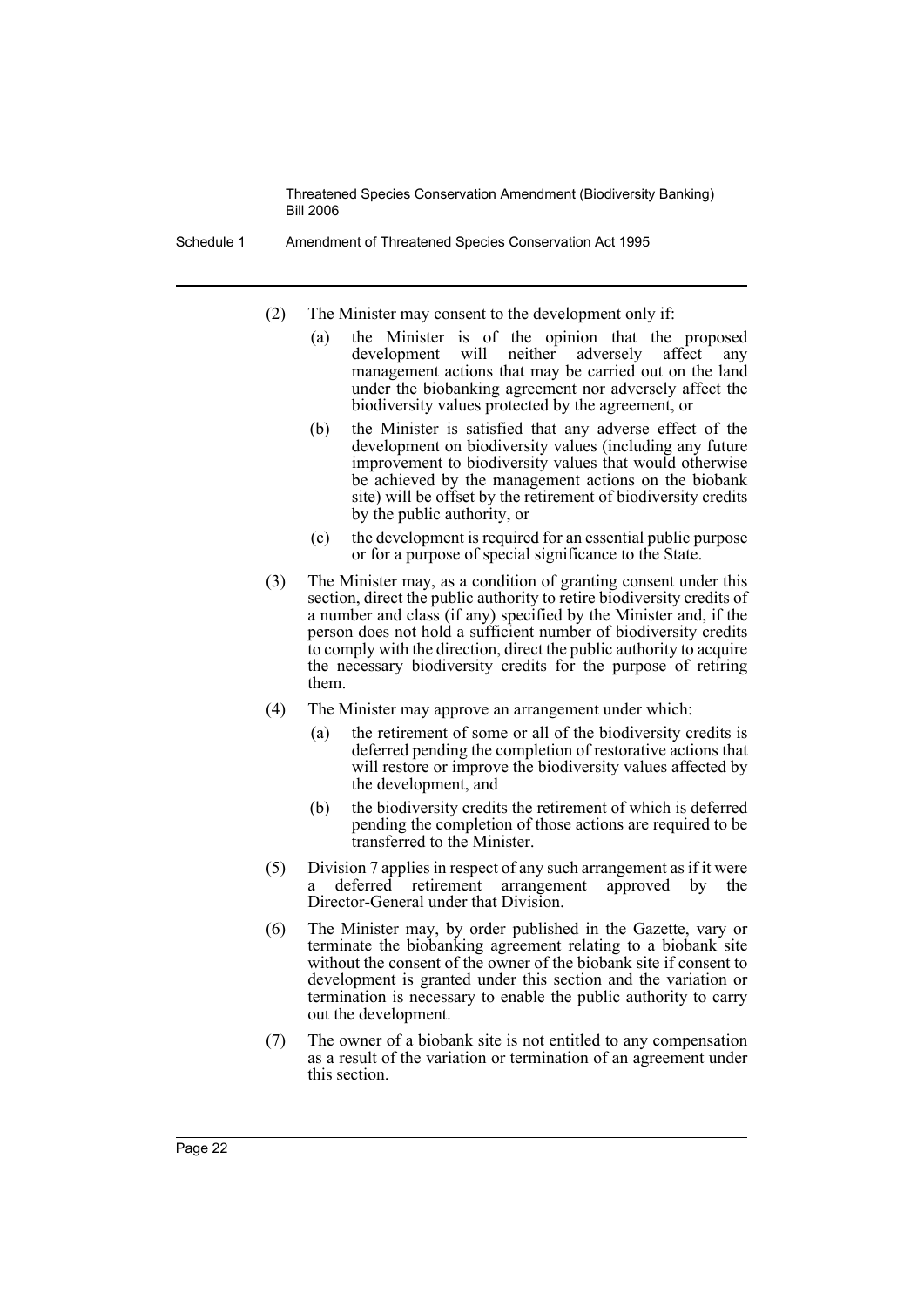(2) The Minister may consent to the development only if:

(a) the Minister is of the opinion that the proposed development will neither adversely affect any management actions that may be carried out on the land under the biobanking agreement nor adversely affect the biodiversity values protected by the agreement, or

(b) the Minister is satisfied that any adverse effect of the development on biodiversity values (including any future improvement to biodiversity values that would otherwise be achieved by the management actions on the biobank site) will be offset by the retirement of biodiversity credits by the public authority, or

(c) the development is required for an essential public purpose or for a purpose of special significance to the State.

(3) The Minister may, as a condition of granting consent under this section, direct the public authority to retire biodiversity credits of a number and class (if any) specified by the Minister and, if the person does not hold a sufficient number of biodiversity credits to comply with the direction, direct the public authority to acquire the necessary biodiversity credits for the purpose of retiring them.

(4) The Minister may approve an arrangement under which:

(a) the retirement of some or all of the biodiversity credits is deferred pending the completion of restorative actions that will restore or improve the biodiversity values affected by the development, and

(b) the biodiversity credits the retirement of which is deferred pending the completion of those actions are required to be transferred to the Minister.

(5) Division 7 applies in respect of any such arrangement as if it were a deferred retirement arrangement approved by the Director-General under that Division.

(6) The Minister may, by order published in the Gazette, vary or terminate the biobanking agreement relating to a biobank site without the consent of the owner of the biobank site if consent to development is granted under this section and the variation or termination is necessary to enable the public authority to carry out the development.

(7) The owner of a biobank site is not entitled to any compensation as a result of the variation or termination of an agreement under this section.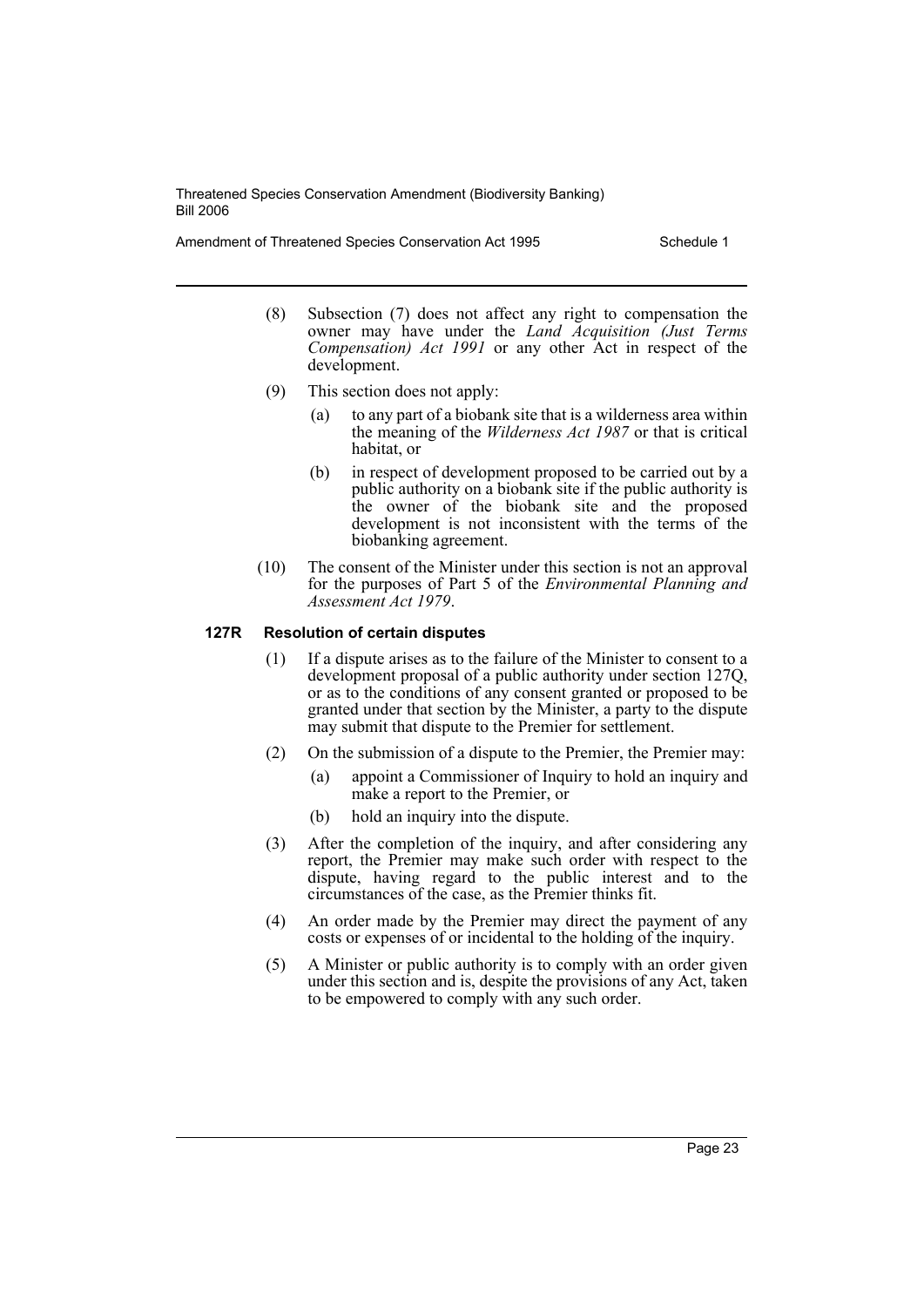(8) Subsection (7) does not affect any right to compensation the owner may have under the *Land Acquisition (Just Terms Compensation) Act 1991* or any other Act in respect of the development.

(9) This section does not apply:

(a) to any part of a biobank site that is a wilderness area within the meaning of the *Wilderness Act 1987* or that is critical habitat, or

(b) in respect of development proposed to be carried out by a public authority on a biobank site if the public authority is the owner of the biobank site and the proposed development is not inconsistent with the terms of the biobanking agreement.

(10) The consent of the Minister under this section is not an approval for the purposes of Part 5 of the *Environmental Planning and Assessment Act 1979*.

### 127R Resolution of certain disputes

(1) If a dispute arises as to the failure of the Minister to consent to a development proposal of a public authority under section 127Q, or as to the conditions of any consent granted or proposed to be granted under that section by the Minister, a party to the dispute may submit that dispute to the Premier for settlement.

(2) On the submission of a dispute to the Premier, the Premier may:

(a) appoint a Commissioner of Inquiry to hold an inquiry and make a report to the Premier, or

(b) hold an inquiry into the dispute.

(3) After the completion of the inquiry, and after considering any report, the Premier may make such order with respect to the dispute, having regard to the public interest and to the circumstances of the case, as the Premier thinks fit.

(4) An order made by the Premier may direct the payment of any costs or expenses of or incidental to the holding of the inquiry.

(5) A Minister or public authority is to comply with an order given under this section and is, despite the provisions of any Act, taken to be empowered to comply with any such order.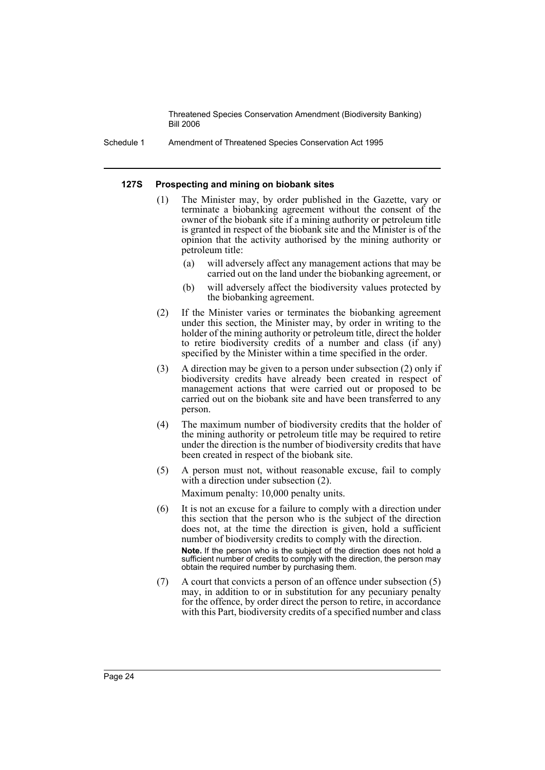#### 127S Prospecting and mining on biobank sites

(1) The Minister may, by order published in the Gazette, vary or terminate a biobanking agreement without the consent of the owner of the biobank site if a mining authority or petroleum title is granted in respect of the biobank site and the Minister is of the opinion that the activity authorised by the mining authority or petroleum title:

- (a) will adversely affect any management actions that may be carried out on the land under the biobanking agreement, or
- (b) will adversely affect the biodiversity values protected by the biobanking agreement.

(2) If the Minister varies or terminates the biobanking agreement under this section, the Minister may, by order in writing to the holder of the mining authority or petroleum title, direct the holder to retire biodiversity credits of a number and class (if any) specified by the Minister within a time specified in the order.

(3) A direction may be given to a person under subsection (2) only if biodiversity credits have already been created in respect of management actions that were carried out or proposed to be carried out on the biobank site and have been transferred to any person.

(4) The maximum number of biodiversity credits that the holder of the mining authority or petroleum title may be required to retire under the direction is the number of biodiversity credits that have been created in respect of the biobank site.

(5) A person must not, without reasonable excuse, fail to comply with a direction under subsection (2).

Maximum penalty: 10,000 penalty units.

(6) It is not an excuse for a failure to comply with a direction under this section that the person who is the subject of the direction does not, at the time the direction is given, hold a sufficient number of biodiversity credits to comply with the direction.

**Note.** If the person who is the subject of the direction does not hold a sufficient number of credits to comply with the direction, the person may obtain the required number by purchasing them.

(7) A court that convicts a person of an offence under subsection (5) may, in addition to or in substitution for any pecuniary penalty for the offence, by order direct the person to retire, in accordance with this Part, biodiversity credits of a specified number and class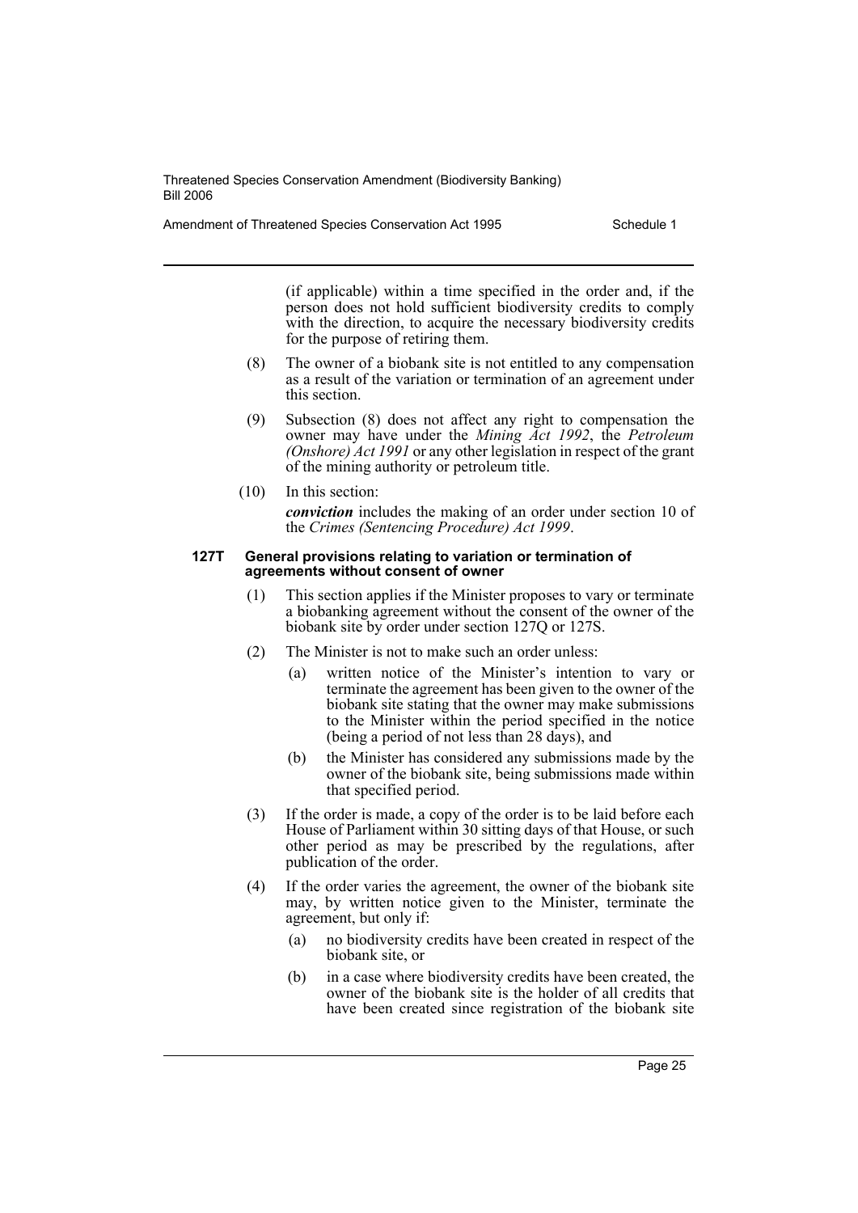(if applicable) within a time specified in the order and, if the person does not hold sufficient biodiversity credits to comply with the direction, to acquire the necessary biodiversity credits for the purpose of retiring them.

(8) The owner of a biobank site is not entitled to any compensation as a result of the variation or termination of an agreement under this section.

(9) Subsection (8) does not affect any right to compensation the owner may have under the *Mining Act 1992*, the *Petroleum (Onshore) Act 1991* or any other legislation in respect of the grant of the mining authority or petroleum title.

(10) In this section:

***conviction*** includes the making of an order under section 10 of the *Crimes (Sentencing Procedure) Act 1999*.

#### 127T General provisions relating to variation or termination of agreements without consent of owner

(1) This section applies if the Minister proposes to vary or terminate a biobanking agreement without the consent of the owner of the biobank site by order under section 127Q or 127S.

(2) The Minister is not to make such an order unless:

(a) written notice of the Minister's intention to vary or terminate the agreement has been given to the owner of the biobank site stating that the owner may make submissions to the Minister within the period specified in the notice (being a period of not less than 28 days), and

(b) the Minister has considered any submissions made by the owner of the biobank site, being submissions made within that specified period.

(3) If the order is made, a copy of the order is to be laid before each House of Parliament within 30 sitting days of that House, or such other period as may be prescribed by the regulations, after publication of the order.

(4) If the order varies the agreement, the owner of the biobank site may, by written notice given to the Minister, terminate the agreement, but only if:

(a) no biodiversity credits have been created in respect of the biobank site, or

(b) in a case where biodiversity credits have been created, the owner of the biobank site is the holder of all credits that have been created since registration of the biobank site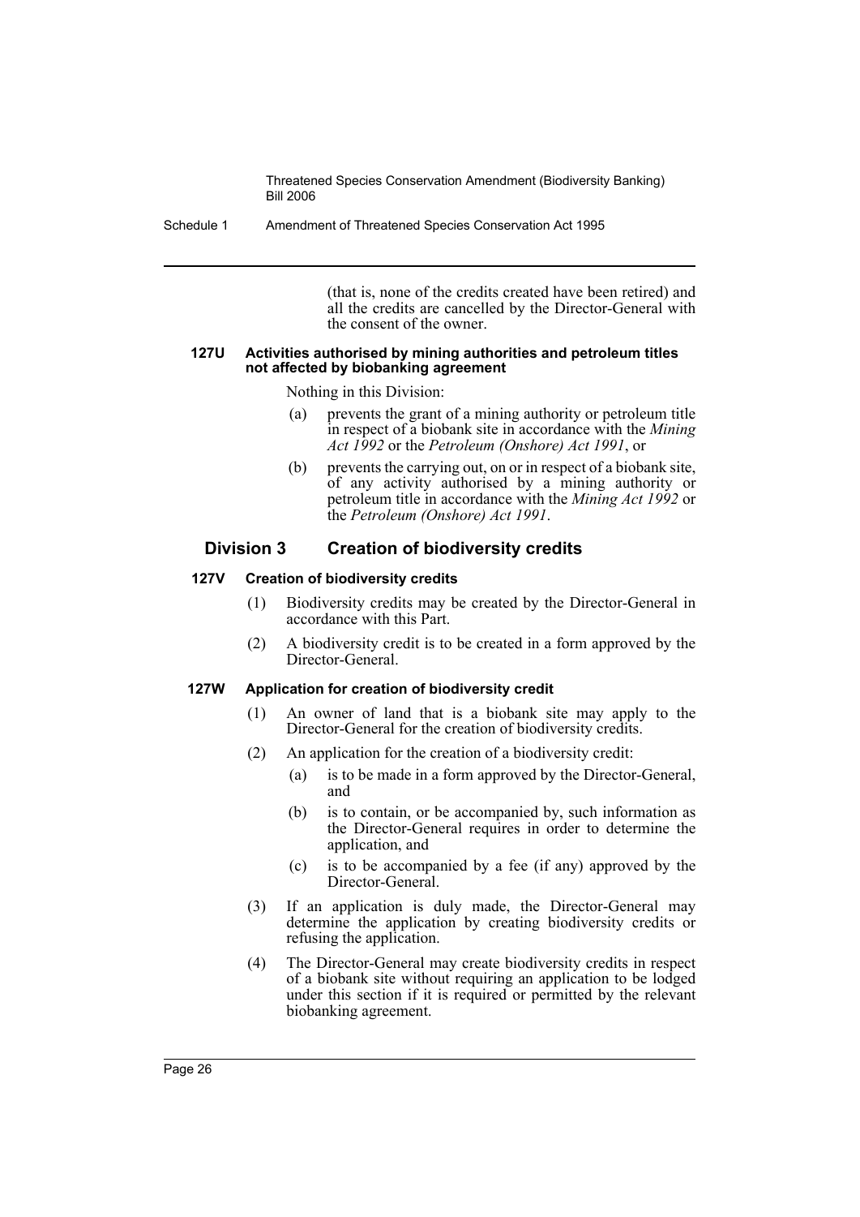(that is, none of the credits created have been retired) and all the credits are cancelled by the Director-General with the consent of the owner.

#### 127U Activities authorised by mining authorities and petroleum titles not affected by biobanking agreement

Nothing in this Division:

(a) prevents the grant of a mining authority or petroleum title in respect of a biobank site in accordance with the *Mining Act 1992* or the *Petroleum (Onshore) Act 1991*, or

(b) prevents the carrying out, on or in respect of a biobank site, of any activity authorised by a mining authority or petroleum title in accordance with the *Mining Act 1992* or the *Petroleum (Onshore) Act 1991*.

### Division 3 Creation of biodiversity credits

#### 127V Creation of biodiversity credits

(1) Biodiversity credits may be created by the Director-General in accordance with this Part.

(2) A biodiversity credit is to be created in a form approved by the Director-General.

#### 127W Application for creation of biodiversity credit

(1) An owner of land that is a biobank site may apply to the Director-General for the creation of biodiversity credits.

(2) An application for the creation of a biodiversity credit:

(a) is to be made in a form approved by the Director-General, and

(b) is to contain, or be accompanied by, such information as the Director-General requires in order to determine the application, and

(c) is to be accompanied by a fee (if any) approved by the Director-General.

(3) If an application is duly made, the Director-General may determine the application by creating biodiversity credits or refusing the application.

(4) The Director-General may create biodiversity credits in respect of a biobank site without requiring an application to be lodged under this section if it is required or permitted by the relevant biobanking agreement.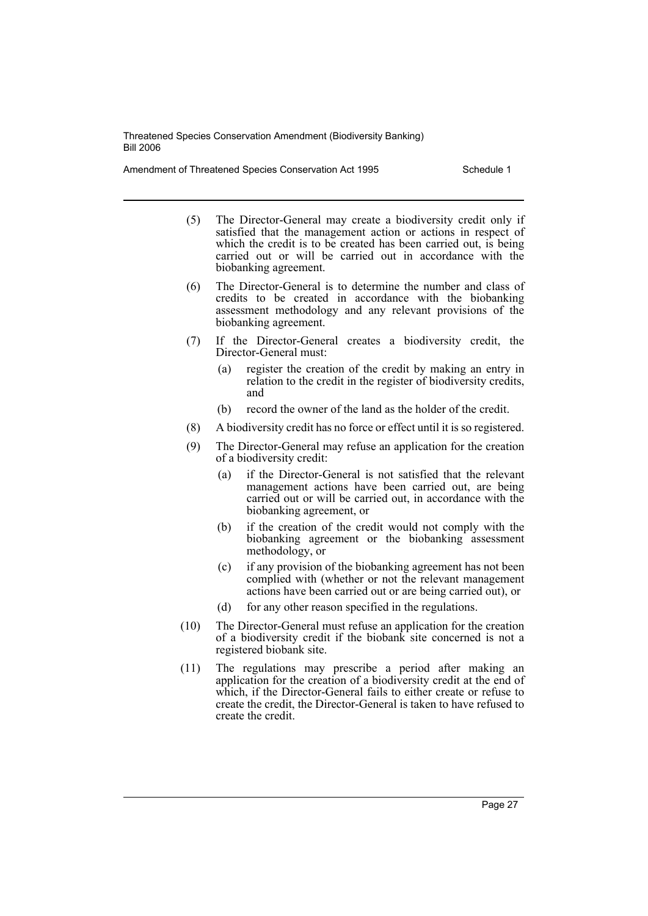(5) The Director-General may create a biodiversity credit only if satisfied that the management action or actions in respect of which the credit is to be created has been carried out, is being carried out or will be carried out in accordance with the biobanking agreement.

(6) The Director-General is to determine the number and class of credits to be created in accordance with the biobanking assessment methodology and any relevant provisions of the biobanking agreement.

(7) If the Director-General creates a biodiversity credit, the Director-General must:

   (a) register the creation of the credit by making an entry in relation to the credit in the register of biodiversity credits, and

   (b) record the owner of the land as the holder of the credit.

(8) A biodiversity credit has no force or effect until it is so registered.

(9) The Director-General may refuse an application for the creation of a biodiversity credit:

   (a) if the Director-General is not satisfied that the relevant management actions have been carried out, are being carried out or will be carried out, in accordance with the biobanking agreement, or

   (b) if the creation of the credit would not comply with the biobanking agreement or the biobanking assessment methodology, or

   (c) if any provision of the biobanking agreement has not been complied with (whether or not the relevant management actions have been carried out or are being carried out), or

   (d) for any other reason specified in the regulations.

(10) The Director-General must refuse an application for the creation of a biodiversity credit if the biobank site concerned is not a registered biobank site.

(11) The regulations may prescribe a period after making an application for the creation of a biodiversity credit at the end of which, if the Director-General fails to either create or refuse to create the credit, the Director-General is taken to have refused to create the credit.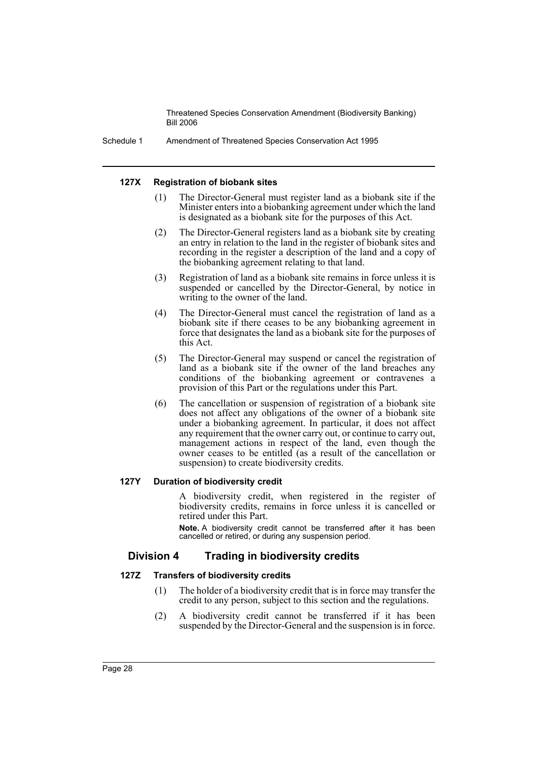#### 127X Registration of biobank sites

(1) The Director-General must register land as a biobank site if the Minister enters into a biobanking agreement under which the land is designated as a biobank site for the purposes of this Act.

(2) The Director-General registers land as a biobank site by creating an entry in relation to the land in the register of biobank sites and recording in the register a description of the land and a copy of the biobanking agreement relating to that land.

(3) Registration of land as a biobank site remains in force unless it is suspended or cancelled by the Director-General, by notice in writing to the owner of the land.

(4) The Director-General must cancel the registration of land as a biobank site if there ceases to be any biobanking agreement in force that designates the land as a biobank site for the purposes of this Act.

(5) The Director-General may suspend or cancel the registration of land as a biobank site if the owner of the land breaches any conditions of the biobanking agreement or contravenes a provision of this Part or the regulations under this Part.

(6) The cancellation or suspension of registration of a biobank site does not affect any obligations of the owner of a biobank site under a biobanking agreement. In particular, it does not affect any requirement that the owner carry out, or continue to carry out, management actions in respect of the land, even though the owner ceases to be entitled (as a result of the cancellation or suspension) to create biodiversity credits.

#### 127Y Duration of biodiversity credit

A biodiversity credit, when registered in the register of biodiversity credits, remains in force unless it is cancelled or retired under this Part.

**Note.** A biodiversity credit cannot be transferred after it has been cancelled or retired, or during any suspension period.

### Division 4 Trading in biodiversity credits

#### 127Z Transfers of biodiversity credits

(1) The holder of a biodiversity credit that is in force may transfer the credit to any person, subject to this section and the regulations.

(2) A biodiversity credit cannot be transferred if it has been suspended by the Director-General and the suspension is in force.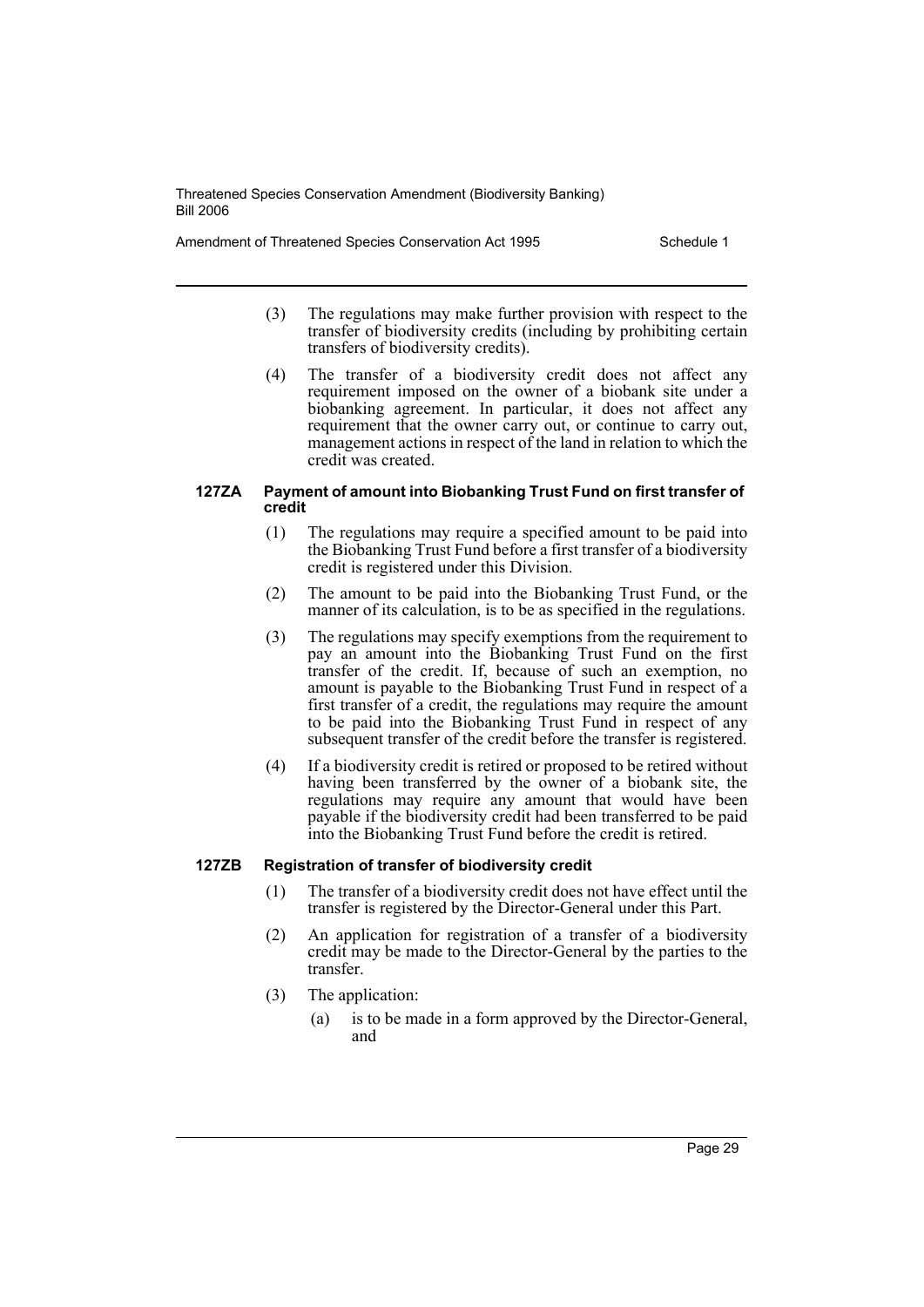(3) The regulations may make further provision with respect to the transfer of biodiversity credits (including by prohibiting certain transfers of biodiversity credits).

(4) The transfer of a biodiversity credit does not affect any requirement imposed on the owner of a biobank site under a biobanking agreement. In particular, it does not affect any requirement that the owner carry out, or continue to carry out, management actions in respect of the land in relation to which the credit was created.

#### 127ZA Payment of amount into Biobanking Trust Fund on first transfer of credit

(1) The regulations may require a specified amount to be paid into the Biobanking Trust Fund before a first transfer of a biodiversity credit is registered under this Division.

(2) The amount to be paid into the Biobanking Trust Fund, or the manner of its calculation, is to be as specified in the regulations.

(3) The regulations may specify exemptions from the requirement to pay an amount into the Biobanking Trust Fund on the first transfer of the credit. If, because of such an exemption, no amount is payable to the Biobanking Trust Fund in respect of a first transfer of a credit, the regulations may require the amount to be paid into the Biobanking Trust Fund in respect of any subsequent transfer of the credit before the transfer is registered.

(4) If a biodiversity credit is retired or proposed to be retired without having been transferred by the owner of a biobank site, the regulations may require any amount that would have been payable if the biodiversity credit had been transferred to be paid into the Biobanking Trust Fund before the credit is retired.

#### 127ZB Registration of transfer of biodiversity credit

(1) The transfer of a biodiversity credit does not have effect until the transfer is registered by the Director-General under this Part.

(2) An application for registration of a transfer of a biodiversity credit may be made to the Director-General by the parties to the transfer.

(3) The application:

(a) is to be made in a form approved by the Director-General, and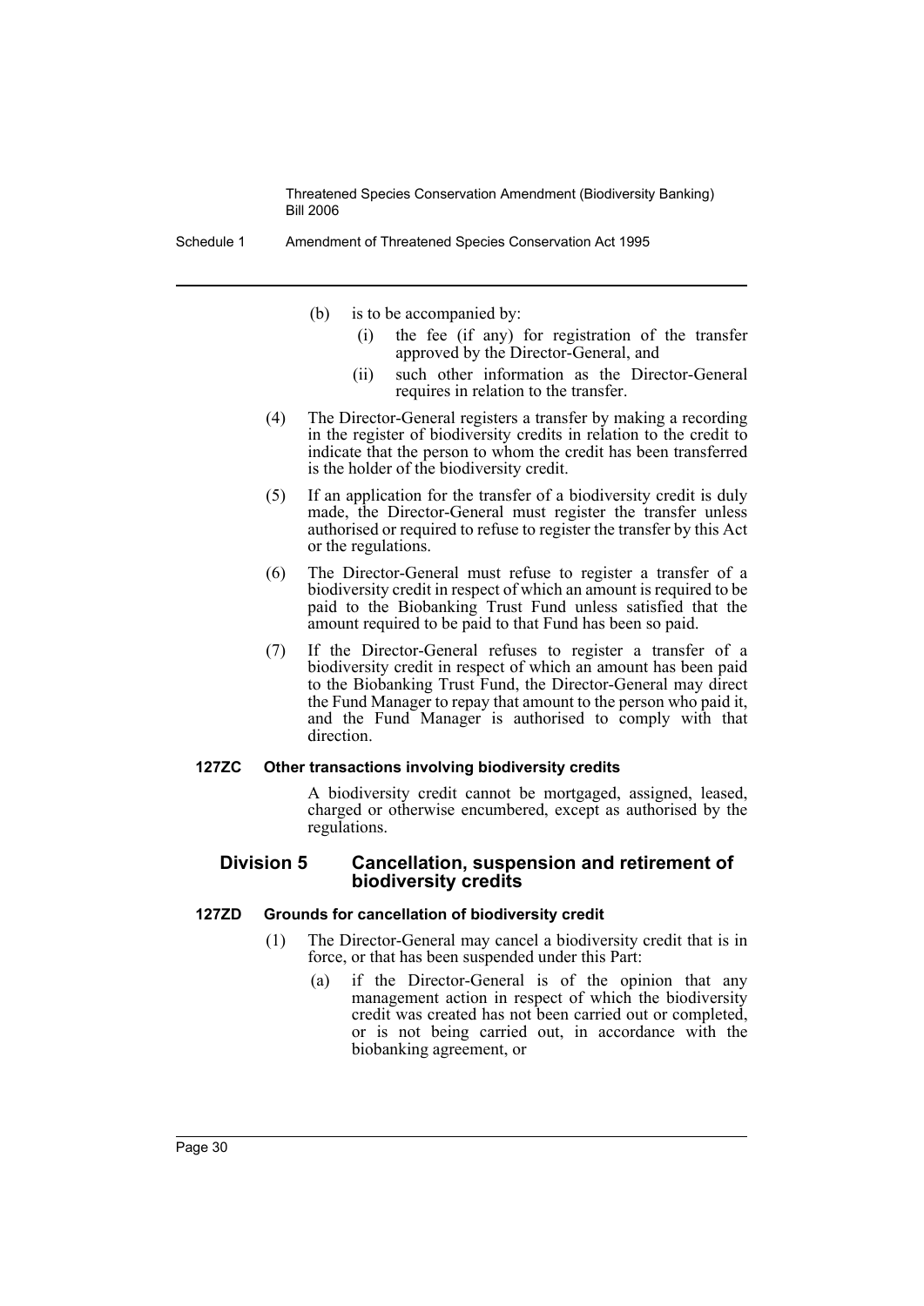(b) is to be accompanied by:

(i) the fee (if any) for registration of the transfer approved by the Director-General, and

(ii) such other information as the Director-General requires in relation to the transfer.

(4) The Director-General registers a transfer by making a recording in the register of biodiversity credits in relation to the credit to indicate that the person to whom the credit has been transferred is the holder of the biodiversity credit.

(5) If an application for the transfer of a biodiversity credit is duly made, the Director-General must register the transfer unless authorised or required to refuse to register the transfer by this Act or the regulations.

(6) The Director-General must refuse to register a transfer of a biodiversity credit in respect of which an amount is required to be paid to the Biobanking Trust Fund unless satisfied that the amount required to be paid to that Fund has been so paid.

(7) If the Director-General refuses to register a transfer of a biodiversity credit in respect of which an amount has been paid to the Biobanking Trust Fund, the Director-General may direct the Fund Manager to repay that amount to the person who paid it, and the Fund Manager is authorised to comply with that direction.

#### 127ZC Other transactions involving biodiversity credits

A biodiversity credit cannot be mortgaged, assigned, leased, charged or otherwise encumbered, except as authorised by the regulations.

### Division 5 Cancellation, suspension and retirement of biodiversity credits

#### 127ZD Grounds for cancellation of biodiversity credit

(1) The Director-General may cancel a biodiversity credit that is in force, or that has been suspended under this Part:

(a) if the Director-General is of the opinion that any management action in respect of which the biodiversity credit was created has not been carried out or completed, or is not being carried out, in accordance with the biobanking agreement, or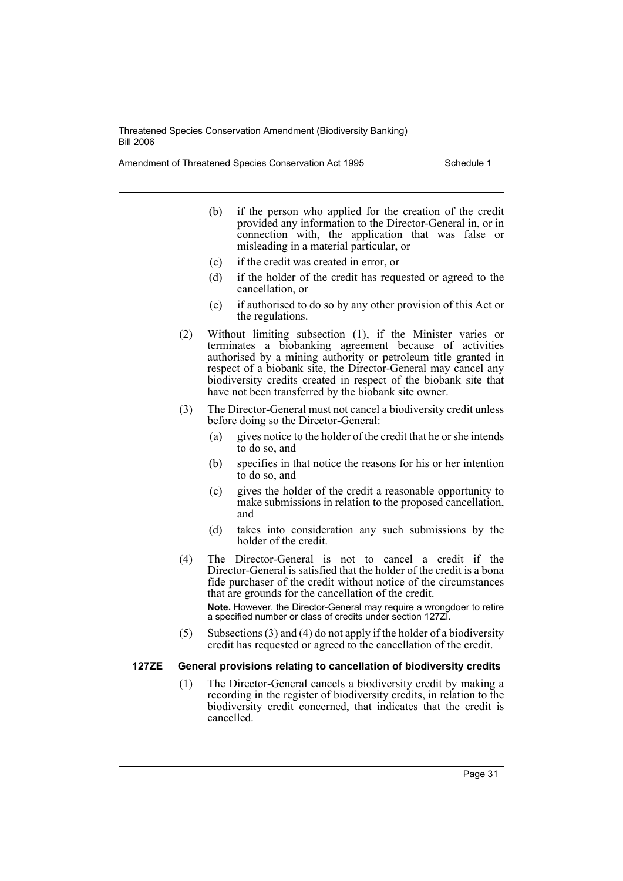(b) if the person who applied for the creation of the credit provided any information to the Director-General in, or in connection with, the application that was false or misleading in a material particular, or

(c) if the credit was created in error, or

(d) if the holder of the credit has requested or agreed to the cancellation, or

(e) if authorised to do so by any other provision of this Act or the regulations.

(2) Without limiting subsection (1), if the Minister varies or terminates a biobanking agreement because of activities authorised by a mining authority or petroleum title granted in respect of a biobank site, the Director-General may cancel any biodiversity credits created in respect of the biobank site that have not been transferred by the biobank site owner.

(3) The Director-General must not cancel a biodiversity credit unless before doing so the Director-General:

(a) gives notice to the holder of the credit that he or she intends to do so, and

(b) specifies in that notice the reasons for his or her intention to do so, and

(c) gives the holder of the credit a reasonable opportunity to make submissions in relation to the proposed cancellation, and

(d) takes into consideration any such submissions by the holder of the credit.

(4) The Director-General is not to cancel a credit if the Director-General is satisfied that the holder of the credit is a bona fide purchaser of the credit without notice of the circumstances that are grounds for the cancellation of the credit.

**Note.** However, the Director-General may require a wrongdoer to retire a specified number or class of credits under section 127ZI.

(5) Subsections (3) and (4) do not apply if the holder of a biodiversity credit has requested or agreed to the cancellation of the credit.

#### 127ZE General provisions relating to cancellation of biodiversity credits

(1) The Director-General cancels a biodiversity credit by making a recording in the register of biodiversity credits, in relation to the biodiversity credit concerned, that indicates that the credit is cancelled.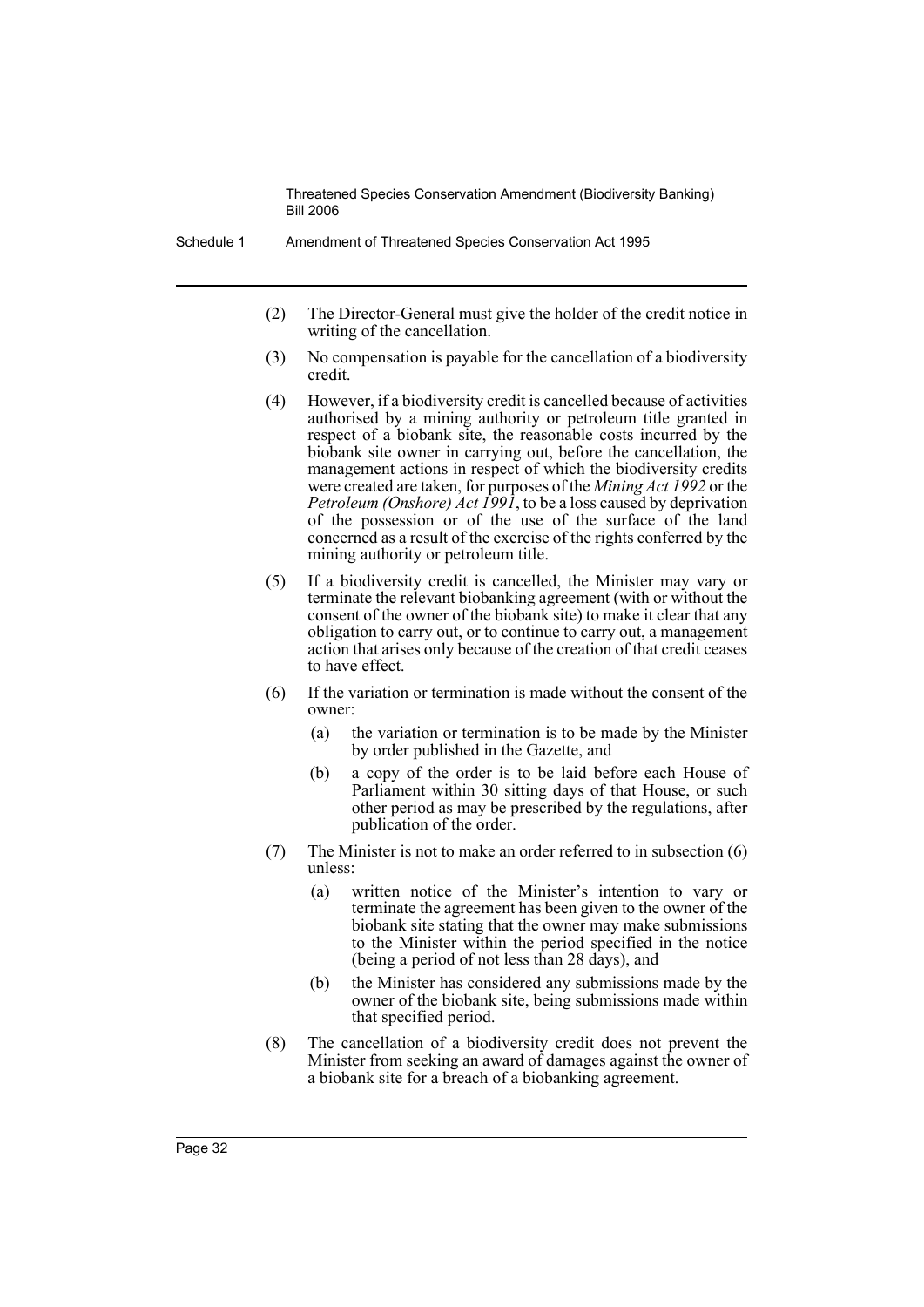(2) The Director-General must give the holder of the credit notice in writing of the cancellation.

(3) No compensation is payable for the cancellation of a biodiversity credit.

(4) However, if a biodiversity credit is cancelled because of activities authorised by a mining authority or petroleum title granted in respect of a biobank site, the reasonable costs incurred by the biobank site owner in carrying out, before the cancellation, the management actions in respect of which the biodiversity credits were created are taken, for purposes of the *Mining Act 1992* or the *Petroleum (Onshore) Act 1991*, to be a loss caused by deprivation of the possession or of the use of the surface of the land concerned as a result of the exercise of the rights conferred by the mining authority or petroleum title.

(5) If a biodiversity credit is cancelled, the Minister may vary or terminate the relevant biobanking agreement (with or without the consent of the owner of the biobank site) to make it clear that any obligation to carry out, or to continue to carry out, a management action that arises only because of the creation of that credit ceases to have effect.

(6) If the variation or termination is made without the consent of the owner:

   (a) the variation or termination is to be made by the Minister by order published in the Gazette, and

   (b) a copy of the order is to be laid before each House of Parliament within 30 sitting days of that House, or such other period as may be prescribed by the regulations, after publication of the order.

(7) The Minister is not to make an order referred to in subsection (6) unless:

   (a) written notice of the Minister's intention to vary or terminate the agreement has been given to the owner of the biobank site stating that the owner may make submissions to the Minister within the period specified in the notice (being a period of not less than 28 days), and

   (b) the Minister has considered any submissions made by the owner of the biobank site, being submissions made within that specified period.

(8) The cancellation of a biodiversity credit does not prevent the Minister from seeking an award of damages against the owner of a biobank site for a breach of a biobanking agreement.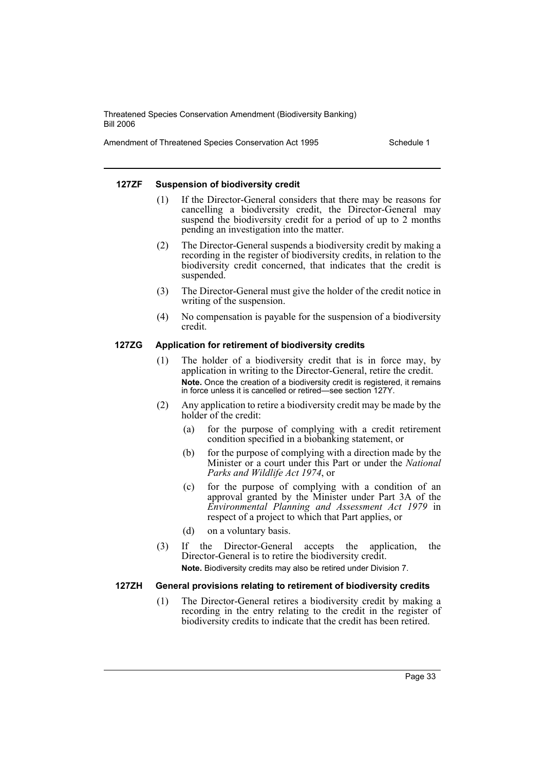#### 127ZF Suspension of biodiversity credit

(1) If the Director-General considers that there may be reasons for cancelling a biodiversity credit, the Director-General may suspend the biodiversity credit for a period of up to 2 months pending an investigation into the matter.

(2) The Director-General suspends a biodiversity credit by making a recording in the register of biodiversity credits, in relation to the biodiversity credit concerned, that indicates that the credit is suspended.

(3) The Director-General must give the holder of the credit notice in writing of the suspension.

(4) No compensation is payable for the suspension of a biodiversity credit.

#### 127ZG Application for retirement of biodiversity credits

(1) The holder of a biodiversity credit that is in force may, by application in writing to the Director-General, retire the credit.

**Note.** Once the creation of a biodiversity credit is registered, it remains in force unless it is cancelled or retired—see section 127Y.

(2) Any application to retire a biodiversity credit may be made by the holder of the credit:

(a) for the purpose of complying with a credit retirement condition specified in a biobanking statement, or

(b) for the purpose of complying with a direction made by the Minister or a court under this Part or under the *National Parks and Wildlife Act 1974*, or

(c) for the purpose of complying with a condition of an approval granted by the Minister under Part 3A of the *Environmental Planning and Assessment Act 1979* in respect of a project to which that Part applies, or

(d) on a voluntary basis.

(3) If the Director-General accepts the application, the Director-General is to retire the biodiversity credit.

**Note.** Biodiversity credits may also be retired under Division 7.

#### 127ZH General provisions relating to retirement of biodiversity credits

(1) The Director-General retires a biodiversity credit by making a recording in the entry relating to the credit in the register of biodiversity credits to indicate that the credit has been retired.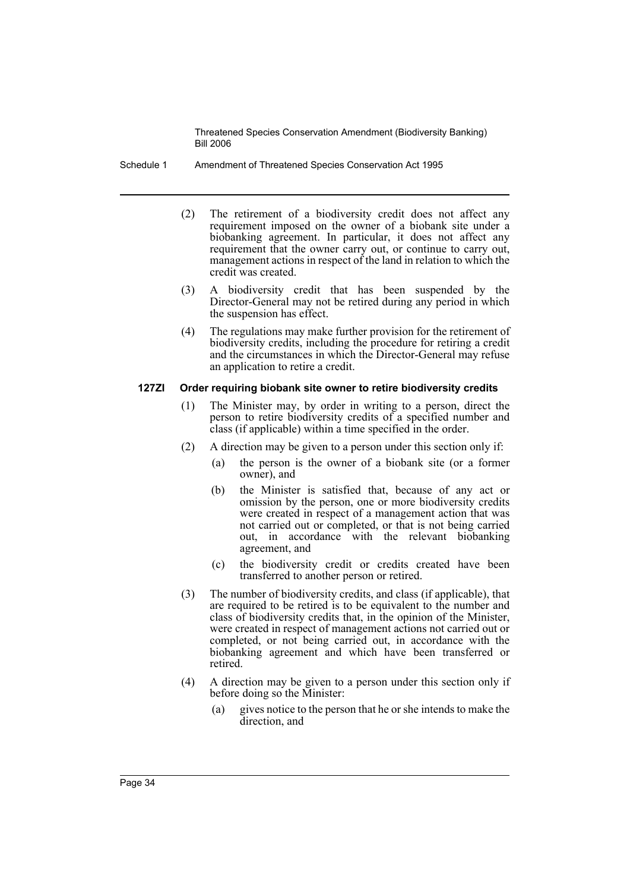(2) The retirement of a biodiversity credit does not affect any requirement imposed on the owner of a biobank site under a biobanking agreement. In particular, it does not affect any requirement that the owner carry out, or continue to carry out, management actions in respect of the land in relation to which the credit was created.

(3) A biodiversity credit that has been suspended by the Director-General may not be retired during any period in which the suspension has effect.

(4) The regulations may make further provision for the retirement of biodiversity credits, including the procedure for retiring a credit and the circumstances in which the Director-General may refuse an application to retire a credit.

#### 127ZI Order requiring biobank site owner to retire biodiversity credits

(1) The Minister may, by order in writing to a person, direct the person to retire biodiversity credits of a specified number and class (if applicable) within a time specified in the order.

(2) A direction may be given to a person under this section only if:

- (a) the person is the owner of a biobank site (or a former owner), and
- (b) the Minister is satisfied that, because of any act or omission by the person, one or more biodiversity credits were created in respect of a management action that was not carried out or completed, or that is not being carried out, in accordance with the relevant biobanking agreement, and
- (c) the biodiversity credit or credits created have been transferred to another person or retired.

(3) The number of biodiversity credits, and class (if applicable), that are required to be retired is to be equivalent to the number and class of biodiversity credits that, in the opinion of the Minister, were created in respect of management actions not carried out or completed, or not being carried out, in accordance with the biobanking agreement and which have been transferred or retired.

(4) A direction may be given to a person under this section only if before doing so the Minister:

- (a) gives notice to the person that he or she intends to make the direction, and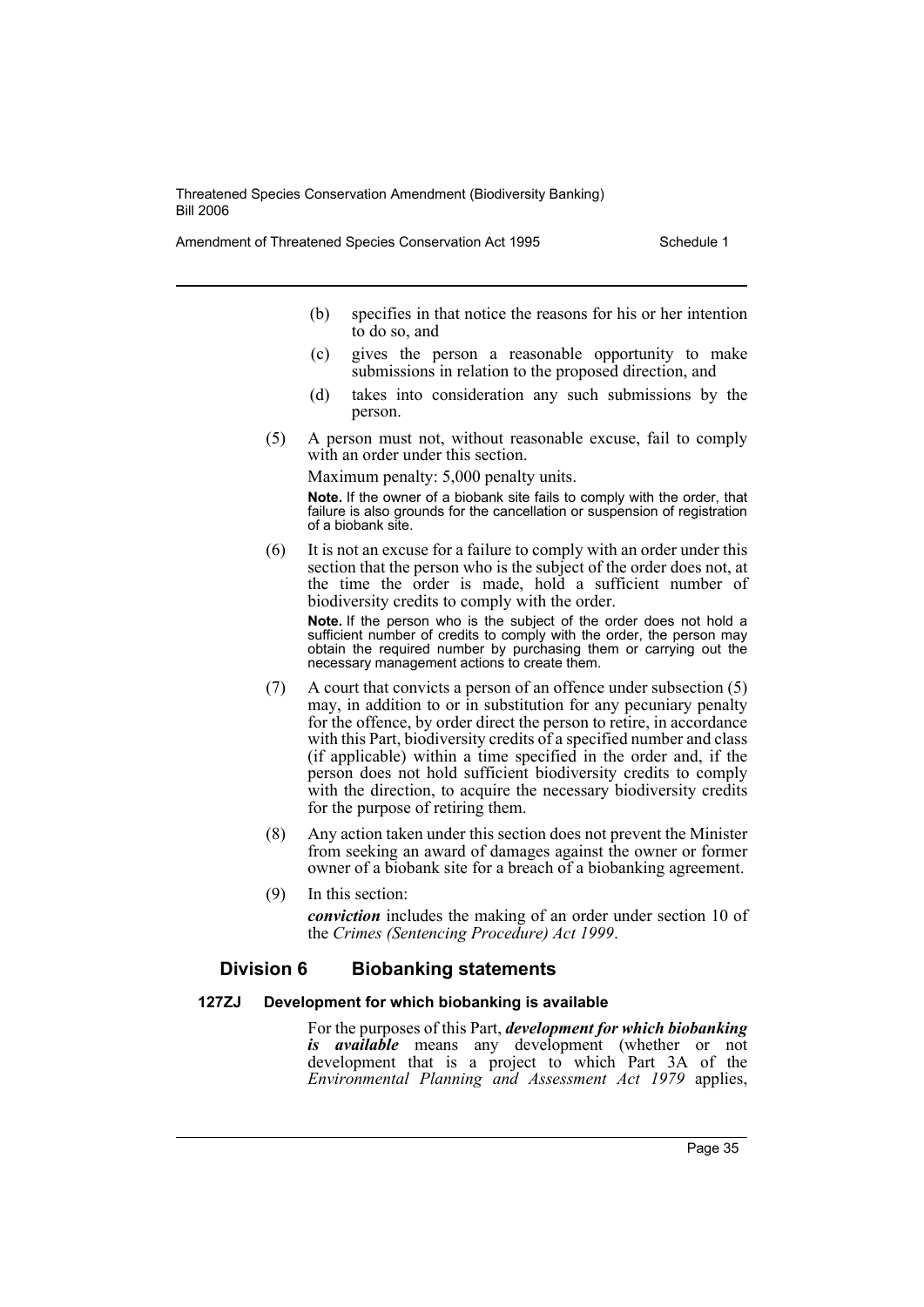(b) specifies in that notice the reasons for his or her intention to do so, and

(c) gives the person a reasonable opportunity to make submissions in relation to the proposed direction, and

(d) takes into consideration any such submissions by the person.

(5) A person must not, without reasonable excuse, fail to comply with an order under this section.

Maximum penalty: 5,000 penalty units.

**Note.** If the owner of a biobank site fails to comply with the order, that failure is also grounds for the cancellation or suspension of registration of a biobank site.

(6) It is not an excuse for a failure to comply with an order under this section that the person who is the subject of the order does not, at the time the order is made, hold a sufficient number of biodiversity credits to comply with the order.

**Note.** If the person who is the subject of the order does not hold a sufficient number of credits to comply with the order, the person may obtain the required number by purchasing them or carrying out the necessary management actions to create them.

(7) A court that convicts a person of an offence under subsection (5) may, in addition to or in substitution for any pecuniary penalty for the offence, by order direct the person to retire, in accordance with this Part, biodiversity credits of a specified number and class (if applicable) within a time specified in the order and, if the person does not hold sufficient biodiversity credits to comply with the direction, to acquire the necessary biodiversity credits for the purpose of retiring them.

(8) Any action taken under this section does not prevent the Minister from seeking an award of damages against the owner or former owner of a biobank site for a breach of a biobanking agreement.

(9) In this section:

***conviction*** includes the making of an order under section 10 of the *Crimes (Sentencing Procedure) Act 1999*.

## Division 6 Biobanking statements

### 127ZJ Development for which biobanking is available

For the purposes of this Part, ***development for which biobanking is available*** means any development (whether or not development that is a project to which Part 3A of the *Environmental Planning and Assessment Act 1979* applies,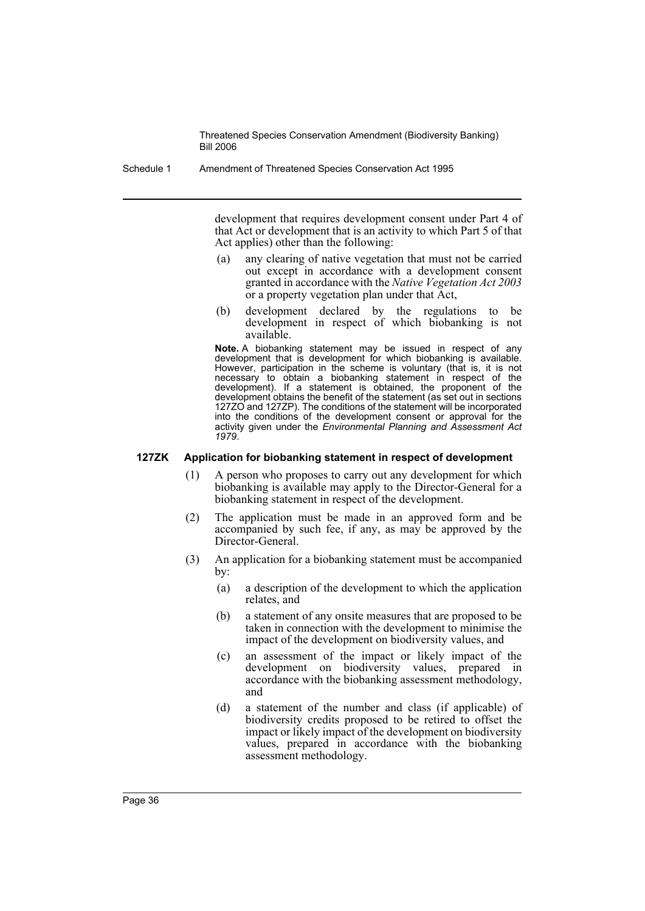development that requires development consent under Part 4 of that Act or development that is an activity to which Part 5 of that Act applies) other than the following:

(a) any clearing of native vegetation that must not be carried out except in accordance with a development consent granted in accordance with the *Native Vegetation Act 2003* or a property vegetation plan under that Act,

(b) development declared by the regulations to be development in respect of which biobanking is not available.

**Note.** A biobanking statement may be issued in respect of any development that is development for which biobanking is available. However, participation in the scheme is voluntary (that is, it is not necessary to obtain a biobanking statement in respect of the development). If a statement is obtained, the proponent of the development obtains the benefit of the statement (as set out in sections 127ZO and 127ZP). The conditions of the statement will be incorporated into the conditions of the development consent or approval for the activity given under the *Environmental Planning and Assessment Act 1979*.

### 127ZK Application for biobanking statement in respect of development

(1) A person who proposes to carry out any development for which biobanking is available may apply to the Director-General for a biobanking statement in respect of the development.

(2) The application must be made in an approved form and be accompanied by such fee, if any, as may be approved by the Director-General.

(3) An application for a biobanking statement must be accompanied by:

(a) a description of the development to which the application relates, and

(b) a statement of any onsite measures that are proposed to be taken in connection with the development to minimise the impact of the development on biodiversity values, and

(c) an assessment of the impact or likely impact of the development on biodiversity values, prepared in accordance with the biobanking assessment methodology, and

(d) a statement of the number and class (if applicable) of biodiversity credits proposed to be retired to offset the impact or likely impact of the development on biodiversity values, prepared in accordance with the biobanking assessment methodology.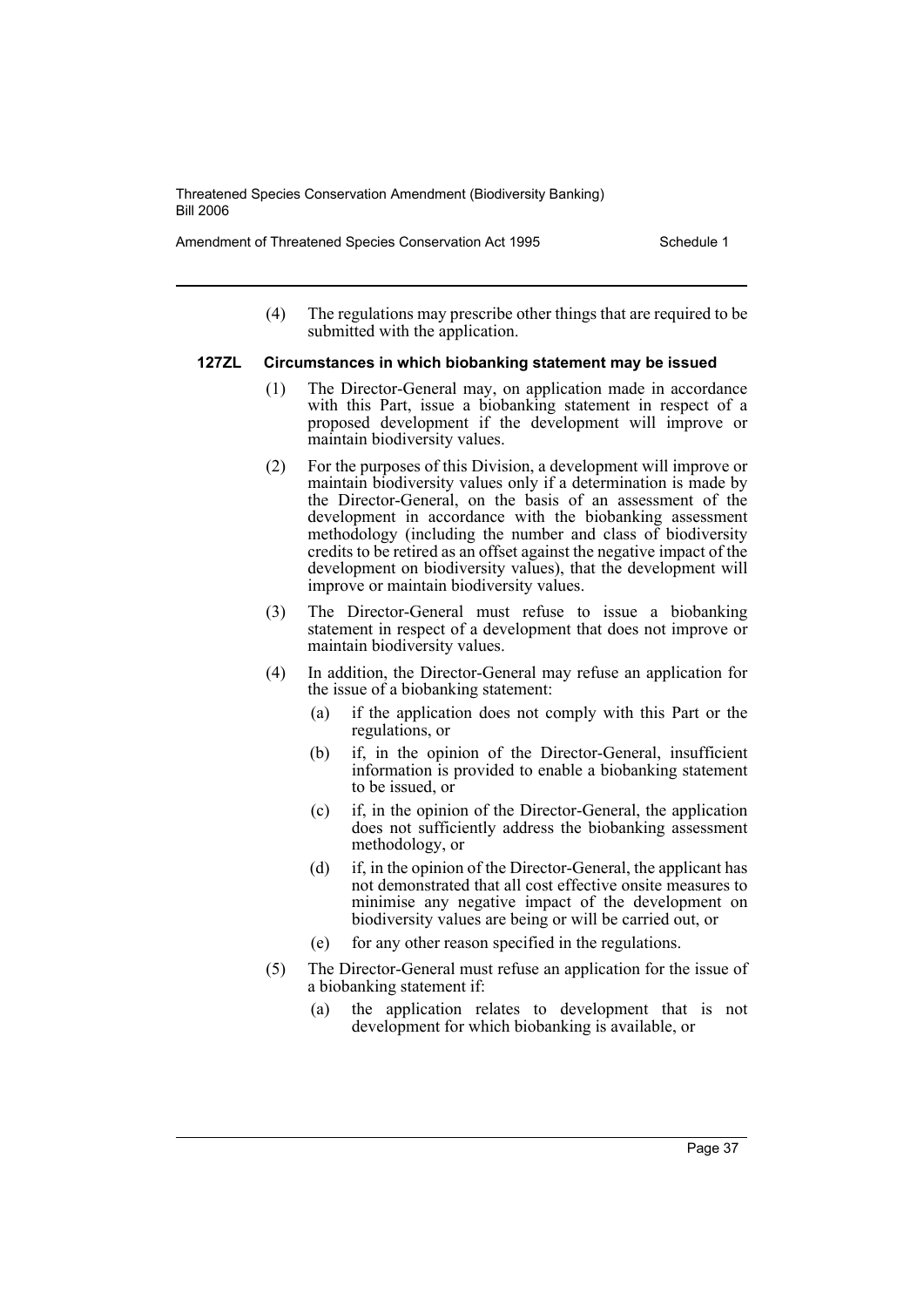(4) The regulations may prescribe other things that are required to be submitted with the application.

### 127ZL Circumstances in which biobanking statement may be issued

(1) The Director-General may, on application made in accordance with this Part, issue a biobanking statement in respect of a proposed development if the development will improve or maintain biodiversity values.

(2) For the purposes of this Division, a development will improve or maintain biodiversity values only if a determination is made by the Director-General, on the basis of an assessment of the development in accordance with the biobanking assessment methodology (including the number and class of biodiversity credits to be retired as an offset against the negative impact of the development on biodiversity values), that the development will improve or maintain biodiversity values.

(3) The Director-General must refuse to issue a biobanking statement in respect of a development that does not improve or maintain biodiversity values.

(4) In addition, the Director-General may refuse an application for the issue of a biobanking statement:

- (a) if the application does not comply with this Part or the regulations, or
- (b) if, in the opinion of the Director-General, insufficient information is provided to enable a biobanking statement to be issued, or
- (c) if, in the opinion of the Director-General, the application does not sufficiently address the biobanking assessment methodology, or
- (d) if, in the opinion of the Director-General, the applicant has not demonstrated that all cost effective onsite measures to minimise any negative impact of the development on biodiversity values are being or will be carried out, or
- (e) for any other reason specified in the regulations.

(5) The Director-General must refuse an application for the issue of a biobanking statement if:

- (a) the application relates to development that is not development for which biobanking is available, or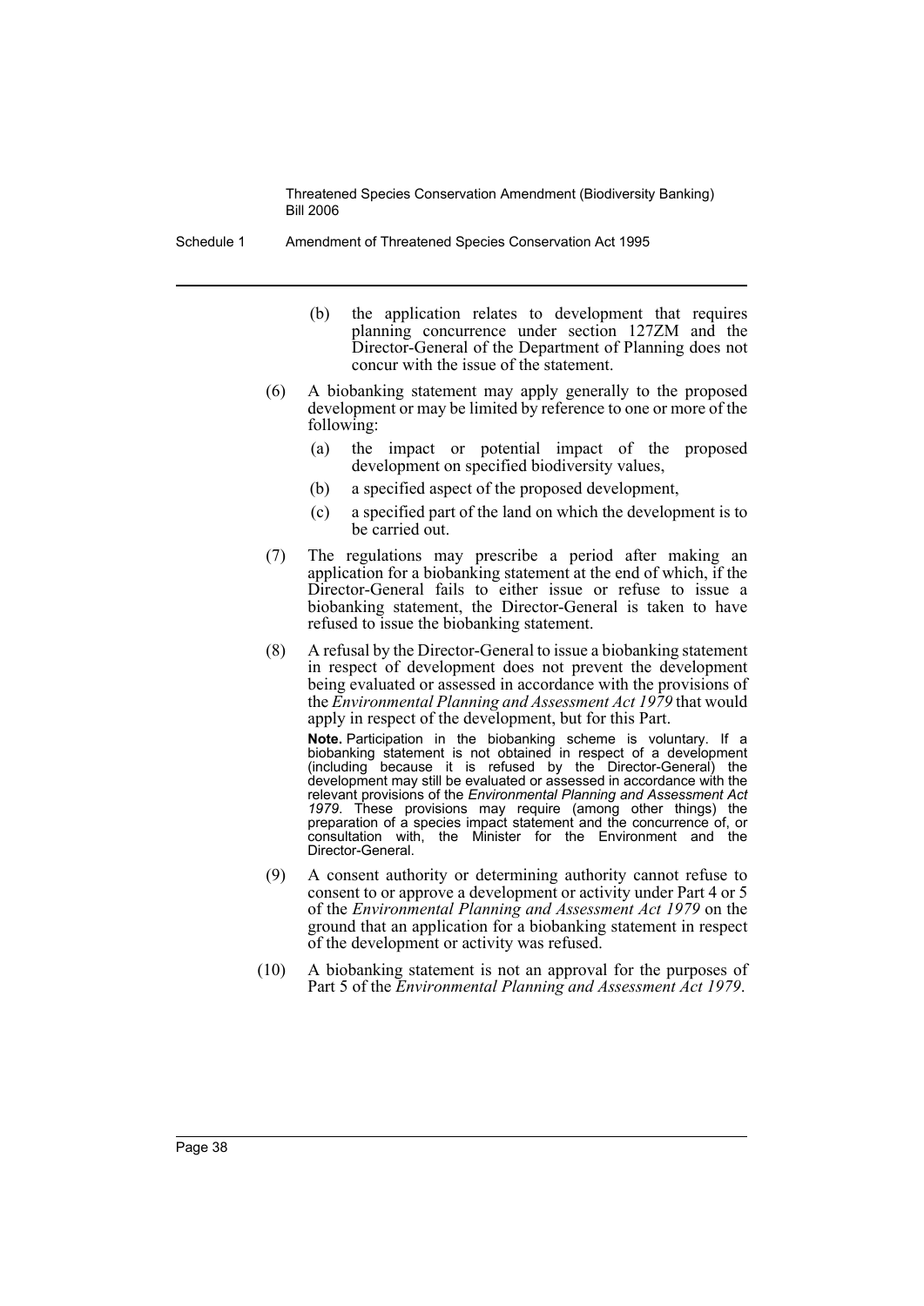(b) the application relates to development that requires planning concurrence under section 127ZM and the Director-General of the Department of Planning does not concur with the issue of the statement.

(6) A biobanking statement may apply generally to the proposed development or may be limited by reference to one or more of the following:

(a) the impact or potential impact of the proposed development on specified biodiversity values,

(b) a specified aspect of the proposed development,

(c) a specified part of the land on which the development is to be carried out.

(7) The regulations may prescribe a period after making an application for a biobanking statement at the end of which, if the Director-General fails to either issue or refuse to issue a biobanking statement, the Director-General is taken to have refused to issue the biobanking statement.

(8) A refusal by the Director-General to issue a biobanking statement in respect of development does not prevent the development being evaluated or assessed in accordance with the provisions of the *Environmental Planning and Assessment Act 1979* that would apply in respect of the development, but for this Part.

**Note.** Participation in the biobanking scheme is voluntary. If a biobanking statement is not obtained in respect of a development (including because it is refused by the Director-General) the development may still be evaluated or assessed in accordance with the relevant provisions of the *Environmental Planning and Assessment Act 1979*. These provisions may require (among other things) the preparation of a species impact statement and the concurrence of, or consultation with, the Minister for the Environment and the Director-General.

(9) A consent authority or determining authority cannot refuse to consent to or approve a development or activity under Part 4 or 5 of the *Environmental Planning and Assessment Act 1979* on the ground that an application for a biobanking statement in respect of the development or activity was refused.

(10) A biobanking statement is not an approval for the purposes of Part 5 of the *Environmental Planning and Assessment Act 1979*.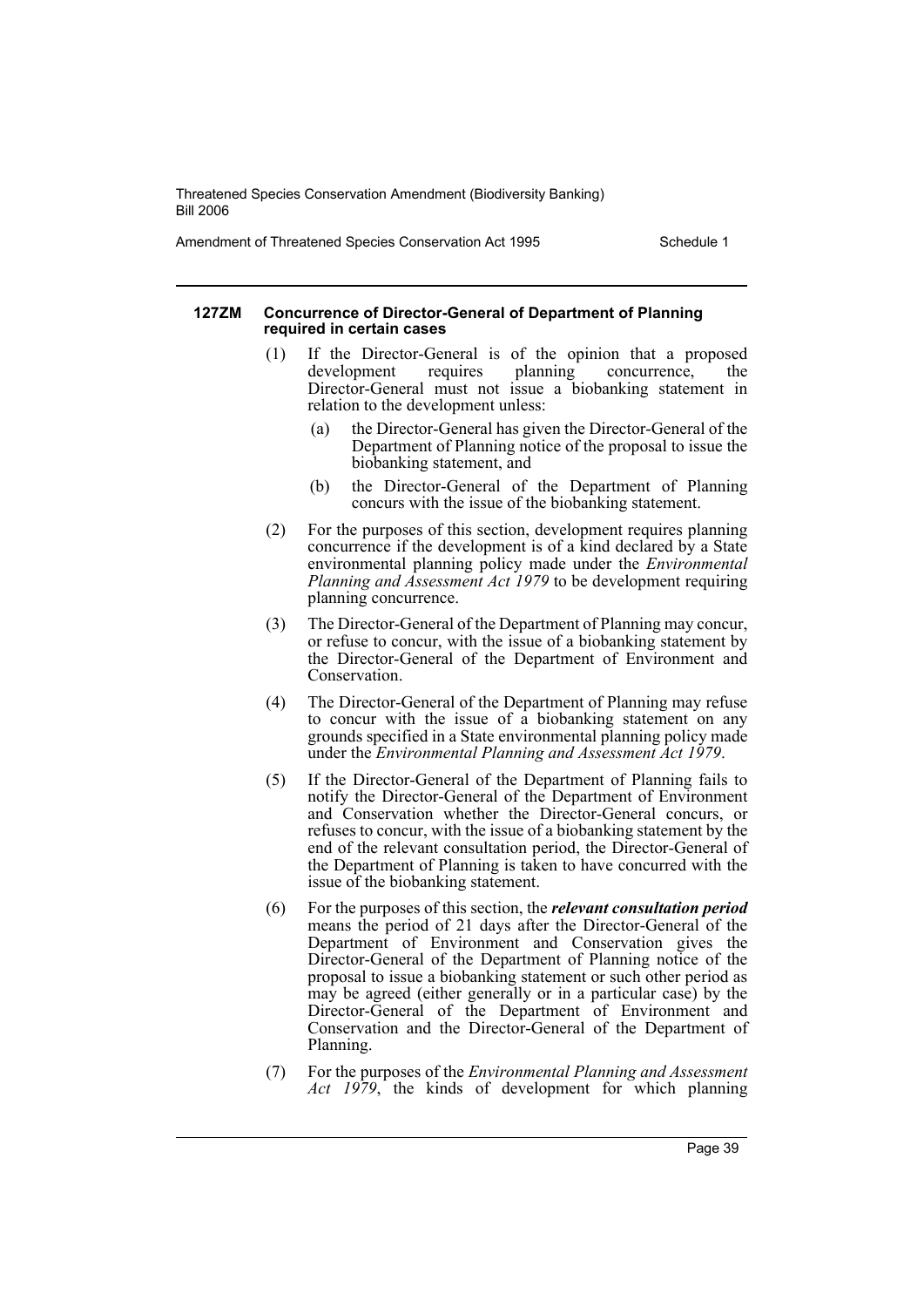#### 127ZM Concurrence of Director-General of Department of Planning required in certain cases

(1) If the Director-General is of the opinion that a proposed development requires planning concurrence, the Director-General must not issue a biobanking statement in relation to the development unless:

(a) the Director-General has given the Director-General of the Department of Planning notice of the proposal to issue the biobanking statement, and

(b) the Director-General of the Department of Planning concurs with the issue of the biobanking statement.

(2) For the purposes of this section, development requires planning concurrence if the development is of a kind declared by a State environmental planning policy made under the *Environmental Planning and Assessment Act 1979* to be development requiring planning concurrence.

(3) The Director-General of the Department of Planning may concur, or refuse to concur, with the issue of a biobanking statement by the Director-General of the Department of Environment and Conservation.

(4) The Director-General of the Department of Planning may refuse to concur with the issue of a biobanking statement on any grounds specified in a State environmental planning policy made under the *Environmental Planning and Assessment Act 1979*.

(5) If the Director-General of the Department of Planning fails to notify the Director-General of the Department of Environment and Conservation whether the Director-General concurs, or refuses to concur, with the issue of a biobanking statement by the end of the relevant consultation period, the Director-General of the Department of Planning is taken to have concurred with the issue of the biobanking statement.

(6) For the purposes of this section, the ***relevant consultation period*** means the period of 21 days after the Director-General of the Department of Environment and Conservation gives the Director-General of the Department of Planning notice of the proposal to issue a biobanking statement or such other period as may be agreed (either generally or in a particular case) by the Director-General of the Department of Environment and Conservation and the Director-General of the Department of Planning.

(7) For the purposes of the *Environmental Planning and Assessment Act 1979*, the kinds of development for which planning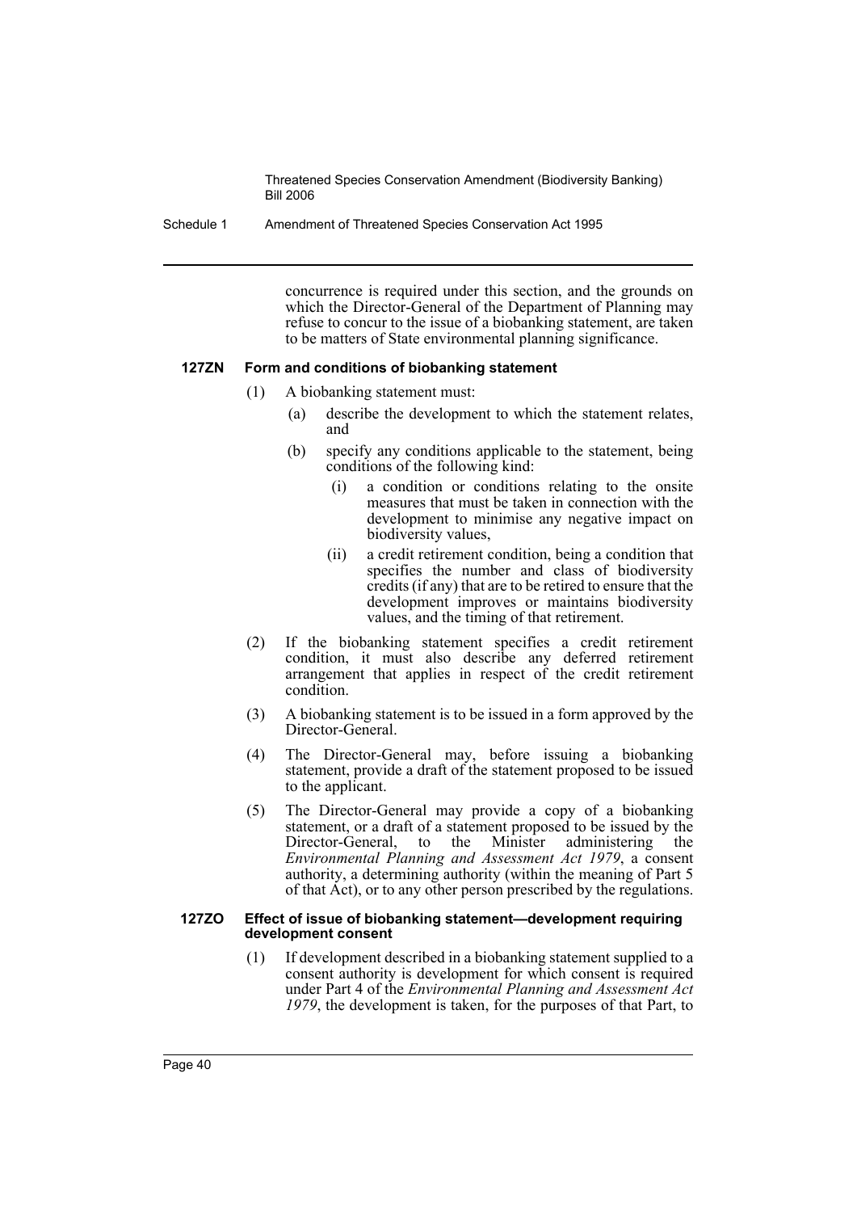concurrence is required under this section, and the grounds on which the Director-General of the Department of Planning may refuse to concur to the issue of a biobanking statement, are taken to be matters of State environmental planning significance.

#### 127ZN Form and conditions of biobanking statement

(1) A biobanking statement must:

(a) describe the development to which the statement relates, and

(b) specify any conditions applicable to the statement, being conditions of the following kind:

(i) a condition or conditions relating to the onsite measures that must be taken in connection with the development to minimise any negative impact on biodiversity values,

(ii) a credit retirement condition, being a condition that specifies the number and class of biodiversity credits (if any) that are to be retired to ensure that the development improves or maintains biodiversity values, and the timing of that retirement.

(2) If the biobanking statement specifies a credit retirement condition, it must also describe any deferred retirement arrangement that applies in respect of the credit retirement condition.

(3) A biobanking statement is to be issued in a form approved by the Director-General.

(4) The Director-General may, before issuing a biobanking statement, provide a draft of the statement proposed to be issued to the applicant.

(5) The Director-General may provide a copy of a biobanking statement, or a draft of a statement proposed to be issued by the Director-General, to the Minister administering the *Environmental Planning and Assessment Act 1979*, a consent authority, a determining authority (within the meaning of Part 5 of that Act), or to any other person prescribed by the regulations.

#### 127ZO Effect of issue of biobanking statement—development requiring development consent

(1) If development described in a biobanking statement supplied to a consent authority is development for which consent is required under Part 4 of the *Environmental Planning and Assessment Act 1979*, the development is taken, for the purposes of that Part, to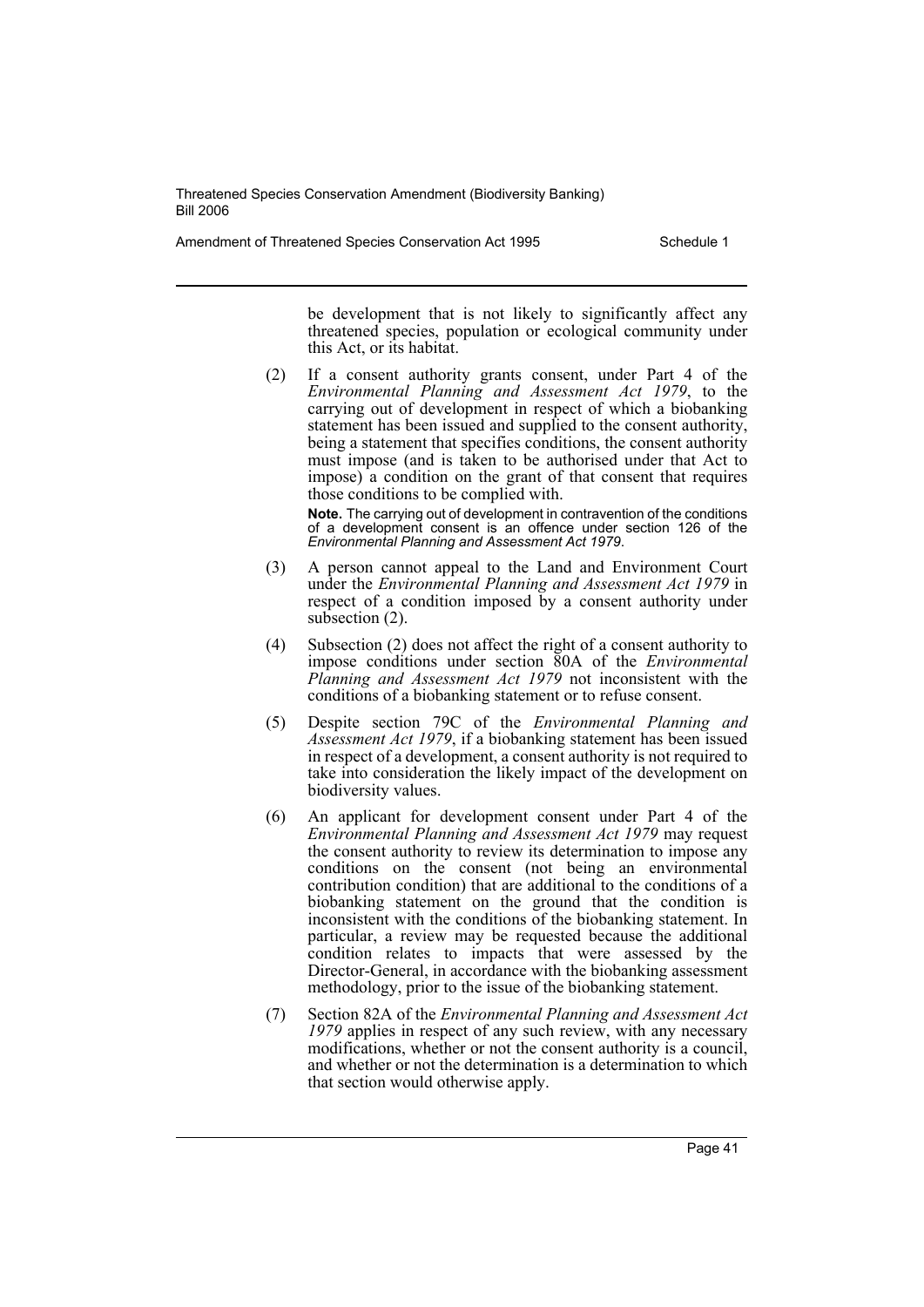be development that is not likely to significantly affect any threatened species, population or ecological community under this Act, or its habitat.

(2) If a consent authority grants consent, under Part 4 of the *Environmental Planning and Assessment Act 1979*, to the carrying out of development in respect of which a biobanking statement has been issued and supplied to the consent authority, being a statement that specifies conditions, the consent authority must impose (and is taken to be authorised under that Act to impose) a condition on the grant of that consent that requires those conditions to be complied with.

**Note.** The carrying out of development in contravention of the conditions of a development consent is an offence under section 126 of the *Environmental Planning and Assessment Act 1979*.

(3) A person cannot appeal to the Land and Environment Court under the *Environmental Planning and Assessment Act 1979* in respect of a condition imposed by a consent authority under subsection (2).

(4) Subsection (2) does not affect the right of a consent authority to impose conditions under section 80A of the *Environmental Planning and Assessment Act 1979* not inconsistent with the conditions of a biobanking statement or to refuse consent.

(5) Despite section 79C of the *Environmental Planning and Assessment Act 1979*, if a biobanking statement has been issued in respect of a development, a consent authority is not required to take into consideration the likely impact of the development on biodiversity values.

(6) An applicant for development consent under Part 4 of the *Environmental Planning and Assessment Act 1979* may request the consent authority to review its determination to impose any conditions on the consent (not being an environmental contribution condition) that are additional to the conditions of a biobanking statement on the ground that the condition is inconsistent with the conditions of the biobanking statement. In particular, a review may be requested because the additional condition relates to impacts that were assessed by the Director-General, in accordance with the biobanking assessment methodology, prior to the issue of the biobanking statement.

(7) Section 82A of the *Environmental Planning and Assessment Act 1979* applies in respect of any such review, with any necessary modifications, whether or not the consent authority is a council, and whether or not the determination is a determination to which that section would otherwise apply.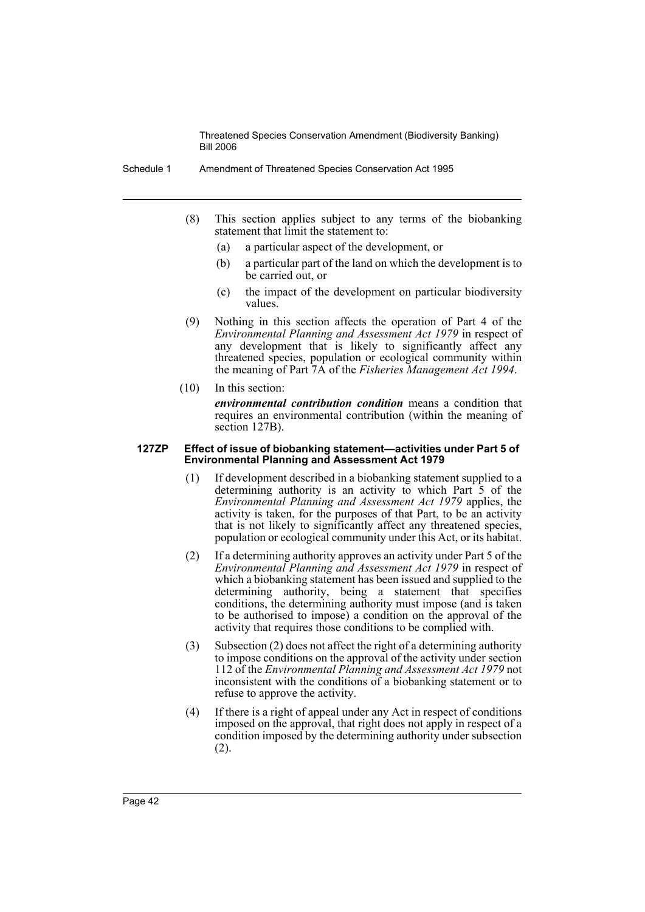(8) This section applies subject to any terms of the biobanking statement that limit the statement to:

(a) a particular aspect of the development, or

(b) a particular part of the land on which the development is to be carried out, or

(c) the impact of the development on particular biodiversity values.

(9) Nothing in this section affects the operation of Part 4 of the *Environmental Planning and Assessment Act 1979* in respect of any development that is likely to significantly affect any threatened species, population or ecological community within the meaning of Part 7A of the *Fisheries Management Act 1994*.

(10) In this section:

***environmental contribution condition*** means a condition that requires an environmental contribution (within the meaning of section 127B).

#### 127ZP Effect of issue of biobanking statement—activities under Part 5 of Environmental Planning and Assessment Act 1979

(1) If development described in a biobanking statement supplied to a determining authority is an activity to which Part 5 of the *Environmental Planning and Assessment Act 1979* applies, the activity is taken, for the purposes of that Part, to be an activity that is not likely to significantly affect any threatened species, population or ecological community under this Act, or its habitat.

(2) If a determining authority approves an activity under Part 5 of the *Environmental Planning and Assessment Act 1979* in respect of which a biobanking statement has been issued and supplied to the determining authority, being a statement that specifies conditions, the determining authority must impose (and is taken to be authorised to impose) a condition on the approval of the activity that requires those conditions to be complied with.

(3) Subsection (2) does not affect the right of a determining authority to impose conditions on the approval of the activity under section 112 of the *Environmental Planning and Assessment Act 1979* not inconsistent with the conditions of a biobanking statement or to refuse to approve the activity.

(4) If there is a right of appeal under any Act in respect of conditions imposed on the approval, that right does not apply in respect of a condition imposed by the determining authority under subsection (2).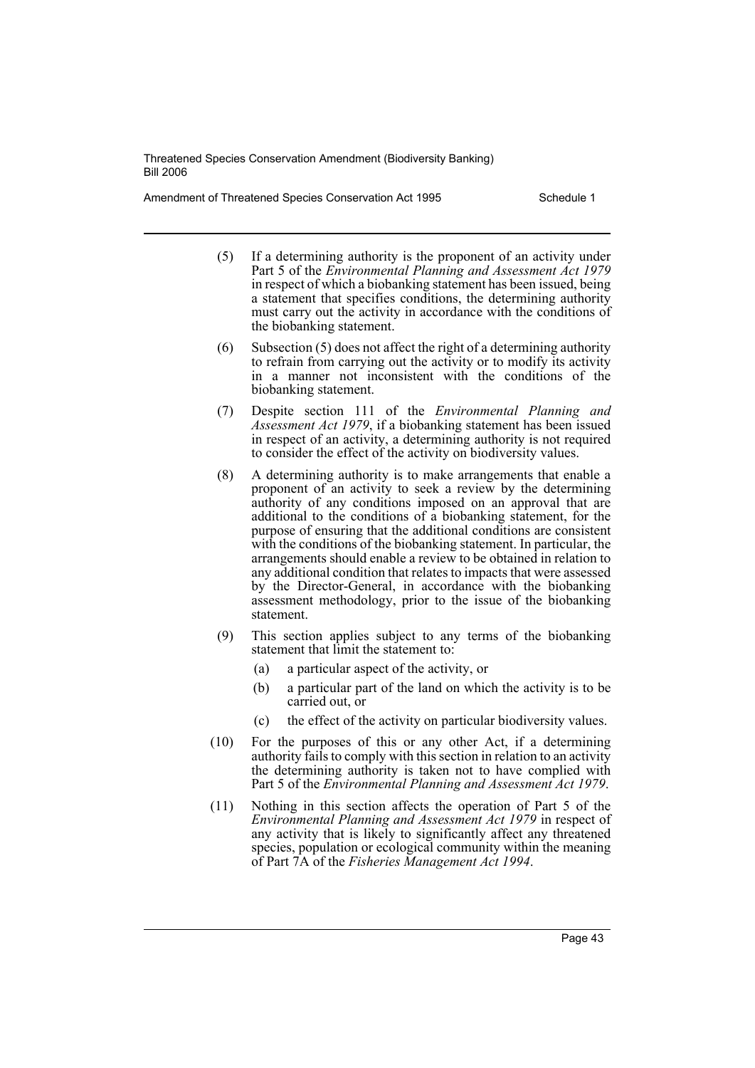(5) If a determining authority is the proponent of an activity under Part 5 of the *Environmental Planning and Assessment Act 1979* in respect of which a biobanking statement has been issued, being a statement that specifies conditions, the determining authority must carry out the activity in accordance with the conditions of the biobanking statement.

(6) Subsection (5) does not affect the right of a determining authority to refrain from carrying out the activity or to modify its activity in a manner not inconsistent with the conditions of the biobanking statement.

(7) Despite section 111 of the *Environmental Planning and Assessment Act 1979*, if a biobanking statement has been issued in respect of an activity, a determining authority is not required to consider the effect of the activity on biodiversity values.

(8) A determining authority is to make arrangements that enable a proponent of an activity to seek a review by the determining authority of any conditions imposed on an approval that are additional to the conditions of a biobanking statement, for the purpose of ensuring that the additional conditions are consistent with the conditions of the biobanking statement. In particular, the arrangements should enable a review to be obtained in relation to any additional condition that relates to impacts that were assessed by the Director-General, in accordance with the biobanking assessment methodology, prior to the issue of the biobanking statement.

(9) This section applies subject to any terms of the biobanking statement that limit the statement to:

- (a) a particular aspect of the activity, or
- (b) a particular part of the land on which the activity is to be carried out, or
- (c) the effect of the activity on particular biodiversity values.

(10) For the purposes of this or any other Act, if a determining authority fails to comply with this section in relation to an activity the determining authority is taken not to have complied with Part 5 of the *Environmental Planning and Assessment Act 1979*.

(11) Nothing in this section affects the operation of Part 5 of the *Environmental Planning and Assessment Act 1979* in respect of any activity that is likely to significantly affect any threatened species, population or ecological community within the meaning of Part 7A of the *Fisheries Management Act 1994*.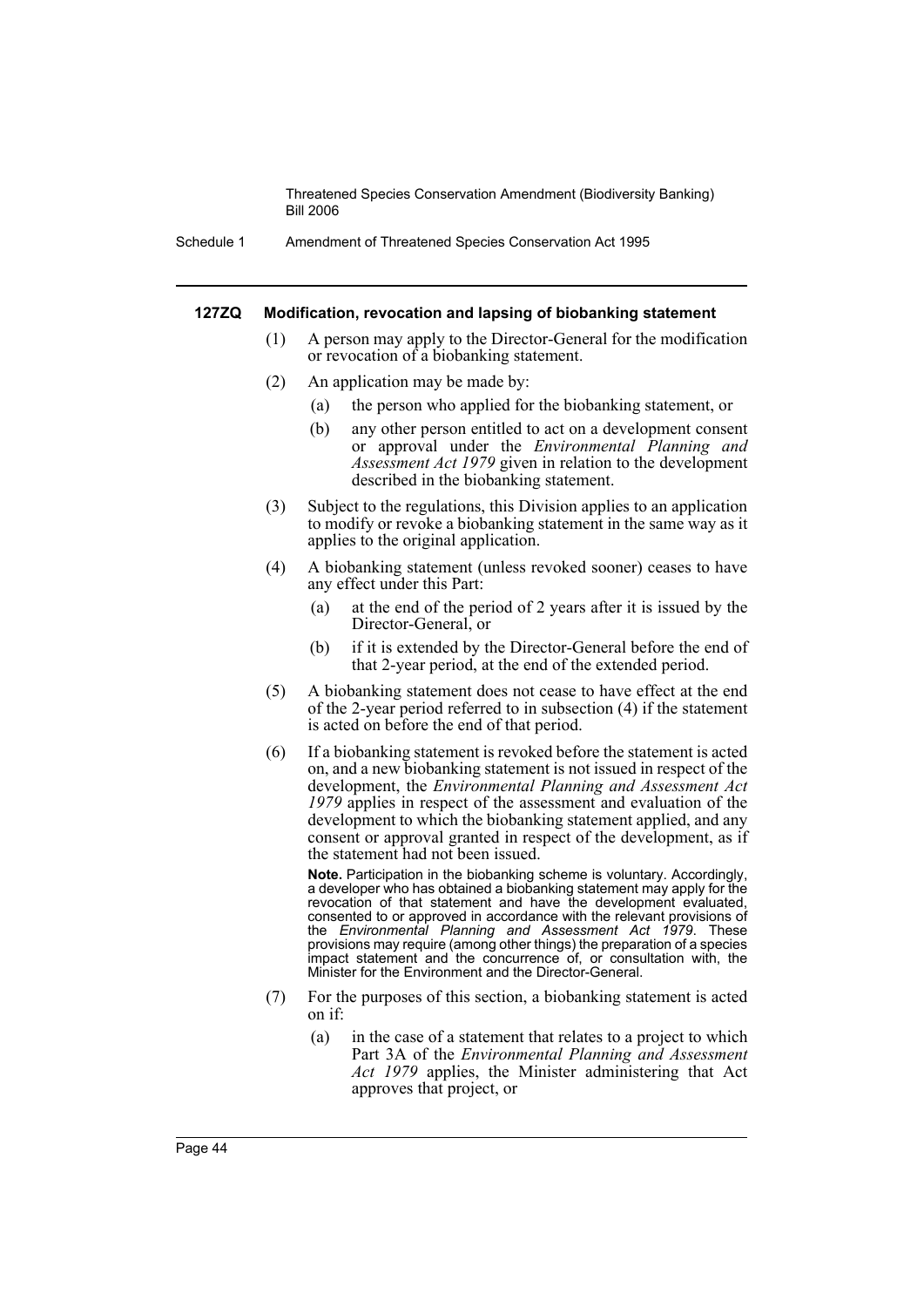#### 127ZQ Modification, revocation and lapsing of biobanking statement

(1) A person may apply to the Director-General for the modification or revocation of a biobanking statement.

(2) An application may be made by:

- (a) the person who applied for the biobanking statement, or
- (b) any other person entitled to act on a development consent or approval under the *Environmental Planning and Assessment Act 1979* given in relation to the development described in the biobanking statement.

(3) Subject to the regulations, this Division applies to an application to modify or revoke a biobanking statement in the same way as it applies to the original application.

(4) A biobanking statement (unless revoked sooner) ceases to have any effect under this Part:

- (a) at the end of the period of 2 years after it is issued by the Director-General, or
- (b) if it is extended by the Director-General before the end of that 2-year period, at the end of the extended period.

(5) A biobanking statement does not cease to have effect at the end of the 2-year period referred to in subsection (4) if the statement is acted on before the end of that period.

(6) If a biobanking statement is revoked before the statement is acted on, and a new biobanking statement is not issued in respect of the development, the *Environmental Planning and Assessment Act 1979* applies in respect of the assessment and evaluation of the development to which the biobanking statement applied, and any consent or approval granted in respect of the development, as if the statement had not been issued.

**Note.** Participation in the biobanking scheme is voluntary. Accordingly, a developer who has obtained a biobanking statement may apply for the revocation of that statement and have the development evaluated, consented to or approved in accordance with the relevant provisions of the *Environmental Planning and Assessment Act 1979*. These provisions may require (among other things) the preparation of a species impact statement and the concurrence of, or consultation with, the Minister for the Environment and the Director-General.

(7) For the purposes of this section, a biobanking statement is acted on if:

- (a) in the case of a statement that relates to a project to which Part 3A of the *Environmental Planning and Assessment Act 1979* applies, the Minister administering that Act approves that project, or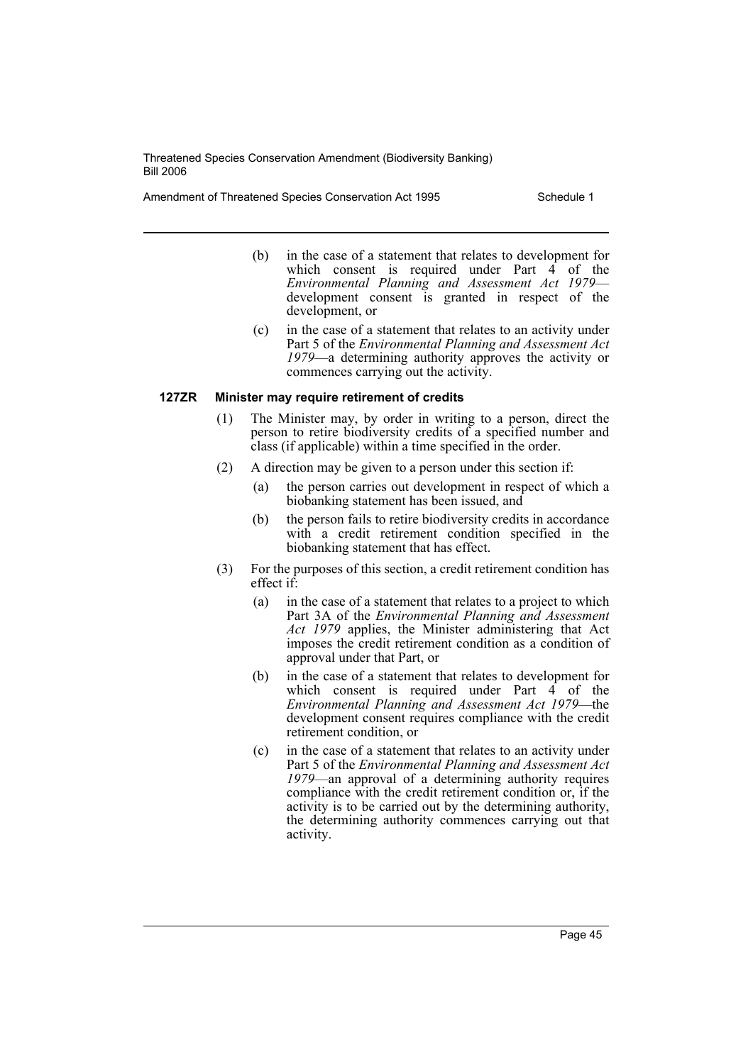(b) in the case of a statement that relates to development for which consent is required under Part 4 of the *Environmental Planning and Assessment Act 1979*—development consent is granted in respect of the development, or

(c) in the case of a statement that relates to an activity under Part 5 of the *Environmental Planning and Assessment Act 1979*—a determining authority approves the activity or commences carrying out the activity.

**127ZR Minister may require retirement of credits**

(1) The Minister may, by order in writing to a person, direct the person to retire biodiversity credits of a specified number and class (if applicable) within a time specified in the order.

(2) A direction may be given to a person under this section if:

(a) the person carries out development in respect of which a biobanking statement has been issued, and

(b) the person fails to retire biodiversity credits in accordance with a credit retirement condition specified in the biobanking statement that has effect.

(3) For the purposes of this section, a credit retirement condition has effect if:

(a) in the case of a statement that relates to a project to which Part 3A of the *Environmental Planning and Assessment Act 1979* applies, the Minister administering that Act imposes the credit retirement condition as a condition of approval under that Part, or

(b) in the case of a statement that relates to development for which consent is required under Part 4 of the *Environmental Planning and Assessment Act 1979*—the development consent requires compliance with the credit retirement condition, or

(c) in the case of a statement that relates to an activity under Part 5 of the *Environmental Planning and Assessment Act 1979*—an approval of a determining authority requires compliance with the credit retirement condition or, if the activity is to be carried out by the determining authority, the determining authority commences carrying out that activity.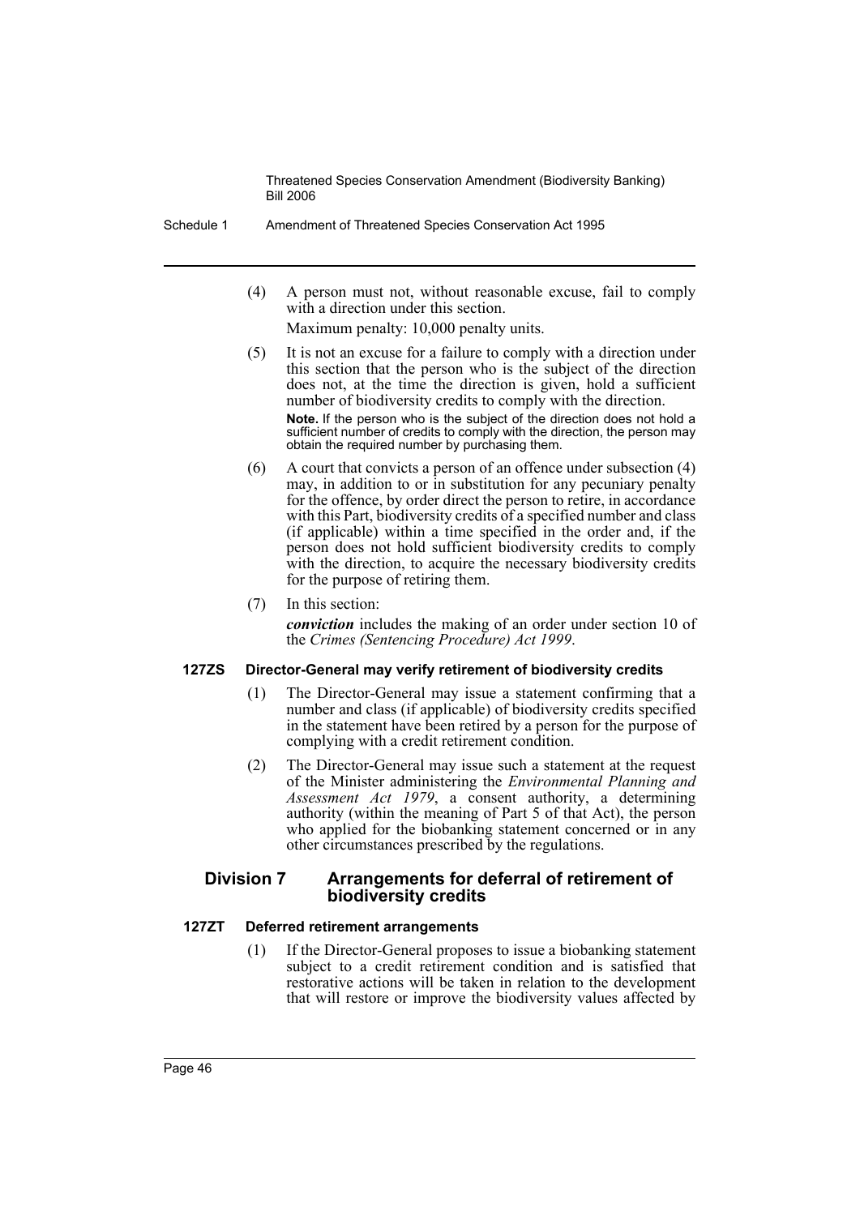(4) A person must not, without reasonable excuse, fail to comply with a direction under this section.

Maximum penalty: 10,000 penalty units.

(5) It is not an excuse for a failure to comply with a direction under this section that the person who is the subject of the direction does not, at the time the direction is given, hold a sufficient number of biodiversity credits to comply with the direction.

**Note.** If the person who is the subject of the direction does not hold a sufficient number of credits to comply with the direction, the person may obtain the required number by purchasing them.

(6) A court that convicts a person of an offence under subsection (4) may, in addition to or in substitution for any pecuniary penalty for the offence, by order direct the person to retire, in accordance with this Part, biodiversity credits of a specified number and class (if applicable) within a time specified in the order and, if the person does not hold sufficient biodiversity credits to comply with the direction, to acquire the necessary biodiversity credits for the purpose of retiring them.

(7) In this section:

***conviction*** includes the making of an order under section 10 of the *Crimes (Sentencing Procedure) Act 1999*.

#### 127ZS Director-General may verify retirement of biodiversity credits

(1) The Director-General may issue a statement confirming that a number and class (if applicable) of biodiversity credits specified in the statement have been retired by a person for the purpose of complying with a credit retirement condition.

(2) The Director-General may issue such a statement at the request of the Minister administering the *Environmental Planning and Assessment Act 1979*, a consent authority, a determining authority (within the meaning of Part 5 of that Act), the person who applied for the biobanking statement concerned or in any other circumstances prescribed by the regulations.

### Division 7 Arrangements for deferral of retirement of biodiversity credits

#### 127ZT Deferred retirement arrangements

(1) If the Director-General proposes to issue a biobanking statement subject to a credit retirement condition and is satisfied that restorative actions will be taken in relation to the development that will restore or improve the biodiversity values affected by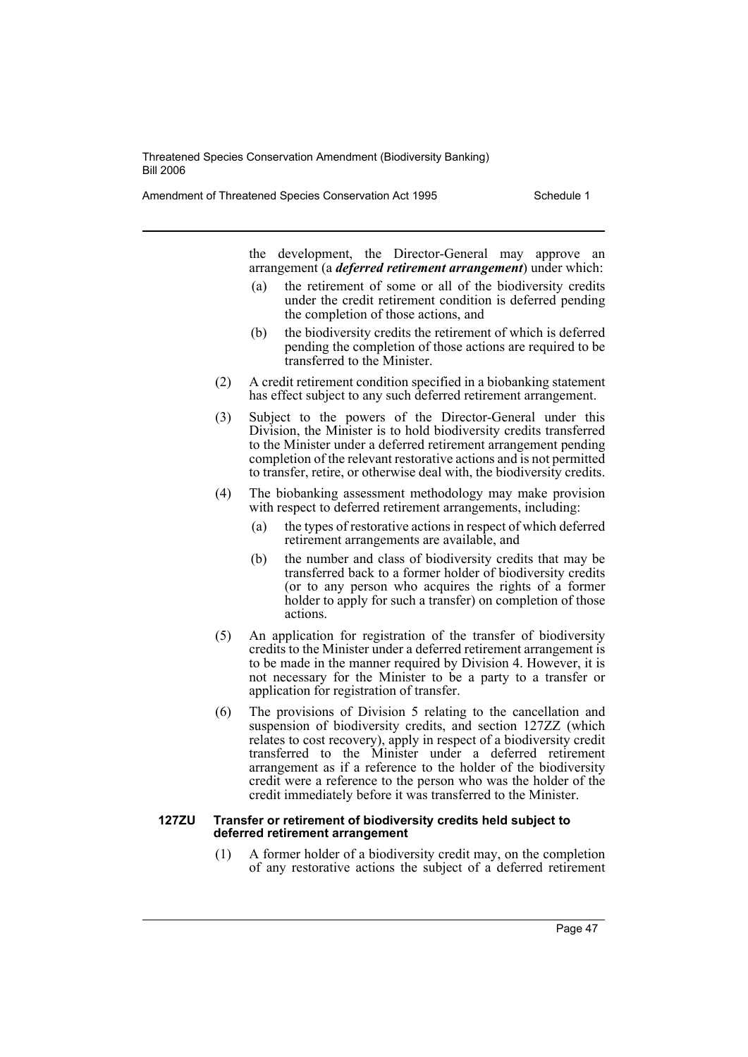the development, the Director-General may approve an arrangement (a ***deferred retirement arrangement***) under which:

- (a) the retirement of some or all of the biodiversity credits under the credit retirement condition is deferred pending the completion of those actions, and
- (b) the biodiversity credits the retirement of which is deferred pending the completion of those actions are required to be transferred to the Minister.

(2) A credit retirement condition specified in a biobanking statement has effect subject to any such deferred retirement arrangement.

(3) Subject to the powers of the Director-General under this Division, the Minister is to hold biodiversity credits transferred to the Minister under a deferred retirement arrangement pending completion of the relevant restorative actions and is not permitted to transfer, retire, or otherwise deal with, the biodiversity credits.

(4) The biobanking assessment methodology may make provision with respect to deferred retirement arrangements, including:

- (a) the types of restorative actions in respect of which deferred retirement arrangements are available, and
- (b) the number and class of biodiversity credits that may be transferred back to a former holder of biodiversity credits (or to any person who acquires the rights of a former holder to apply for such a transfer) on completion of those actions.

(5) An application for registration of the transfer of biodiversity credits to the Minister under a deferred retirement arrangement is to be made in the manner required by Division 4. However, it is not necessary for the Minister to be a party to a transfer or application for registration of transfer.

(6) The provisions of Division 5 relating to the cancellation and suspension of biodiversity credits, and section 127ZZ (which relates to cost recovery), apply in respect of a biodiversity credit transferred to the Minister under a deferred retirement arrangement as if a reference to the holder of the biodiversity credit were a reference to the person who was the holder of the credit immediately before it was transferred to the Minister.

**127ZU Transfer or retirement of biodiversity credits held subject to deferred retirement arrangement**

(1) A former holder of a biodiversity credit may, on the completion of any restorative actions the subject of a deferred retirement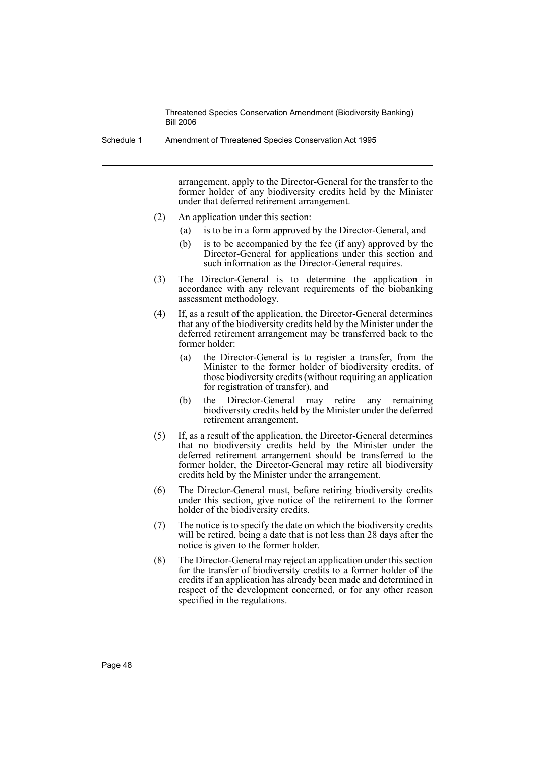arrangement, apply to the Director-General for the transfer to the former holder of any biodiversity credits held by the Minister under that deferred retirement arrangement.

(2) An application under this section:

- (a) is to be in a form approved by the Director-General, and
- (b) is to be accompanied by the fee (if any) approved by the Director-General for applications under this section and such information as the Director-General requires.

(3) The Director-General is to determine the application in accordance with any relevant requirements of the biobanking assessment methodology.

(4) If, as a result of the application, the Director-General determines that any of the biodiversity credits held by the Minister under the deferred retirement arrangement may be transferred back to the former holder:

- (a) the Director-General is to register a transfer, from the Minister to the former holder of biodiversity credits, of those biodiversity credits (without requiring an application for registration of transfer), and
- (b) the Director-General may retire any remaining biodiversity credits held by the Minister under the deferred retirement arrangement.

(5) If, as a result of the application, the Director-General determines that no biodiversity credits held by the Minister under the deferred retirement arrangement should be transferred to the former holder, the Director-General may retire all biodiversity credits held by the Minister under the arrangement.

(6) The Director-General must, before retiring biodiversity credits under this section, give notice of the retirement to the former holder of the biodiversity credits.

(7) The notice is to specify the date on which the biodiversity credits will be retired, being a date that is not less than 28 days after the notice is given to the former holder.

(8) The Director-General may reject an application under this section for the transfer of biodiversity credits to a former holder of the credits if an application has already been made and determined in respect of the development concerned, or for any other reason specified in the regulations.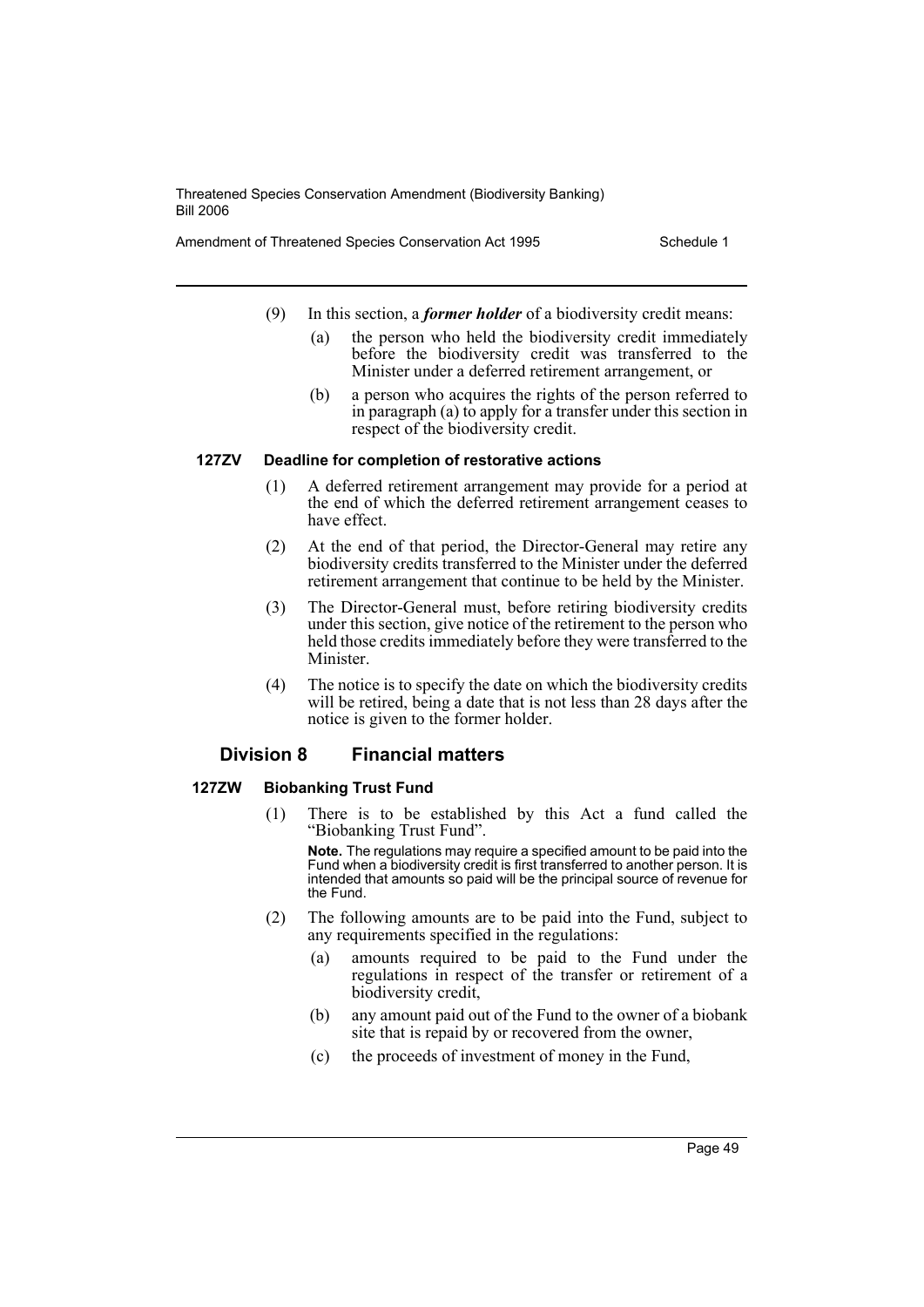(9) In this section, a ***former holder*** of a biodiversity credit means:

(a) the person who held the biodiversity credit immediately before the biodiversity credit was transferred to the Minister under a deferred retirement arrangement, or

(b) a person who acquires the rights of the person referred to in paragraph (a) to apply for a transfer under this section in respect of the biodiversity credit.

#### 127ZV Deadline for completion of restorative actions

(1) A deferred retirement arrangement may provide for a period at the end of which the deferred retirement arrangement ceases to have effect.

(2) At the end of that period, the Director-General may retire any biodiversity credits transferred to the Minister under the deferred retirement arrangement that continue to be held by the Minister.

(3) The Director-General must, before retiring biodiversity credits under this section, give notice of the retirement to the person who held those credits immediately before they were transferred to the Minister.

(4) The notice is to specify the date on which the biodiversity credits will be retired, being a date that is not less than 28 days after the notice is given to the former holder.

### Division 8 Financial matters

#### 127ZW Biobanking Trust Fund

(1) There is to be established by this Act a fund called the "Biobanking Trust Fund".

**Note.** The regulations may require a specified amount to be paid into the Fund when a biodiversity credit is first transferred to another person. It is intended that amounts so paid will be the principal source of revenue for the Fund.

(2) The following amounts are to be paid into the Fund, subject to any requirements specified in the regulations:

(a) amounts required to be paid to the Fund under the regulations in respect of the transfer or retirement of a biodiversity credit,

(b) any amount paid out of the Fund to the owner of a biobank site that is repaid by or recovered from the owner,

(c) the proceeds of investment of money in the Fund,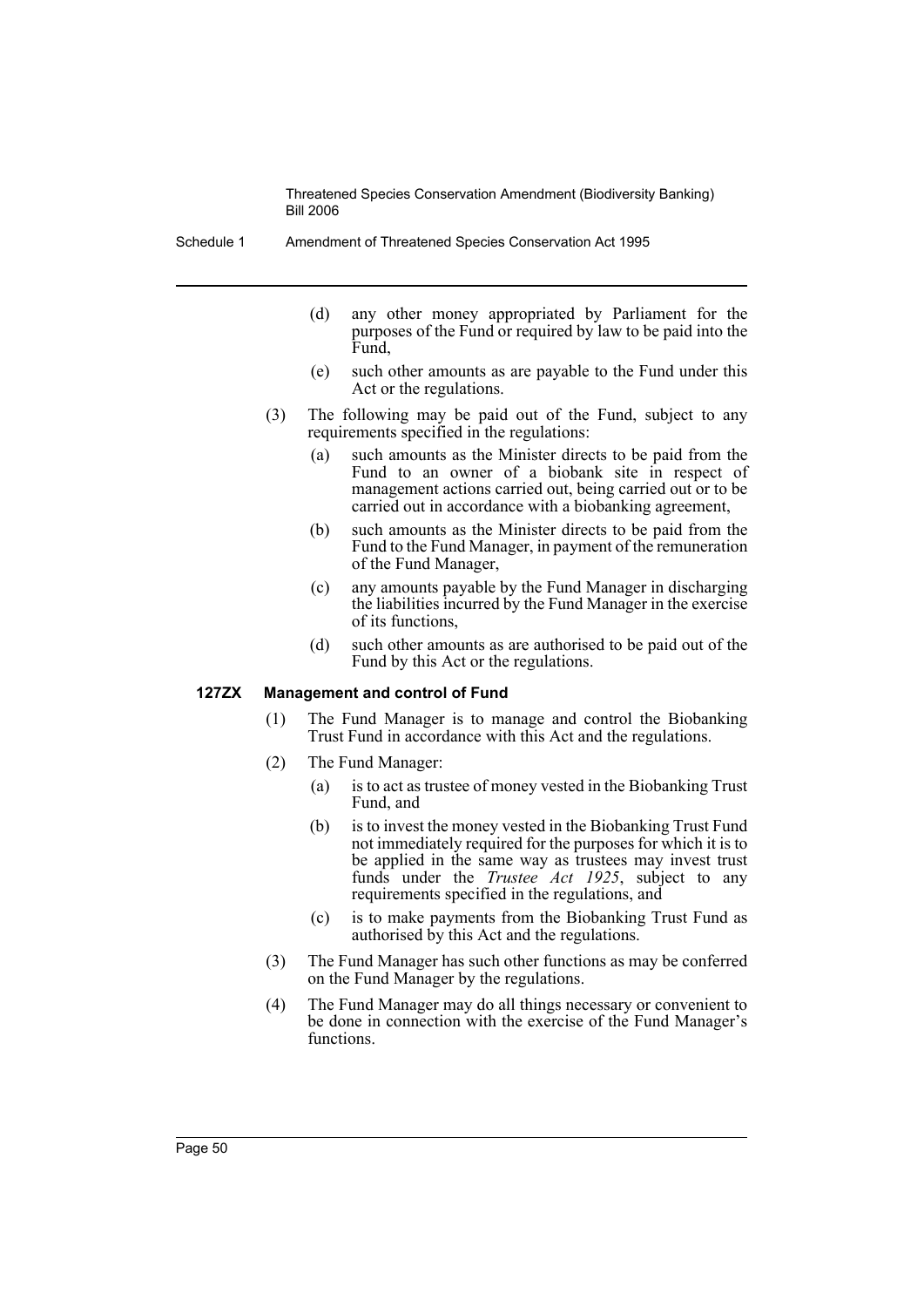(d) any other money appropriated by Parliament for the purposes of the Fund or required by law to be paid into the Fund,

(e) such other amounts as are payable to the Fund under this Act or the regulations.

(3) The following may be paid out of the Fund, subject to any requirements specified in the regulations:

(a) such amounts as the Minister directs to be paid from the Fund to an owner of a biobank site in respect of management actions carried out, being carried out or to be carried out in accordance with a biobanking agreement,

(b) such amounts as the Minister directs to be paid from the Fund to the Fund Manager, in payment of the remuneration of the Fund Manager,

(c) any amounts payable by the Fund Manager in discharging the liabilities incurred by the Fund Manager in the exercise of its functions,

(d) such other amounts as are authorised to be paid out of the Fund by this Act or the regulations.

**127ZX Management and control of Fund**

(1) The Fund Manager is to manage and control the Biobanking Trust Fund in accordance with this Act and the regulations.

(2) The Fund Manager:

(a) is to act as trustee of money vested in the Biobanking Trust Fund, and

(b) is to invest the money vested in the Biobanking Trust Fund not immediately required for the purposes for which it is to be applied in the same way as trustees may invest trust funds under the *Trustee Act 1925*, subject to any requirements specified in the regulations, and

(c) is to make payments from the Biobanking Trust Fund as authorised by this Act and the regulations.

(3) The Fund Manager has such other functions as may be conferred on the Fund Manager by the regulations.

(4) The Fund Manager may do all things necessary or convenient to be done in connection with the exercise of the Fund Manager's functions.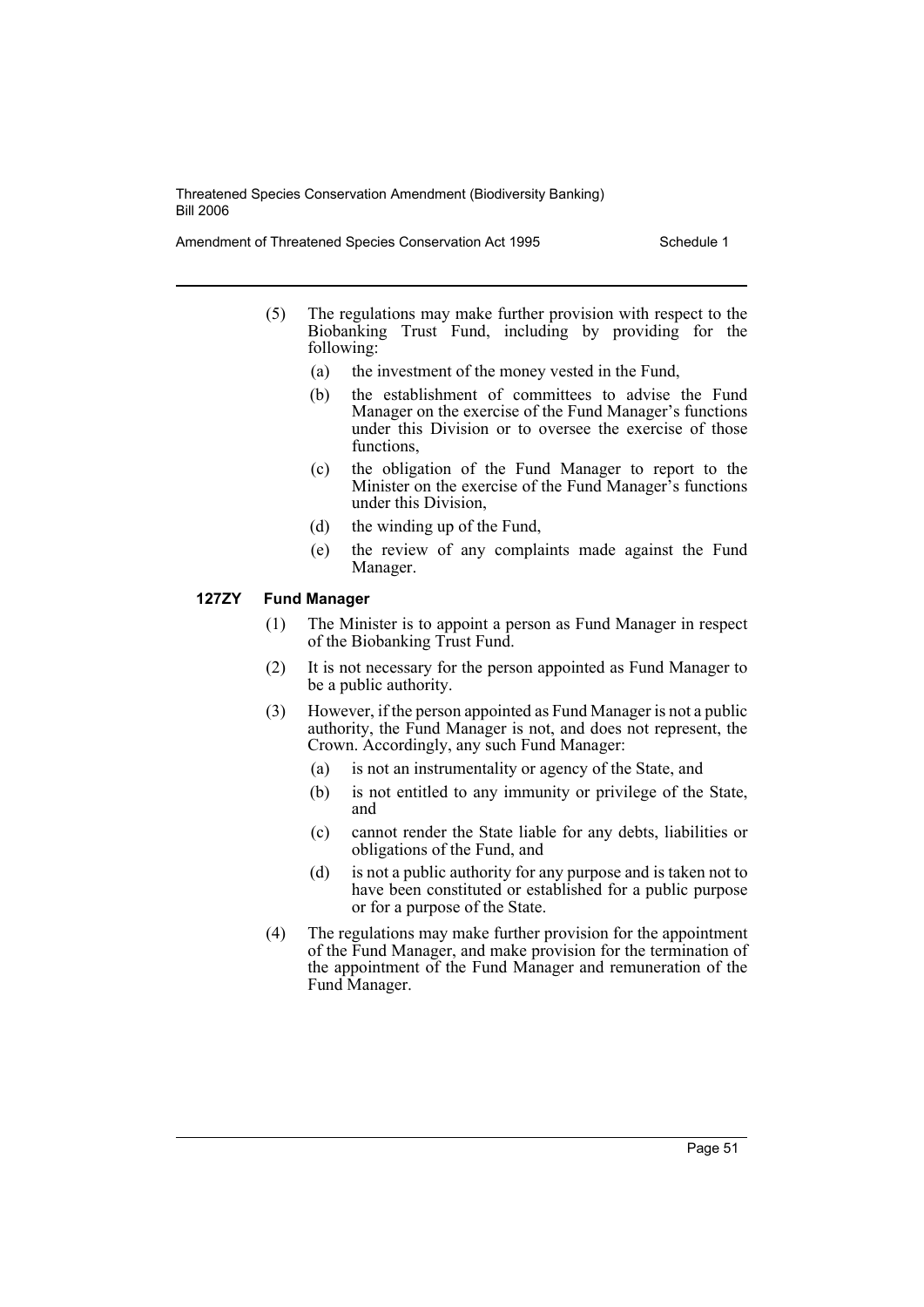(5) The regulations may make further provision with respect to the Biobanking Trust Fund, including by providing for the following:

- (a) the investment of the money vested in the Fund,
- (b) the establishment of committees to advise the Fund Manager on the exercise of the Fund Manager's functions under this Division or to oversee the exercise of those functions,
- (c) the obligation of the Fund Manager to report to the Minister on the exercise of the Fund Manager's functions under this Division,
- (d) the winding up of the Fund,
- (e) the review of any complaints made against the Fund Manager.

**127ZY Fund Manager**

(1) The Minister is to appoint a person as Fund Manager in respect of the Biobanking Trust Fund.

(2) It is not necessary for the person appointed as Fund Manager to be a public authority.

(3) However, if the person appointed as Fund Manager is not a public authority, the Fund Manager is not, and does not represent, the Crown. Accordingly, any such Fund Manager:

- (a) is not an instrumentality or agency of the State, and
- (b) is not entitled to any immunity or privilege of the State, and
- (c) cannot render the State liable for any debts, liabilities or obligations of the Fund, and
- (d) is not a public authority for any purpose and is taken not to have been constituted or established for a public purpose or for a purpose of the State.

(4) The regulations may make further provision for the appointment of the Fund Manager, and make provision for the termination of the appointment of the Fund Manager and remuneration of the Fund Manager.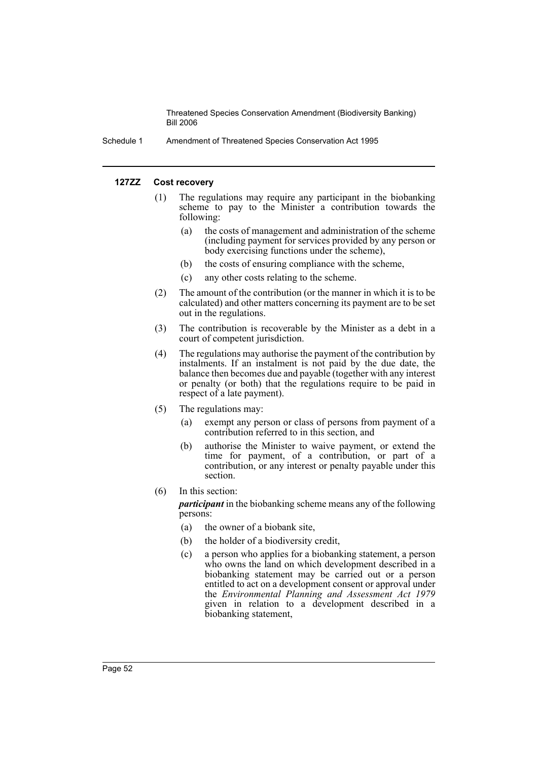#### 127ZZ Cost recovery

(1) The regulations may require any participant in the biobanking scheme to pay to the Minister a contribution towards the following:

- (a) the costs of management and administration of the scheme (including payment for services provided by any person or body exercising functions under the scheme),
- (b) the costs of ensuring compliance with the scheme,
- (c) any other costs relating to the scheme.

(2) The amount of the contribution (or the manner in which it is to be calculated) and other matters concerning its payment are to be set out in the regulations.

(3) The contribution is recoverable by the Minister as a debt in a court of competent jurisdiction.

(4) The regulations may authorise the payment of the contribution by instalments. If an instalment is not paid by the due date, the balance then becomes due and payable (together with any interest or penalty (or both) that the regulations require to be paid in respect of a late payment).

(5) The regulations may:

- (a) exempt any person or class of persons from payment of a contribution referred to in this section, and
- (b) authorise the Minister to waive payment, or extend the time for payment, of a contribution, or part of a contribution, or any interest or penalty payable under this section.

(6) In this section:

***participant*** in the biobanking scheme means any of the following persons:

- (a) the owner of a biobank site,
- (b) the holder of a biodiversity credit,
- (c) a person who applies for a biobanking statement, a person who owns the land on which development described in a biobanking statement may be carried out or a person entitled to act on a development consent or approval under the *Environmental Planning and Assessment Act 1979* given in relation to a development described in a biobanking statement,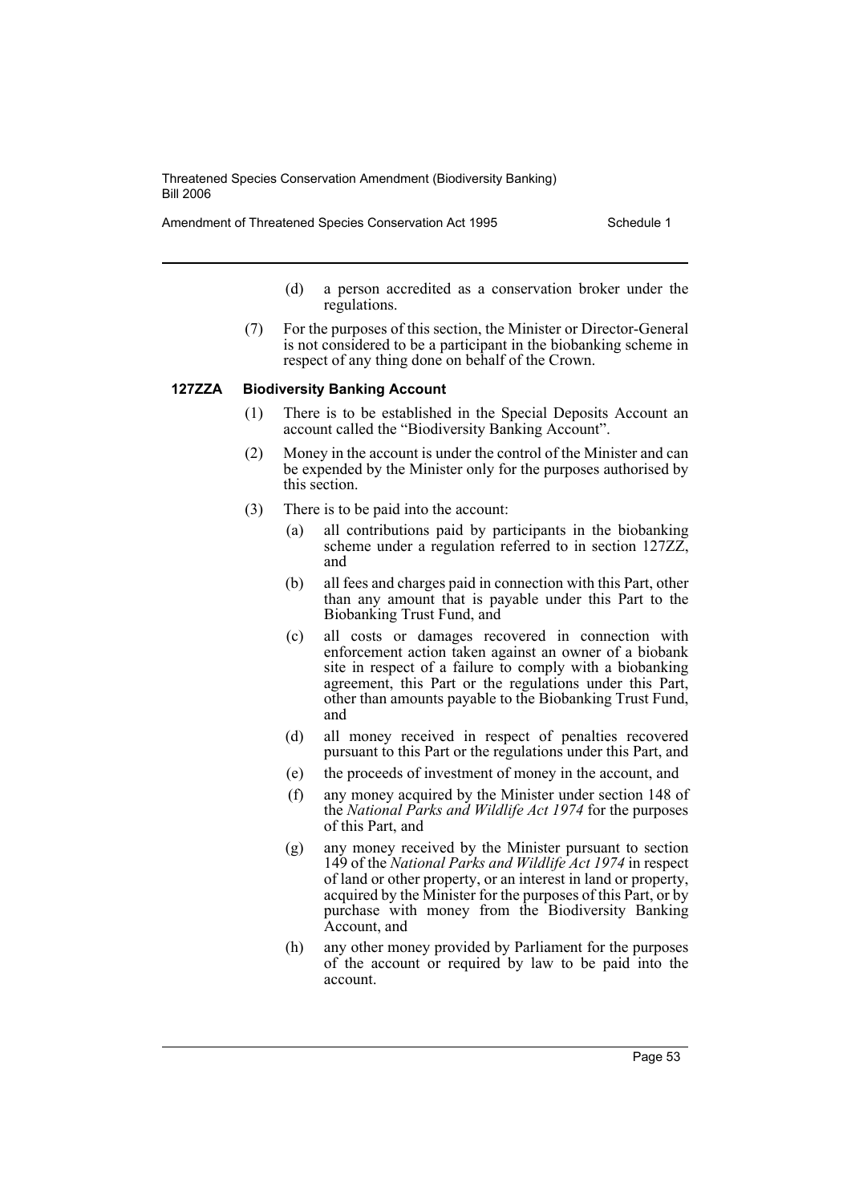(d) a person accredited as a conservation broker under the regulations.

(7) For the purposes of this section, the Minister or Director-General is not considered to be a participant in the biobanking scheme in respect of any thing done on behalf of the Crown.

**127ZZA Biodiversity Banking Account**

(1) There is to be established in the Special Deposits Account an account called the "Biodiversity Banking Account".

(2) Money in the account is under the control of the Minister and can be expended by the Minister only for the purposes authorised by this section.

(3) There is to be paid into the account:

(a) all contributions paid by participants in the biobanking scheme under a regulation referred to in section 127ZZ, and

(b) all fees and charges paid in connection with this Part, other than any amount that is payable under this Part to the Biobanking Trust Fund, and

(c) all costs or damages recovered in connection with enforcement action taken against an owner of a biobank site in respect of a failure to comply with a biobanking agreement, this Part or the regulations under this Part, other than amounts payable to the Biobanking Trust Fund, and

(d) all money received in respect of penalties recovered pursuant to this Part or the regulations under this Part, and

(e) the proceeds of investment of money in the account, and

(f) any money acquired by the Minister under section 148 of the *National Parks and Wildlife Act 1974* for the purposes of this Part, and

(g) any money received by the Minister pursuant to section 149 of the *National Parks and Wildlife Act 1974* in respect of land or other property, or an interest in land or property, acquired by the Minister for the purposes of this Part, or by purchase with money from the Biodiversity Banking Account, and

(h) any other money provided by Parliament for the purposes of the account or required by law to be paid into the account.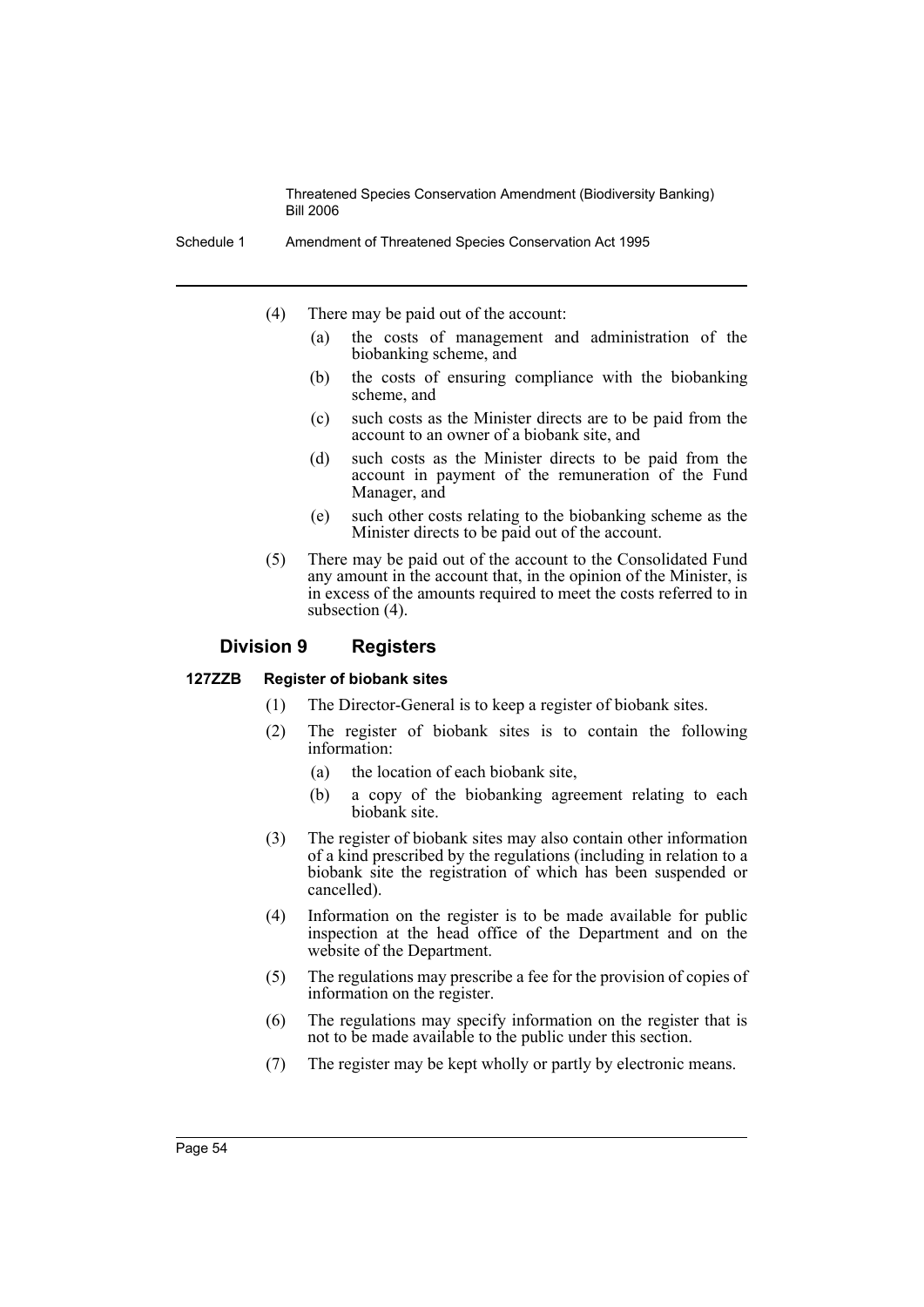(4) There may be paid out of the account:

(a) the costs of management and administration of the biobanking scheme, and

(b) the costs of ensuring compliance with the biobanking scheme, and

(c) such costs as the Minister directs are to be paid from the account to an owner of a biobank site, and

(d) such costs as the Minister directs to be paid from the account in payment of the remuneration of the Fund Manager, and

(e) such other costs relating to the biobanking scheme as the Minister directs to be paid out of the account.

(5) There may be paid out of the account to the Consolidated Fund any amount in the account that, in the opinion of the Minister, is in excess of the amounts required to meet the costs referred to in subsection (4).

## Division 9 Registers

#### 127ZZB Register of biobank sites

(1) The Director-General is to keep a register of biobank sites.

(2) The register of biobank sites is to contain the following information:

(a) the location of each biobank site,

(b) a copy of the biobanking agreement relating to each biobank site.

(3) The register of biobank sites may also contain other information of a kind prescribed by the regulations (including in relation to a biobank site the registration of which has been suspended or cancelled).

(4) Information on the register is to be made available for public inspection at the head office of the Department and on the website of the Department.

(5) The regulations may prescribe a fee for the provision of copies of information on the register.

(6) The regulations may specify information on the register that is not to be made available to the public under this section.

(7) The register may be kept wholly or partly by electronic means.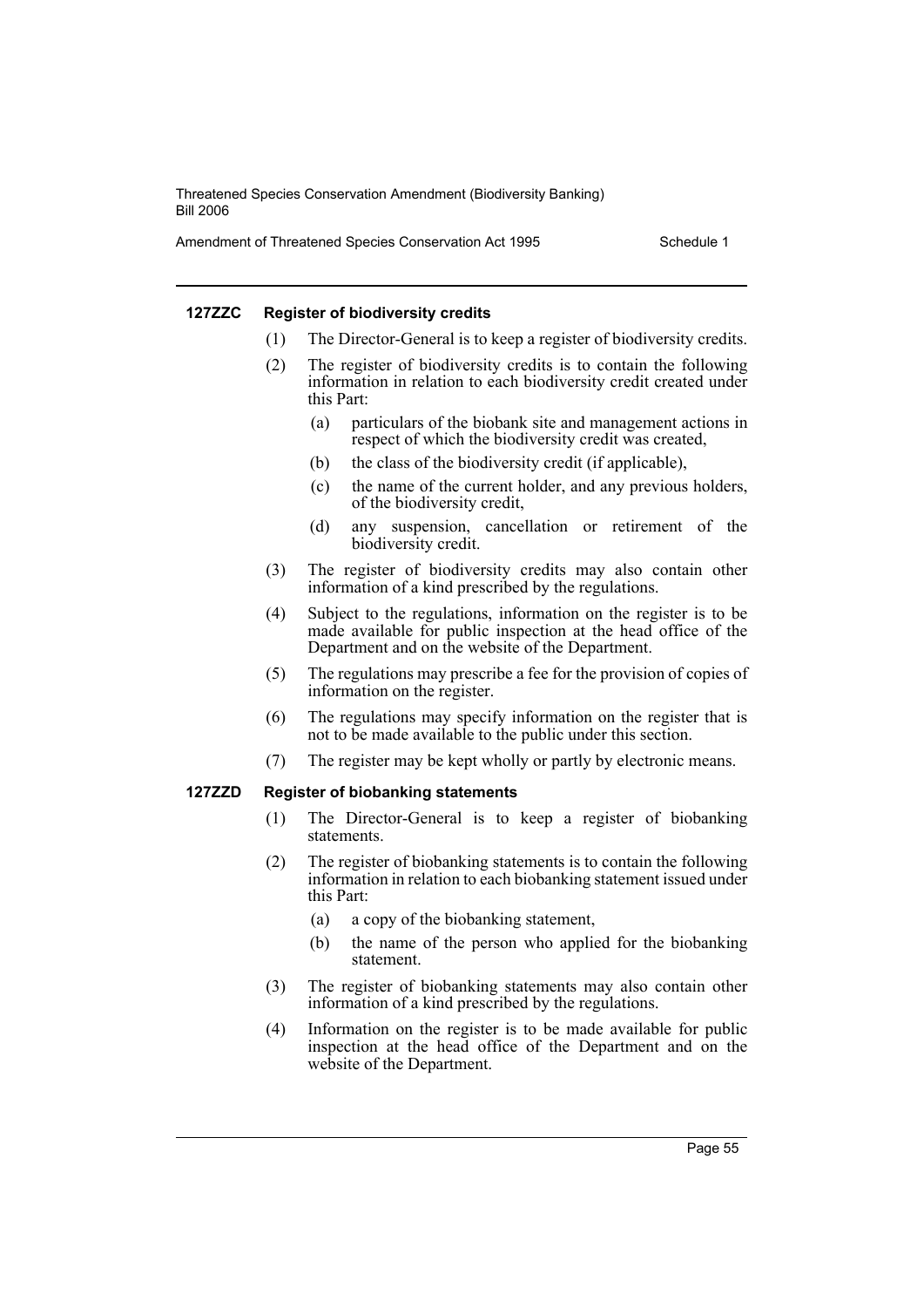#### 127ZZC Register of biodiversity credits

(1) The Director-General is to keep a register of biodiversity credits.

(2) The register of biodiversity credits is to contain the following information in relation to each biodiversity credit created under this Part:

- (a) particulars of the biobank site and management actions in respect of which the biodiversity credit was created,
- (b) the class of the biodiversity credit (if applicable),
- (c) the name of the current holder, and any previous holders, of the biodiversity credit,
- (d) any suspension, cancellation or retirement of the biodiversity credit.

(3) The register of biodiversity credits may also contain other information of a kind prescribed by the regulations.

(4) Subject to the regulations, information on the register is to be made available for public inspection at the head office of the Department and on the website of the Department.

(5) The regulations may prescribe a fee for the provision of copies of information on the register.

(6) The regulations may specify information on the register that is not to be made available to the public under this section.

(7) The register may be kept wholly or partly by electronic means.

#### 127ZZD Register of biobanking statements

(1) The Director-General is to keep a register of biobanking statements.

(2) The register of biobanking statements is to contain the following information in relation to each biobanking statement issued under this Part:

- (a) a copy of the biobanking statement,
- (b) the name of the person who applied for the biobanking statement.

(3) The register of biobanking statements may also contain other information of a kind prescribed by the regulations.

(4) Information on the register is to be made available for public inspection at the head office of the Department and on the website of the Department.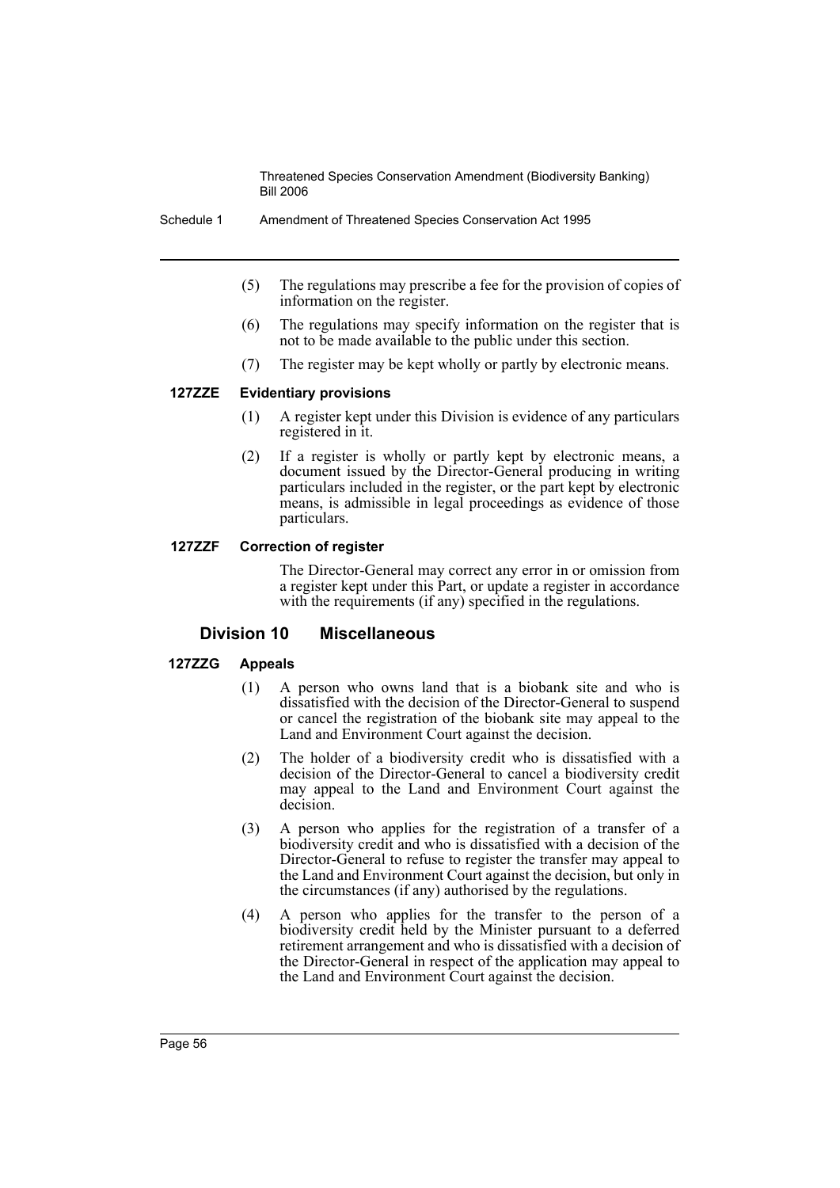(5) The regulations may prescribe a fee for the provision of copies of information on the register.

(6) The regulations may specify information on the register that is not to be made available to the public under this section.

(7) The register may be kept wholly or partly by electronic means.

#### 127ZZE Evidentiary provisions

(1) A register kept under this Division is evidence of any particulars registered in it.

(2) If a register is wholly or partly kept by electronic means, a document issued by the Director-General producing in writing particulars included in the register, or the part kept by electronic means, is admissible in legal proceedings as evidence of those particulars.

#### 127ZZF Correction of register

The Director-General may correct any error in or omission from a register kept under this Part, or update a register in accordance with the requirements (if any) specified in the regulations.

### Division 10 Miscellaneous

#### 127ZZG Appeals

(1) A person who owns land that is a biobank site and who is dissatisfied with the decision of the Director-General to suspend or cancel the registration of the biobank site may appeal to the Land and Environment Court against the decision.

(2) The holder of a biodiversity credit who is dissatisfied with a decision of the Director-General to cancel a biodiversity credit may appeal to the Land and Environment Court against the decision.

(3) A person who applies for the registration of a transfer of a biodiversity credit and who is dissatisfied with a decision of the Director-General to refuse to register the transfer may appeal to the Land and Environment Court against the decision, but only in the circumstances (if any) authorised by the regulations.

(4) A person who applies for the transfer to the person of a biodiversity credit held by the Minister pursuant to a deferred retirement arrangement and who is dissatisfied with a decision of the Director-General in respect of the application may appeal to the Land and Environment Court against the decision.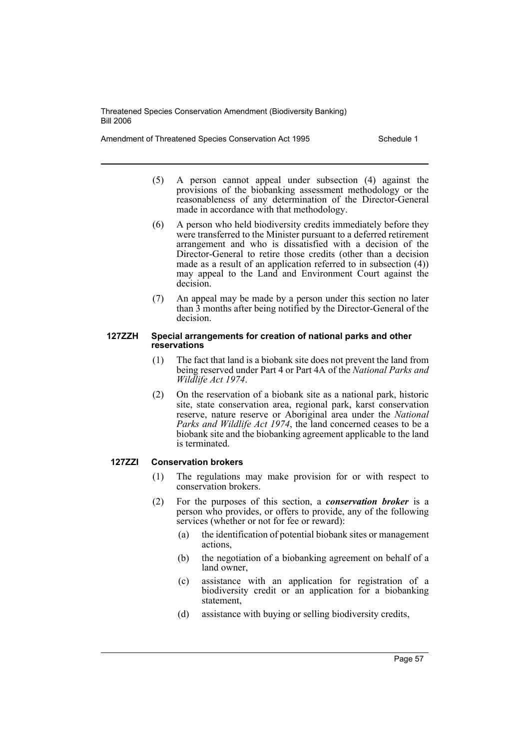(5) A person cannot appeal under subsection (4) against the provisions of the biobanking assessment methodology or the reasonableness of any determination of the Director-General made in accordance with that methodology.

(6) A person who held biodiversity credits immediately before they were transferred to the Minister pursuant to a deferred retirement arrangement and who is dissatisfied with a decision of the Director-General to retire those credits (other than a decision made as a result of an application referred to in subsection (4)) may appeal to the Land and Environment Court against the decision.

(7) An appeal may be made by a person under this section no later than 3 months after being notified by the Director-General of the decision.

#### 127ZZH Special arrangements for creation of national parks and other reservations

(1) The fact that land is a biobank site does not prevent the land from being reserved under Part 4 or Part 4A of the *National Parks and Wildlife Act 1974*.

(2) On the reservation of a biobank site as a national park, historic site, state conservation area, regional park, karst conservation reserve, nature reserve or Aboriginal area under the *National Parks and Wildlife Act 1974*, the land concerned ceases to be a biobank site and the biobanking agreement applicable to the land is terminated.

#### 127ZZI Conservation brokers

(1) The regulations may make provision for or with respect to conservation brokers.

(2) For the purposes of this section, a ***conservation broker*** is a person who provides, or offers to provide, any of the following services (whether or not for fee or reward):

(a) the identification of potential biobank sites or management actions,

(b) the negotiation of a biobanking agreement on behalf of a land owner,

(c) assistance with an application for registration of a biodiversity credit or an application for a biobanking statement,

(d) assistance with buying or selling biodiversity credits,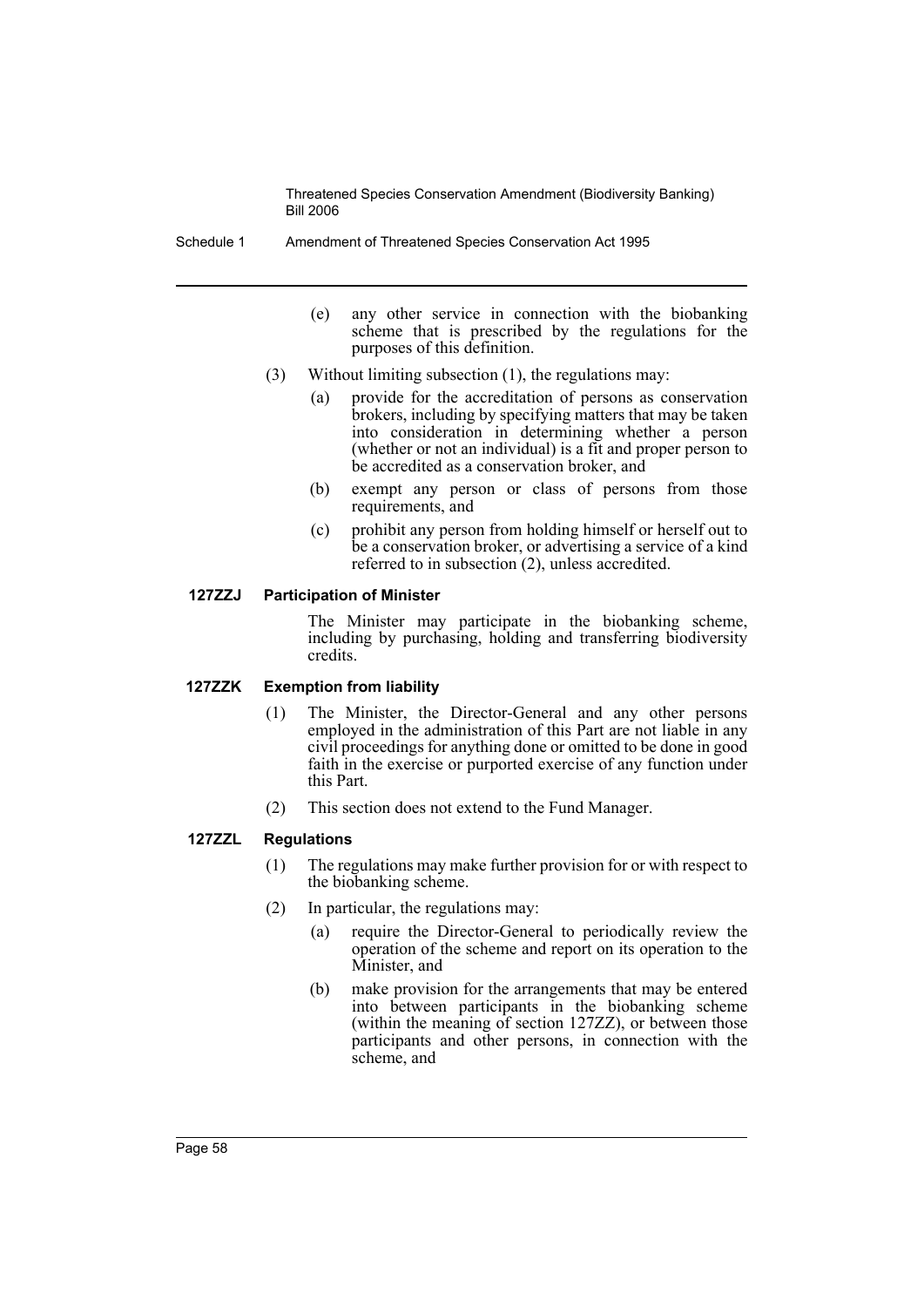(e) any other service in connection with the biobanking scheme that is prescribed by the regulations for the purposes of this definition.

(3) Without limiting subsection (1), the regulations may:

(a) provide for the accreditation of persons as conservation brokers, including by specifying matters that may be taken into consideration in determining whether a person (whether or not an individual) is a fit and proper person to be accredited as a conservation broker, and

(b) exempt any person or class of persons from those requirements, and

(c) prohibit any person from holding himself or herself out to be a conservation broker, or advertising a service of a kind referred to in subsection (2), unless accredited.

**127ZZJ Participation of Minister**

The Minister may participate in the biobanking scheme, including by purchasing, holding and transferring biodiversity credits.

**127ZZK Exemption from liability**

(1) The Minister, the Director-General and any other persons employed in the administration of this Part are not liable in any civil proceedings for anything done or omitted to be done in good faith in the exercise or purported exercise of any function under this Part.

(2) This section does not extend to the Fund Manager.

**127ZZL Regulations**

(1) The regulations may make further provision for or with respect to the biobanking scheme.

(2) In particular, the regulations may:

(a) require the Director-General to periodically review the operation of the scheme and report on its operation to the Minister, and

(b) make provision for the arrangements that may be entered into between participants in the biobanking scheme (within the meaning of section 127ZZ), or between those participants and other persons, in connection with the scheme, and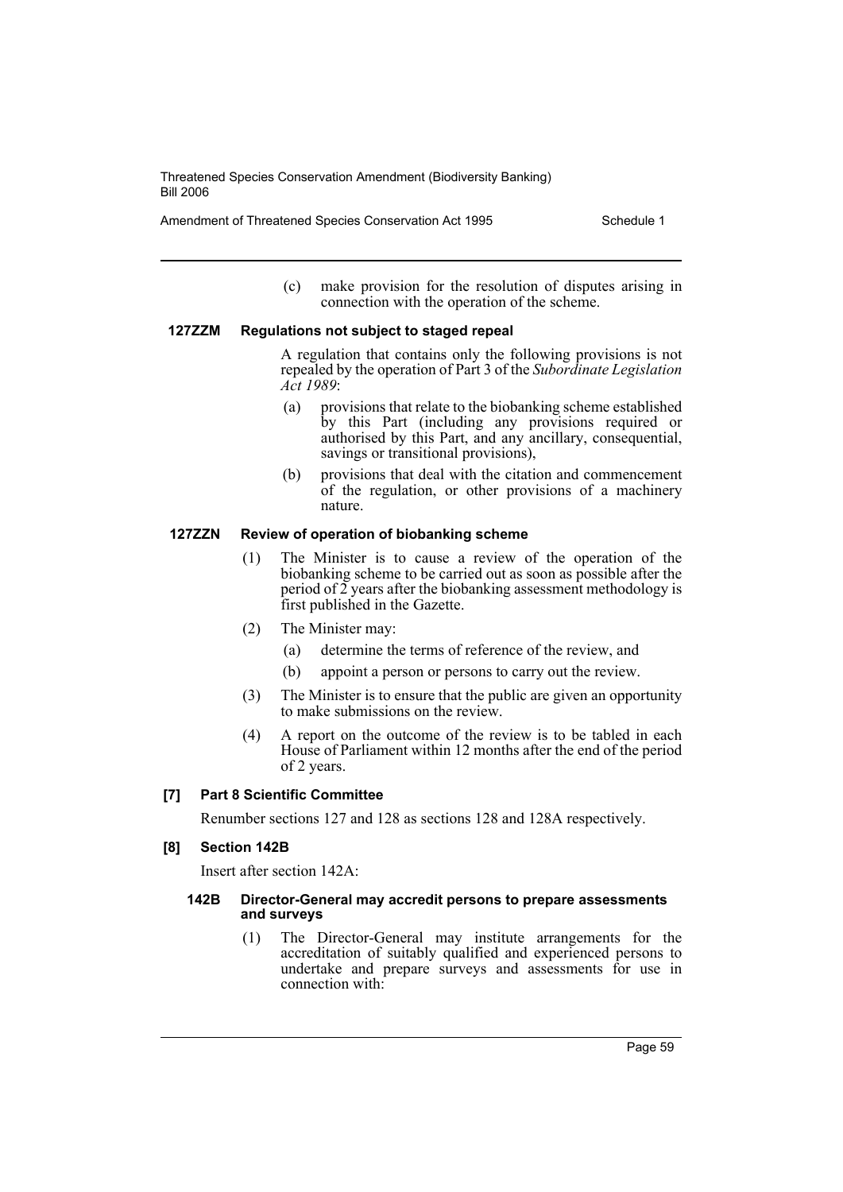(c) make provision for the resolution of disputes arising in connection with the operation of the scheme.

#### 127ZZM Regulations not subject to staged repeal

A regulation that contains only the following provisions is not repealed by the operation of Part 3 of the *Subordinate Legislation Act 1989*:

(a) provisions that relate to the biobanking scheme established by this Part (including any provisions required or authorised by this Part, and any ancillary, consequential, savings or transitional provisions),

(b) provisions that deal with the citation and commencement of the regulation, or other provisions of a machinery nature.

#### 127ZZN Review of operation of biobanking scheme

(1) The Minister is to cause a review of the operation of the biobanking scheme to be carried out as soon as possible after the period of 2 years after the biobanking assessment methodology is first published in the Gazette.

(2) The Minister may:

(a) determine the terms of reference of the review, and

(b) appoint a person or persons to carry out the review.

(3) The Minister is to ensure that the public are given an opportunity to make submissions on the review.

(4) A report on the outcome of the review is to be tabled in each House of Parliament within 12 months after the end of the period of 2 years.

### [7] Part 8 Scientific Committee

Renumber sections 127 and 128 as sections 128 and 128A respectively.

### [8] Section 142B

Insert after section 142A:

#### 142B Director-General may accredit persons to prepare assessments and surveys

(1) The Director-General may institute arrangements for the accreditation of suitably qualified and experienced persons to undertake and prepare surveys and assessments for use in connection with: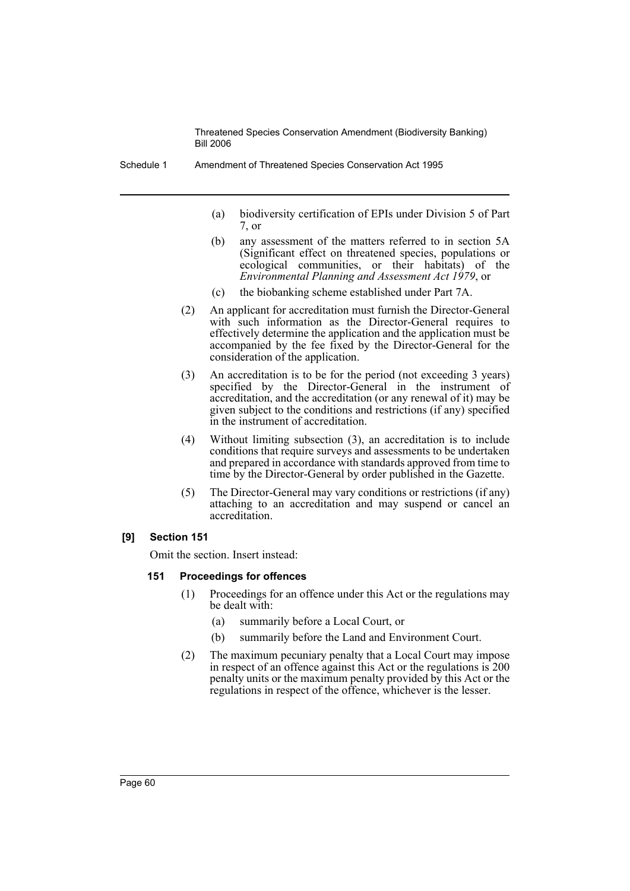(a) biodiversity certification of EPIs under Division 5 of Part 7, or

(b) any assessment of the matters referred to in section 5A (Significant effect on threatened species, populations or ecological communities, or their habitats) of the *Environmental Planning and Assessment Act 1979*, or

(c) the biobanking scheme established under Part 7A.

(2) An applicant for accreditation must furnish the Director-General with such information as the Director-General requires to effectively determine the application and the application must be accompanied by the fee fixed by the Director-General for the consideration of the application.

(3) An accreditation is to be for the period (not exceeding 3 years) specified by the Director-General in the instrument of accreditation, and the accreditation (or any renewal of it) may be given subject to the conditions and restrictions (if any) specified in the instrument of accreditation.

(4) Without limiting subsection (3), an accreditation is to include conditions that require surveys and assessments to be undertaken and prepared in accordance with standards approved from time to time by the Director-General by order published in the Gazette.

(5) The Director-General may vary conditions or restrictions (if any) attaching to an accreditation and may suspend or cancel an accreditation.

### [9] Section 151

Omit the section. Insert instead:

#### 151 Proceedings for offences

(1) Proceedings for an offence under this Act or the regulations may be dealt with:

(a) summarily before a Local Court, or

(b) summarily before the Land and Environment Court.

(2) The maximum pecuniary penalty that a Local Court may impose in respect of an offence against this Act or the regulations is 200 penalty units or the maximum penalty provided by this Act or the regulations in respect of the offence, whichever is the lesser.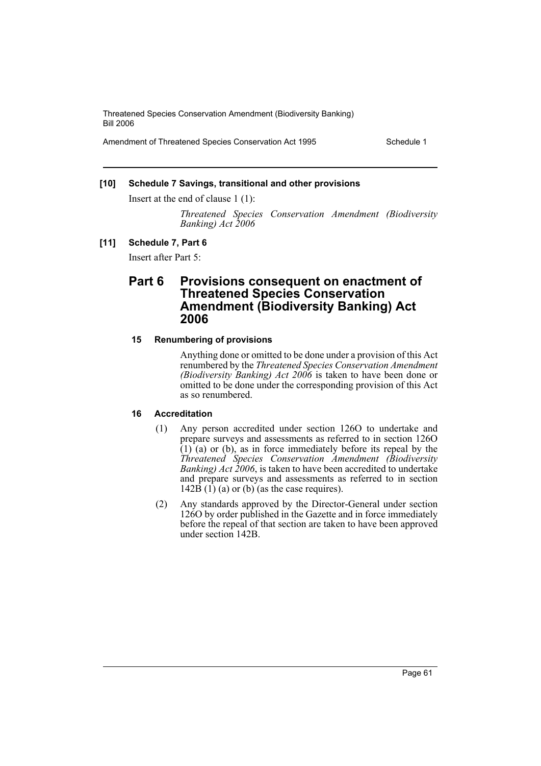**[10] Schedule 7 Savings, transitional and other provisions**

Insert at the end of clause 1 (1):

*Threatened Species Conservation Amendment (Biodiversity Banking) Act 2006*

**[11] Schedule 7, Part 6**

Insert after Part 5:

## Part 6 Provisions consequent on enactment of Threatened Species Conservation Amendment (Biodiversity Banking) Act 2006

### 15 Renumbering of provisions

Anything done or omitted to be done under a provision of this Act renumbered by the *Threatened Species Conservation Amendment (Biodiversity Banking) Act 2006* is taken to have been done or omitted to be done under the corresponding provision of this Act as so renumbered.

### 16 Accreditation

(1) Any person accredited under section 126O to undertake and prepare surveys and assessments as referred to in section 126O (1) (a) or (b), as in force immediately before its repeal by the *Threatened Species Conservation Amendment (Biodiversity Banking) Act 2006*, is taken to have been accredited to undertake and prepare surveys and assessments as referred to in section 142B (1) (a) or (b) (as the case requires).

(2) Any standards approved by the Director-General under section 126O by order published in the Gazette and in force immediately before the repeal of that section are taken to have been approved under section 142B.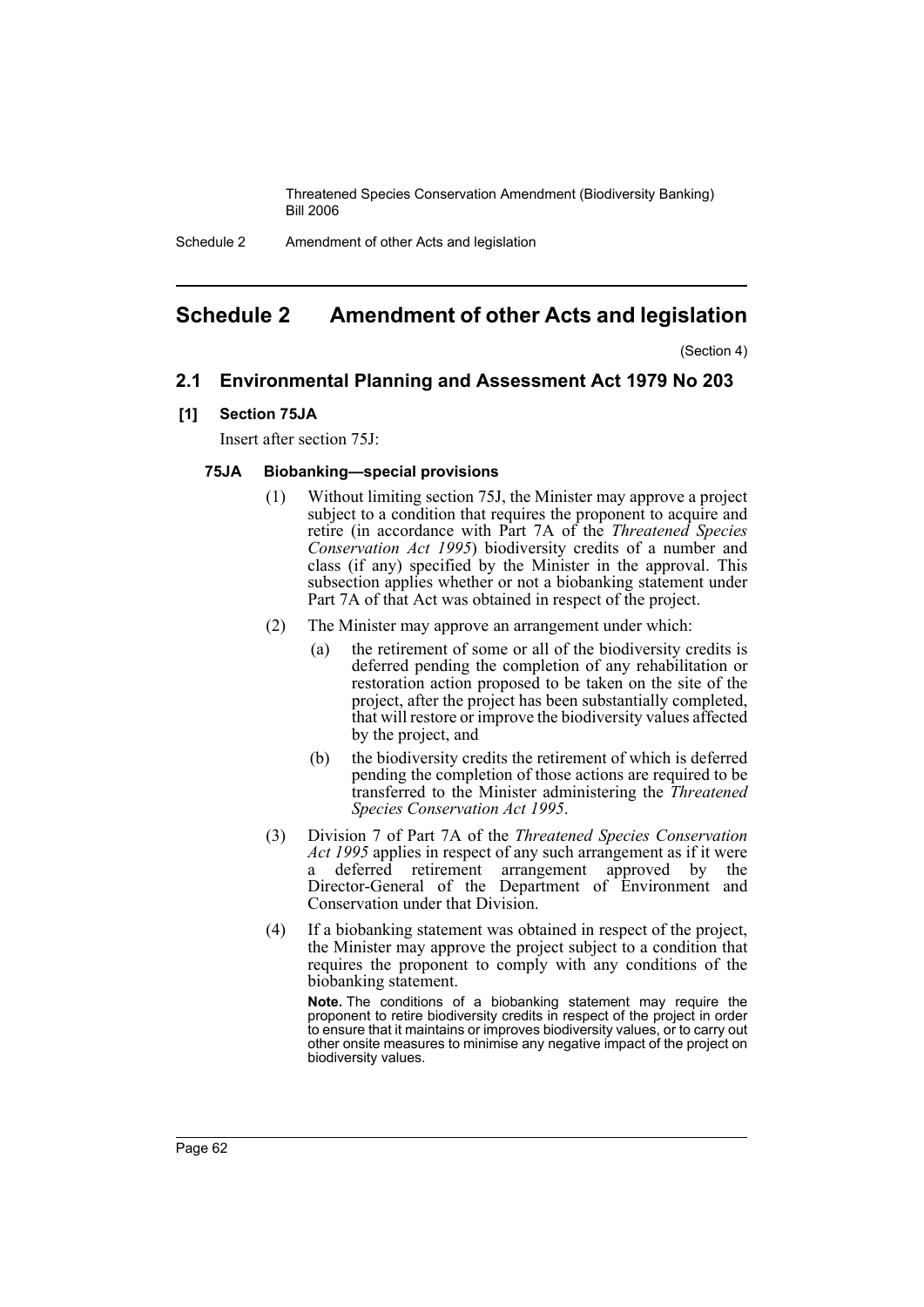# Schedule 2 Amendment of other Acts and legislation

(Section 4)

## 2.1 Environmental Planning and Assessment Act 1979 No 203

### [1] Section 75JA

Insert after section 75J:

#### 75JA Biobanking—special provisions

(1) Without limiting section 75J, the Minister may approve a project subject to a condition that requires the proponent to acquire and retire (in accordance with Part 7A of the *Threatened Species Conservation Act 1995*) biodiversity credits of a number and class (if any) specified by the Minister in the approval. This subsection applies whether or not a biobanking statement under Part 7A of that Act was obtained in respect of the project.

(2) The Minister may approve an arrangement under which:

(a) the retirement of some or all of the biodiversity credits is deferred pending the completion of any rehabilitation or restoration action proposed to be taken on the site of the project, after the project has been substantially completed, that will restore or improve the biodiversity values affected by the project, and

(b) the biodiversity credits the retirement of which is deferred pending the completion of those actions are required to be transferred to the Minister administering the *Threatened Species Conservation Act 1995*.

(3) Division 7 of Part 7A of the *Threatened Species Conservation Act 1995* applies in respect of any such arrangement as if it were a deferred retirement arrangement approved by the Director-General of the Department of Environment and Conservation under that Division.

(4) If a biobanking statement was obtained in respect of the project, the Minister may approve the project subject to a condition that requires the proponent to comply with any conditions of the biobanking statement.

**Note.** The conditions of a biobanking statement may require the proponent to retire biodiversity credits in respect of the project in order to ensure that it maintains or improves biodiversity values, or to carry out other onsite measures to minimise any negative impact of the project on biodiversity values.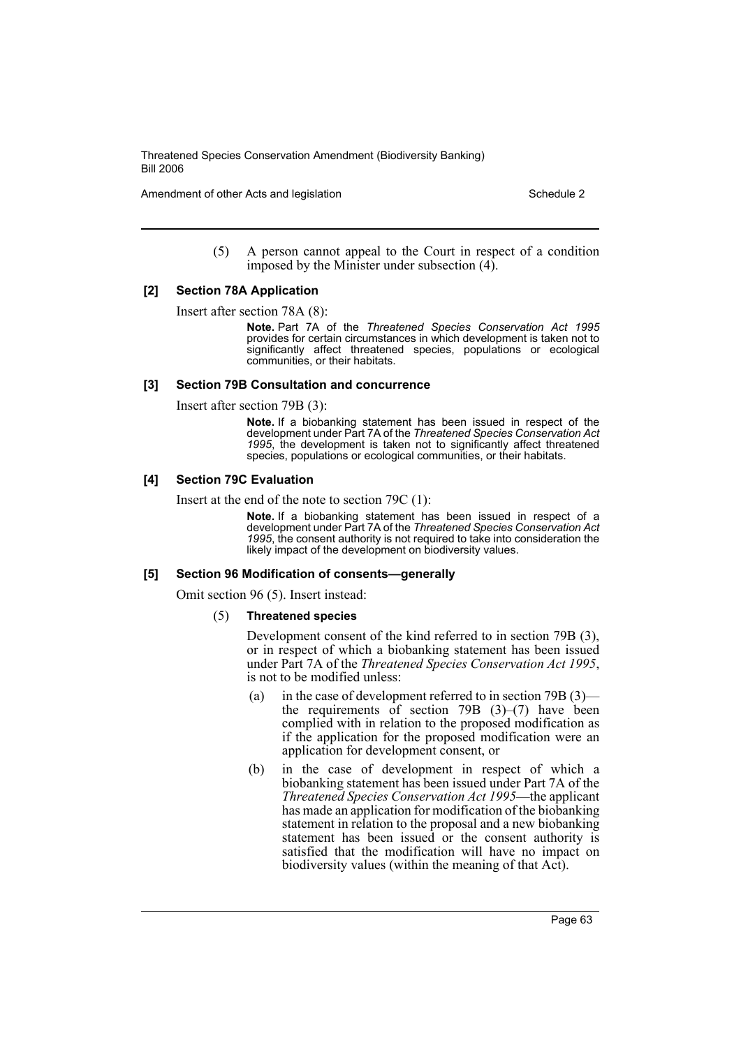(5) A person cannot appeal to the Court in respect of a condition imposed by the Minister under subsection (4).

#### [2] Section 78A Application

Insert after section 78A (8):

> **Note.** Part 7A of the *Threatened Species Conservation Act 1995* provides for certain circumstances in which development is taken not to significantly affect threatened species, populations or ecological communities, or their habitats.

#### [3] Section 79B Consultation and concurrence

Insert after section 79B (3):

> **Note.** If a biobanking statement has been issued in respect of the development under Part 7A of the *Threatened Species Conservation Act 1995*, the development is taken not to significantly affect threatened species, populations or ecological communities, or their habitats.

#### [4] Section 79C Evaluation

Insert at the end of the note to section 79C (1):

> **Note.** If a biobanking statement has been issued in respect of a development under Part 7A of the *Threatened Species Conservation Act 1995*, the consent authority is not required to take into consideration the likely impact of the development on biodiversity values.

#### [5] Section 96 Modification of consents—generally

Omit section 96 (5). Insert instead:

(5) **Threatened species**

Development consent of the kind referred to in section 79B (3), or in respect of which a biobanking statement has been issued under Part 7A of the *Threatened Species Conservation Act 1995*, is not to be modified unless:

(a) in the case of development referred to in section 79B (3)—the requirements of section 79B (3)–(7) have been complied with in relation to the proposed modification as if the application for the proposed modification were an application for development consent, or

(b) in the case of development in respect of which a biobanking statement has been issued under Part 7A of the *Threatened Species Conservation Act 1995*—the applicant has made an application for modification of the biobanking statement in relation to the proposal and a new biobanking statement has been issued or the consent authority is satisfied that the modification will have no impact on biodiversity values (within the meaning of that Act).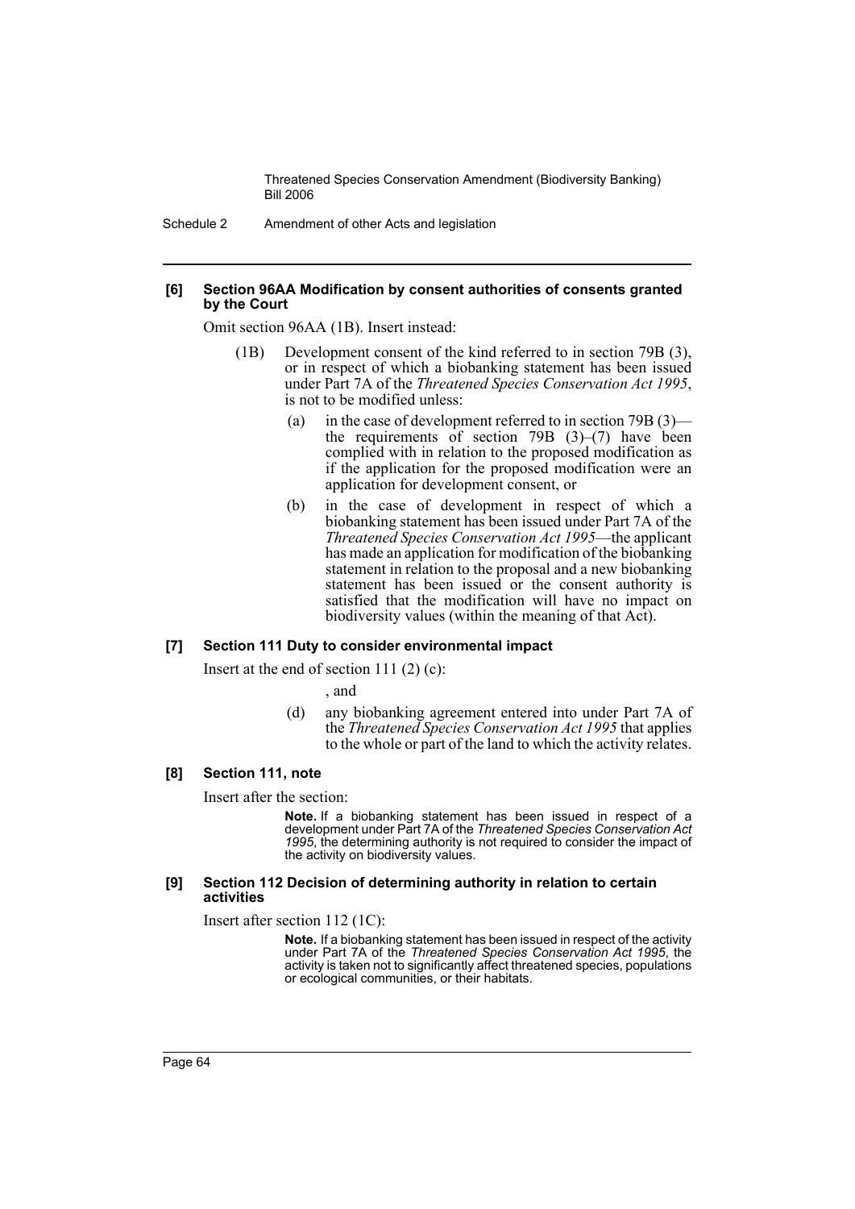#### [6] Section 96AA Modification by consent authorities of consents granted by the Court

Omit section 96AA (1B). Insert instead:

(1B) Development consent of the kind referred to in section 79B (3), or in respect of which a biobanking statement has been issued under Part 7A of the *Threatened Species Conservation Act 1995*, is not to be modified unless:

(a) in the case of development referred to in section 79B (3)—the requirements of section 79B (3)–(7) have been complied with in relation to the proposed modification as if the application for the proposed modification were an application for development consent, or

(b) in the case of development in respect of which a biobanking statement has been issued under Part 7A of the *Threatened Species Conservation Act 1995*—the applicant has made an application for modification of the biobanking statement in relation to the proposal and a new biobanking statement has been issued or the consent authority is satisfied that the modification will have no impact on biodiversity values (within the meaning of that Act).

#### [7] Section 111 Duty to consider environmental impact

Insert at the end of section 111 (2) (c):

, and

(d) any biobanking agreement entered into under Part 7A of the *Threatened Species Conservation Act 1995* that applies to the whole or part of the land to which the activity relates.

#### [8] Section 111, note

Insert after the section:

**Note.** If a biobanking statement has been issued in respect of a development under Part 7A of the *Threatened Species Conservation Act 1995*, the determining authority is not required to consider the impact of the activity on biodiversity values.

#### [9] Section 112 Decision of determining authority in relation to certain activities

Insert after section 112 (1C):

**Note.** If a biobanking statement has been issued in respect of the activity under Part 7A of the *Threatened Species Conservation Act 1995*, the activity is taken not to significantly affect threatened species, populations or ecological communities, or their habitats.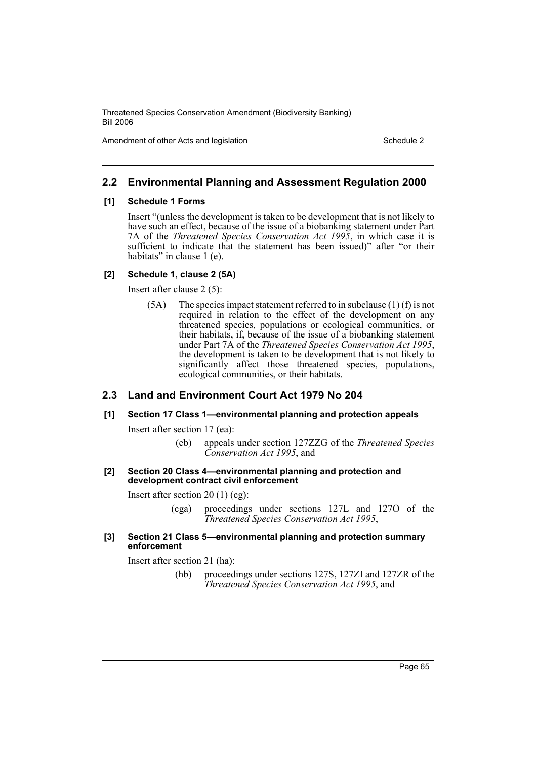## 2.2 Environmental Planning and Assessment Regulation 2000

### [1] Schedule 1 Forms

Insert "(unless the development is taken to be development that is not likely to have such an effect, because of the issue of a biobanking statement under Part 7A of the *Threatened Species Conservation Act 1995*, in which case it is sufficient to indicate that the statement has been issued)" after "or their habitats" in clause 1 (e).

### [2] Schedule 1, clause 2 (5A)

Insert after clause 2 (5):

(5A) The species impact statement referred to in subclause (1) (f) is not required in relation to the effect of the development on any threatened species, populations or ecological communities, or their habitats, if, because of the issue of a biobanking statement under Part 7A of the *Threatened Species Conservation Act 1995*, the development is taken to be development that is not likely to significantly affect those threatened species, populations, ecological communities, or their habitats.

## 2.3 Land and Environment Court Act 1979 No 204

### [1] Section 17 Class 1—environmental planning and protection appeals

Insert after section 17 (ea):

(eb) appeals under section 127ZZG of the *Threatened Species Conservation Act 1995*, and

### [2] Section 20 Class 4—environmental planning and protection and development contract civil enforcement

Insert after section 20 (1) (cg):

(cga) proceedings under sections 127L and 127O of the *Threatened Species Conservation Act 1995*,

### [3] Section 21 Class 5—environmental planning and protection summary enforcement

Insert after section 21 (ha):

(hb) proceedings under sections 127S, 127ZI and 127ZR of the *Threatened Species Conservation Act 1995*, and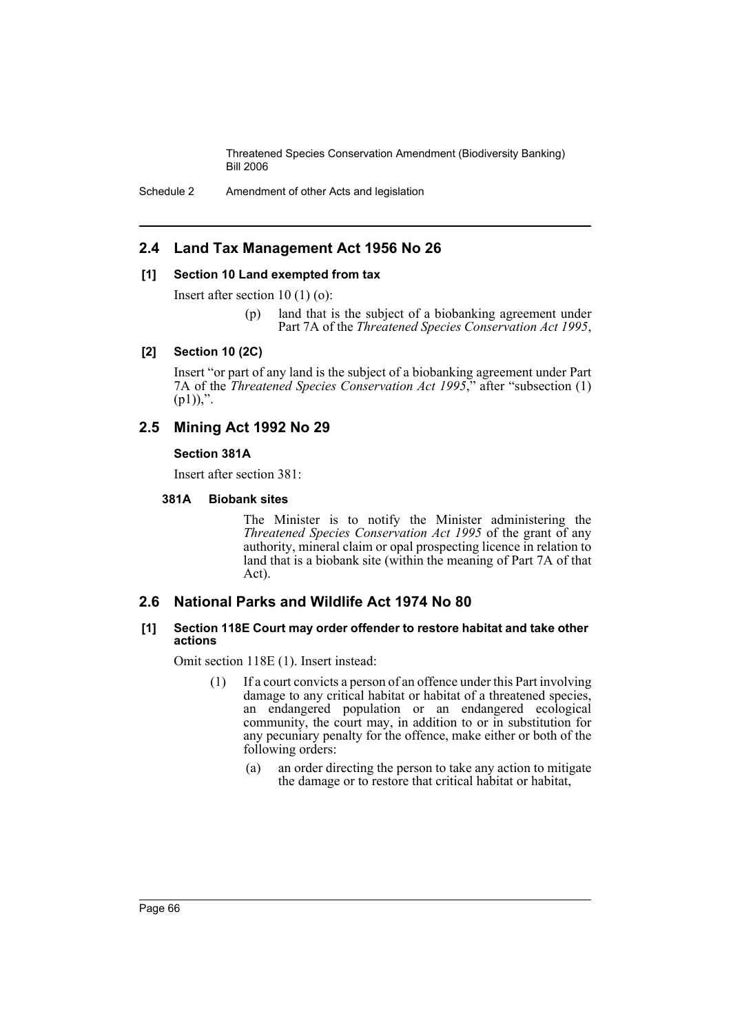## 2.4 Land Tax Management Act 1956 No 26

### [1] Section 10 Land exempted from tax

Insert after section 10 (1) (o):

> (p) land that is the subject of a biobanking agreement under Part 7A of the *Threatened Species Conservation Act 1995*,

### [2] Section 10 (2C)

Insert "or part of any land is the subject of a biobanking agreement under Part 7A of the *Threatened Species Conservation Act 1995*," after "subsection (1) (p1)),".

## 2.5 Mining Act 1992 No 29

### Section 381A

Insert after section 381:

#### 381A Biobank sites

> The Minister is to notify the Minister administering the *Threatened Species Conservation Act 1995* of the grant of any authority, mineral claim or opal prospecting licence in relation to land that is a biobank site (within the meaning of Part 7A of that Act).

## 2.6 National Parks and Wildlife Act 1974 No 80

### [1] Section 118E Court may order offender to restore habitat and take other actions

Omit section 118E (1). Insert instead:

> (1) If a court convicts a person of an offence under this Part involving damage to any critical habitat or habitat of a threatened species, an endangered population or an endangered ecological community, the court may, in addition to or in substitution for any pecuniary penalty for the offence, make either or both of the following orders:
>
> (a) an order directing the person to take any action to mitigate the damage or to restore that critical habitat or habitat,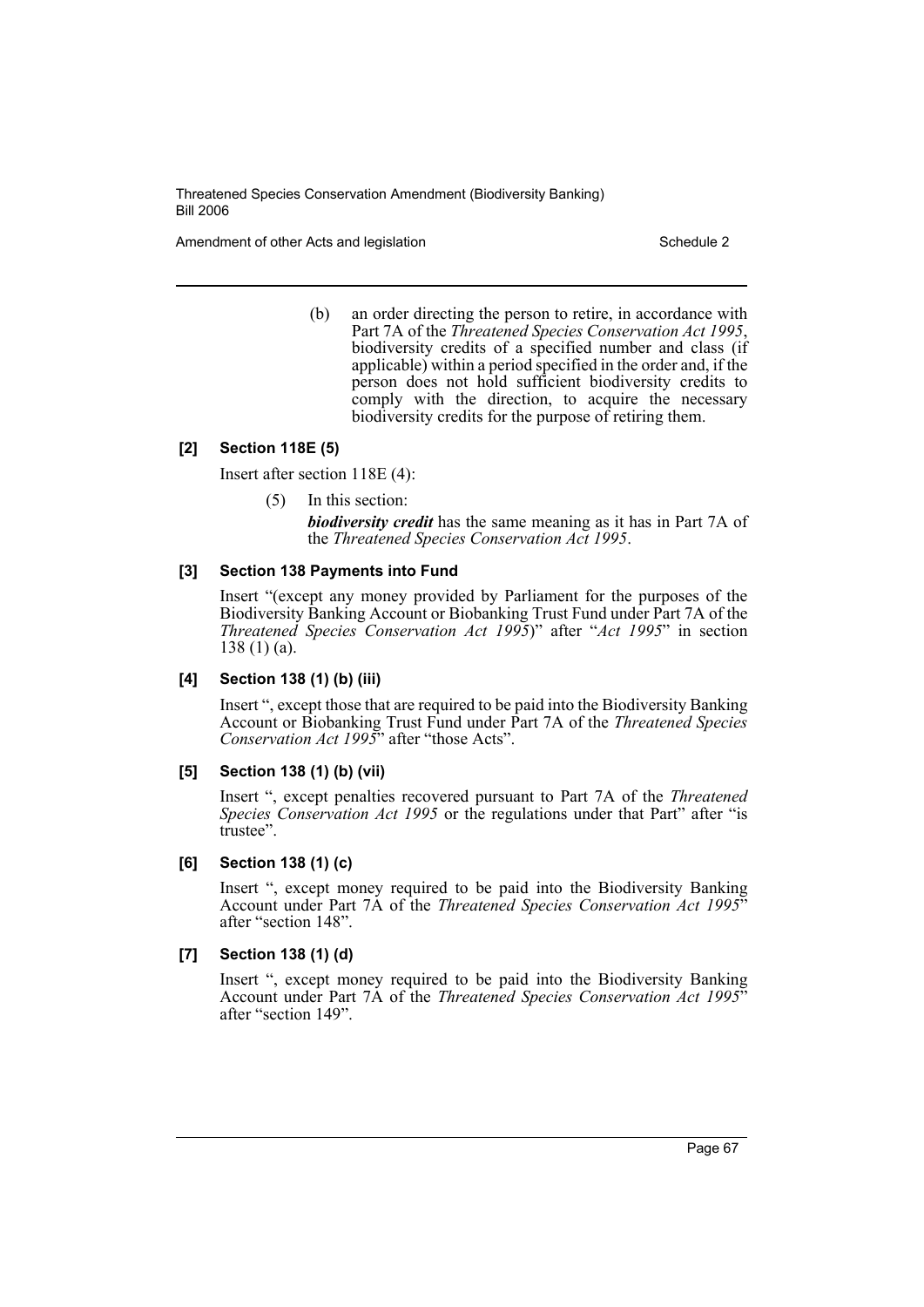(b) an order directing the person to retire, in accordance with Part 7A of the *Threatened Species Conservation Act 1995*, biodiversity credits of a specified number and class (if applicable) within a period specified in the order and, if the person does not hold sufficient biodiversity credits to comply with the direction, to acquire the necessary biodiversity credits for the purpose of retiring them.

**[2] Section 118E (5)**

Insert after section 118E (4):

(5) In this section:

***biodiversity credit*** has the same meaning as it has in Part 7A of the *Threatened Species Conservation Act 1995*.

**[3] Section 138 Payments into Fund**

Insert "(except any money provided by Parliament for the purposes of the Biodiversity Banking Account or Biobanking Trust Fund under Part 7A of the *Threatened Species Conservation Act 1995*)" after "*Act 1995*" in section 138 (1) (a).

**[4] Section 138 (1) (b) (iii)**

Insert ", except those that are required to be paid into the Biodiversity Banking Account or Biobanking Trust Fund under Part 7A of the *Threatened Species Conservation Act 1995*" after "those Acts".

**[5] Section 138 (1) (b) (vii)**

Insert ", except penalties recovered pursuant to Part 7A of the *Threatened Species Conservation Act 1995* or the regulations under that Part" after "is trustee".

**[6] Section 138 (1) (c)**

Insert ", except money required to be paid into the Biodiversity Banking Account under Part 7A of the *Threatened Species Conservation Act 1995*" after "section 148".

**[7] Section 138 (1) (d)**

Insert ", except money required to be paid into the Biodiversity Banking Account under Part 7A of the *Threatened Species Conservation Act 1995*" after "section 149".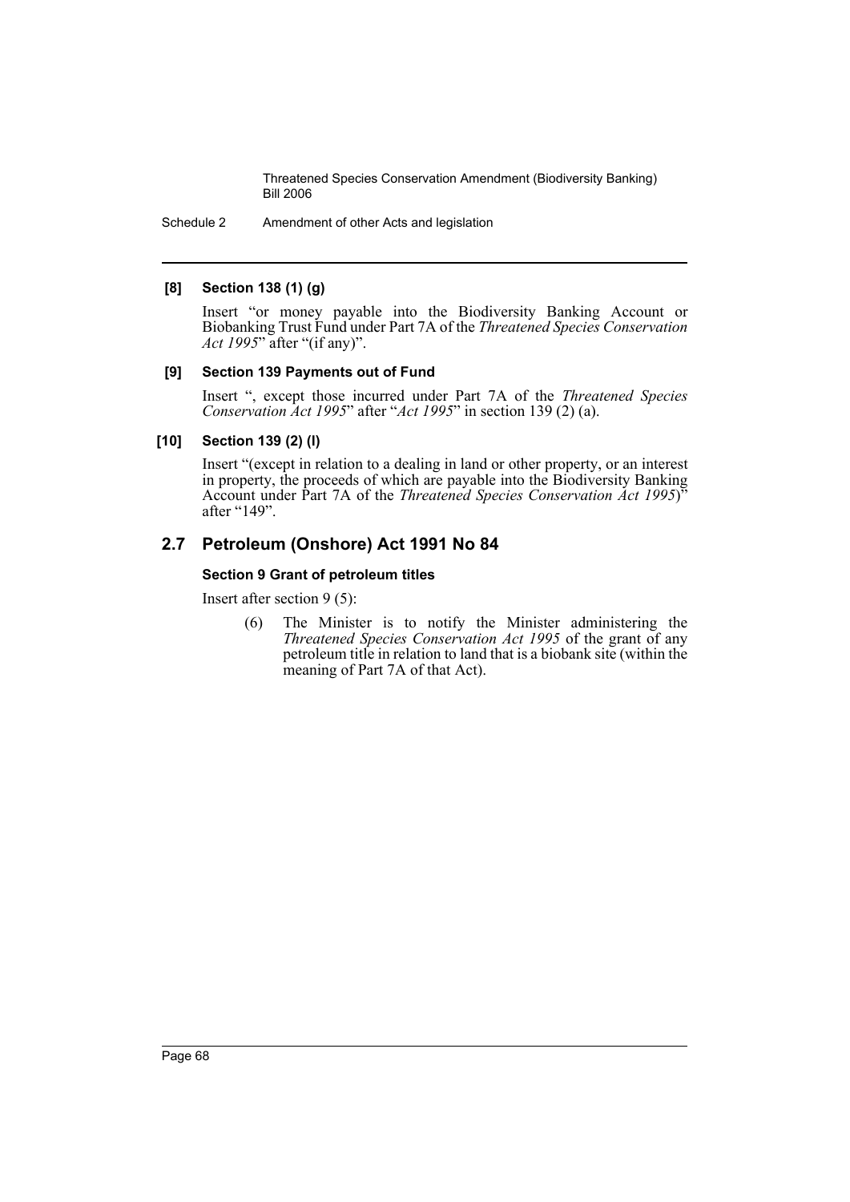**[8] Section 138 (1) (g)**

Insert "or money payable into the Biodiversity Banking Account or Biobanking Trust Fund under Part 7A of the *Threatened Species Conservation Act 1995*" after "(if any)".

**[9] Section 139 Payments out of Fund**

Insert ", except those incurred under Part 7A of the *Threatened Species Conservation Act 1995*" after "*Act 1995*" in section 139 (2) (a).

**[10] Section 139 (2) (l)**

Insert "(except in relation to a dealing in land or other property, or an interest in property, the proceeds of which are payable into the Biodiversity Banking Account under Part 7A of the *Threatened Species Conservation Act 1995*)" after "149".

## 2.7 Petroleum (Onshore) Act 1991 No 84

**Section 9 Grant of petroleum titles**

Insert after section 9 (5):

(6) The Minister is to notify the Minister administering the *Threatened Species Conservation Act 1995* of the grant of any petroleum title in relation to land that is a biobank site (within the meaning of Part 7A of that Act).